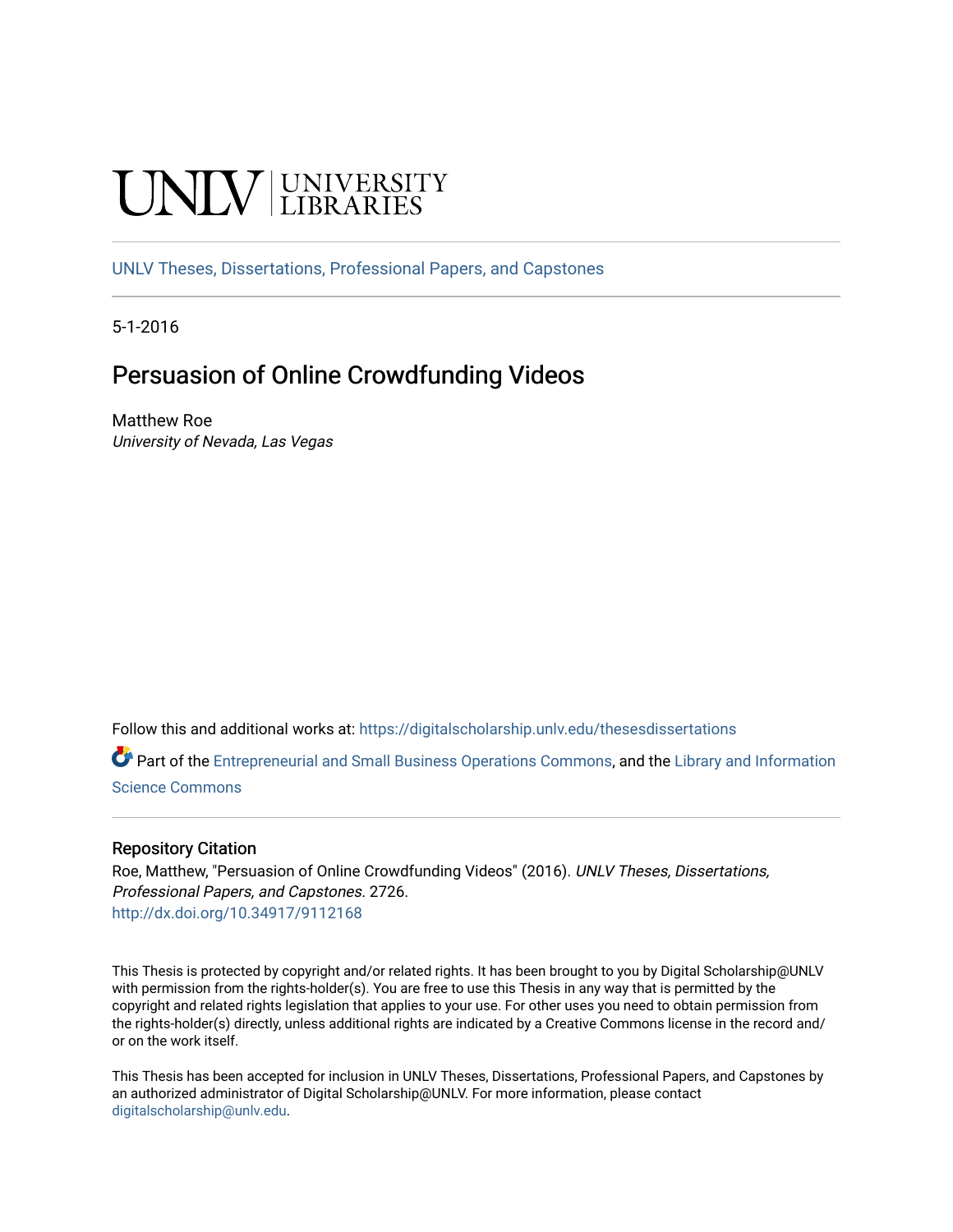UNLV | UNIVERSITY LIBRARIES

UNLV Theses, Dissertations, Professional Papers, and Capstones

5-1-2016

# Persuasion of Online Crowdfunding Videos

Matthew Roe
*University of Nevada, Las Vegas*

Follow this and additional works at: https://digitalscholarship.unlv.edu/thesesdissertations

Part of the Entrepreneurial and Small Business Operations Commons, and the Library and Information Science Commons

## Repository Citation

Roe, Matthew, "Persuasion of Online Crowdfunding Videos" (2016). *UNLV Theses, Dissertations, Professional Papers, and Capstones*. 2726.
http://dx.doi.org/10.34917/9112168

This Thesis is protected by copyright and/or related rights. It has been brought to you by Digital Scholarship@UNLV with permission from the rights-holder(s). You are free to use this Thesis in any way that is permitted by the copyright and related rights legislation that applies to your use. For other uses you need to obtain permission from the rights-holder(s) directly, unless additional rights are indicated by a Creative Commons license in the record and/or on the work itself.

This Thesis has been accepted for inclusion in UNLV Theses, Dissertations, Professional Papers, and Capstones by an authorized administrator of Digital Scholarship@UNLV. For more information, please contact digitalscholarship@unlv.edu.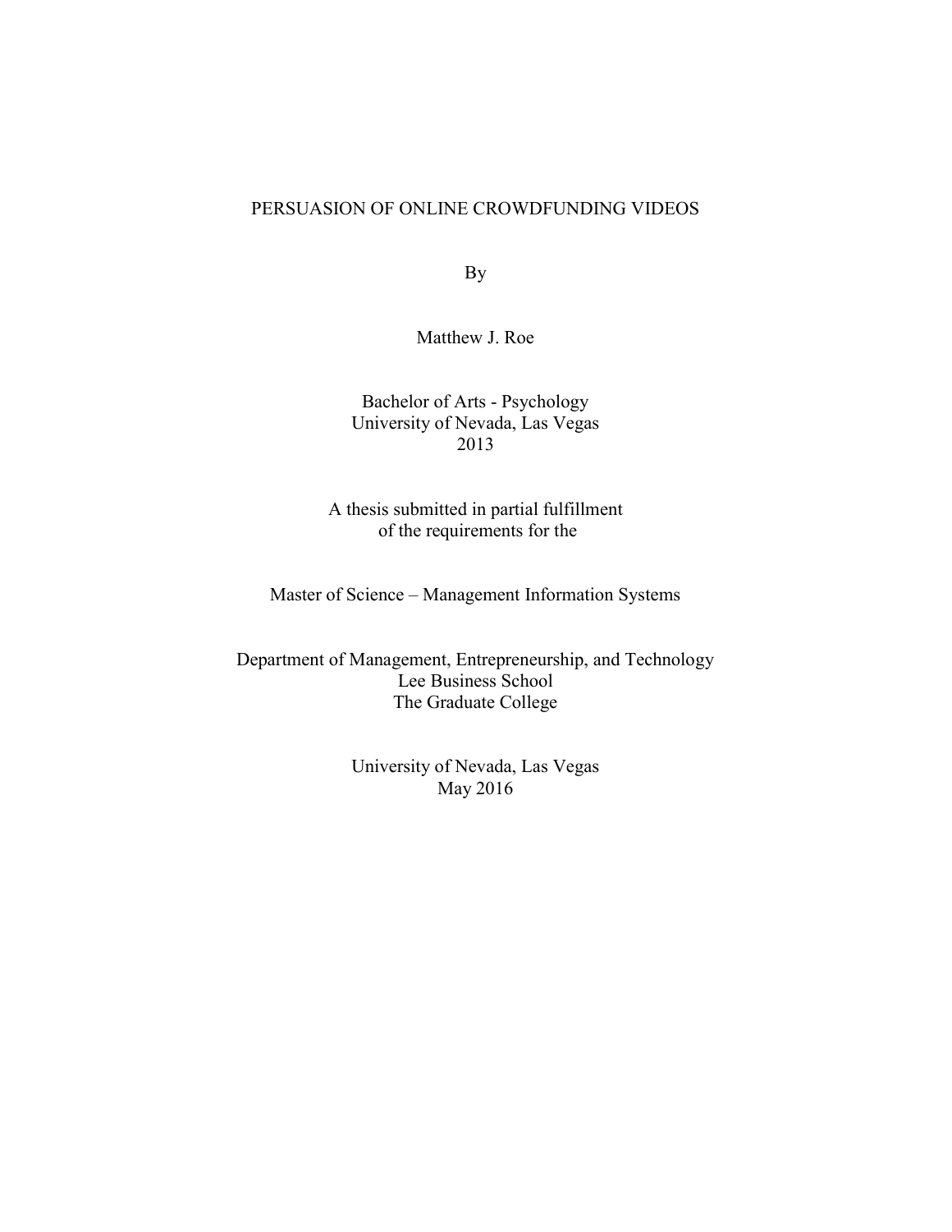# PERSUASION OF ONLINE CROWDFUNDING VIDEOS

By

Matthew J. Roe

Bachelor of Arts - Psychology
University of Nevada, Las Vegas
2013

A thesis submitted in partial fulfillment
of the requirements for the

Master of Science – Management Information Systems

Department of Management, Entrepreneurship, and Technology
Lee Business School
The Graduate College

University of Nevada, Las Vegas
May 2016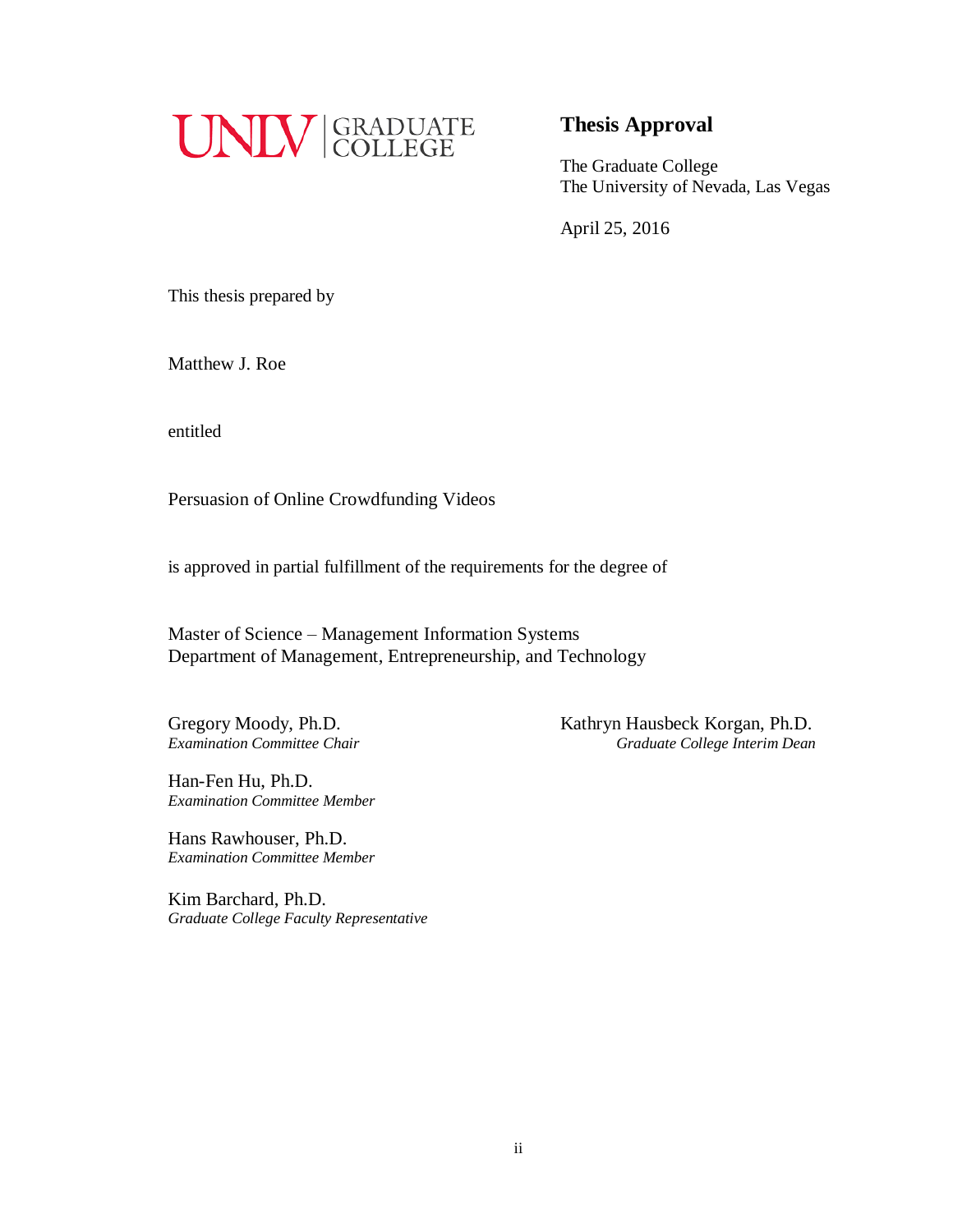UNLV | GRADUATE COLLEGE

## Thesis Approval

The Graduate College
The University of Nevada, Las Vegas

April 25, 2016

This thesis prepared by

Matthew J. Roe

entitled

Persuasion of Online Crowdfunding Videos

is approved in partial fulfillment of the requirements for the degree of

Master of Science – Management Information Systems
Department of Management, Entrepreneurship, and Technology

Gregory Moody, Ph.D.
*Examination Committee Chair*

Han-Fen Hu, Ph.D.
*Examination Committee Member*

Hans Rawhouser, Ph.D.
*Examination Committee Member*

Kim Barchard, Ph.D.
*Graduate College Faculty Representative*

Kathryn Hausbeck Korgan, Ph.D.
*Graduate College Interim Dean*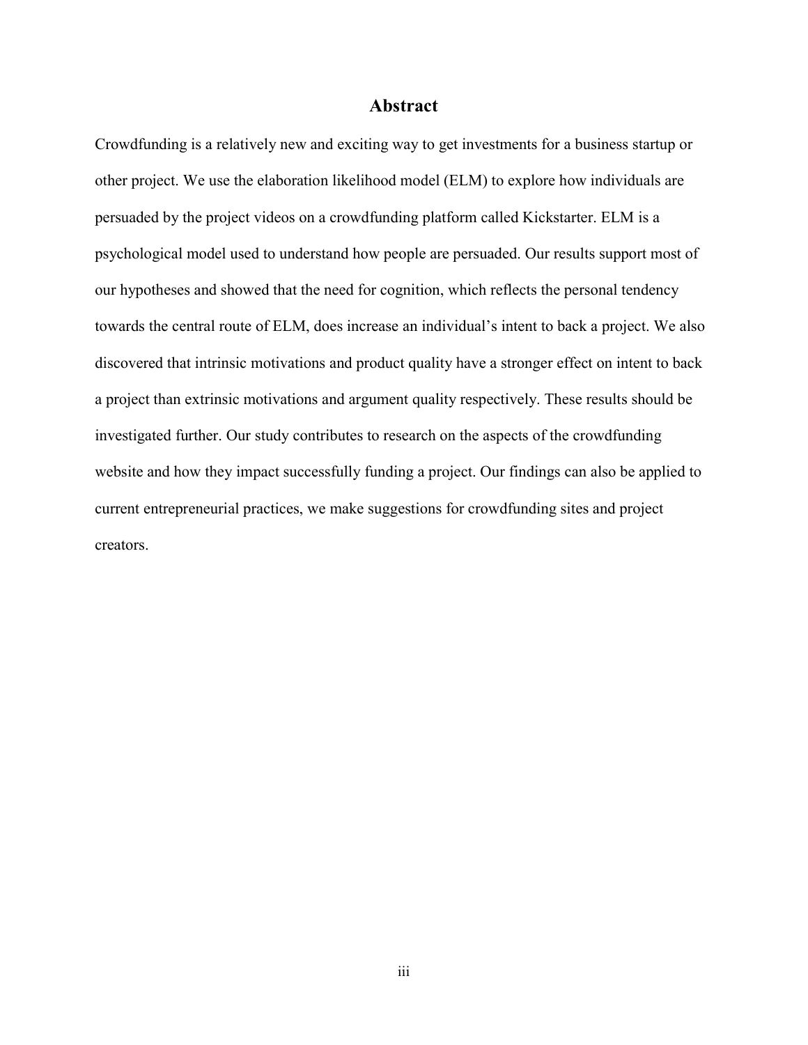## Abstract

Crowdfunding is a relatively new and exciting way to get investments for a business startup or other project. We use the elaboration likelihood model (ELM) to explore how individuals are persuaded by the project videos on a crowdfunding platform called Kickstarter. ELM is a psychological model used to understand how people are persuaded. Our results support most of our hypotheses and showed that the need for cognition, which reflects the personal tendency towards the central route of ELM, does increase an individual's intent to back a project. We also discovered that intrinsic motivations and product quality have a stronger effect on intent to back a project than extrinsic motivations and argument quality respectively. These results should be investigated further. Our study contributes to research on the aspects of the crowdfunding website and how they impact successfully funding a project. Our findings can also be applied to current entrepreneurial practices, we make suggestions for crowdfunding sites and project creators.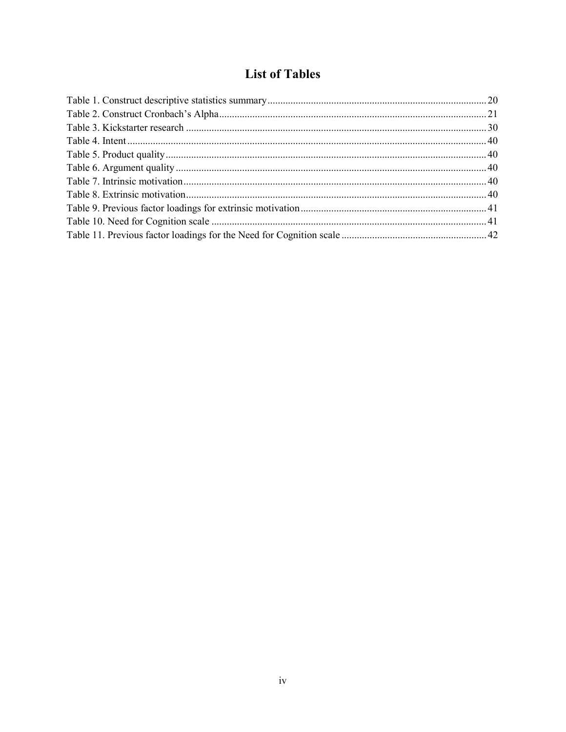# List of Tables

Table 1. Construct descriptive statistics summary ..... 20
Table 2. Construct Cronbach's Alpha ..... 21
Table 3. Kickstarter research ..... 30
Table 4. Intent ..... 40
Table 5. Product quality ..... 40
Table 6. Argument quality ..... 40
Table 7. Intrinsic motivation ..... 40
Table 8. Extrinsic motivation ..... 40
Table 9. Previous factor loadings for extrinsic motivation ..... 41
Table 10. Need for Cognition scale ..... 41
Table 11. Previous factor loadings for the Need for Cognition scale ..... 42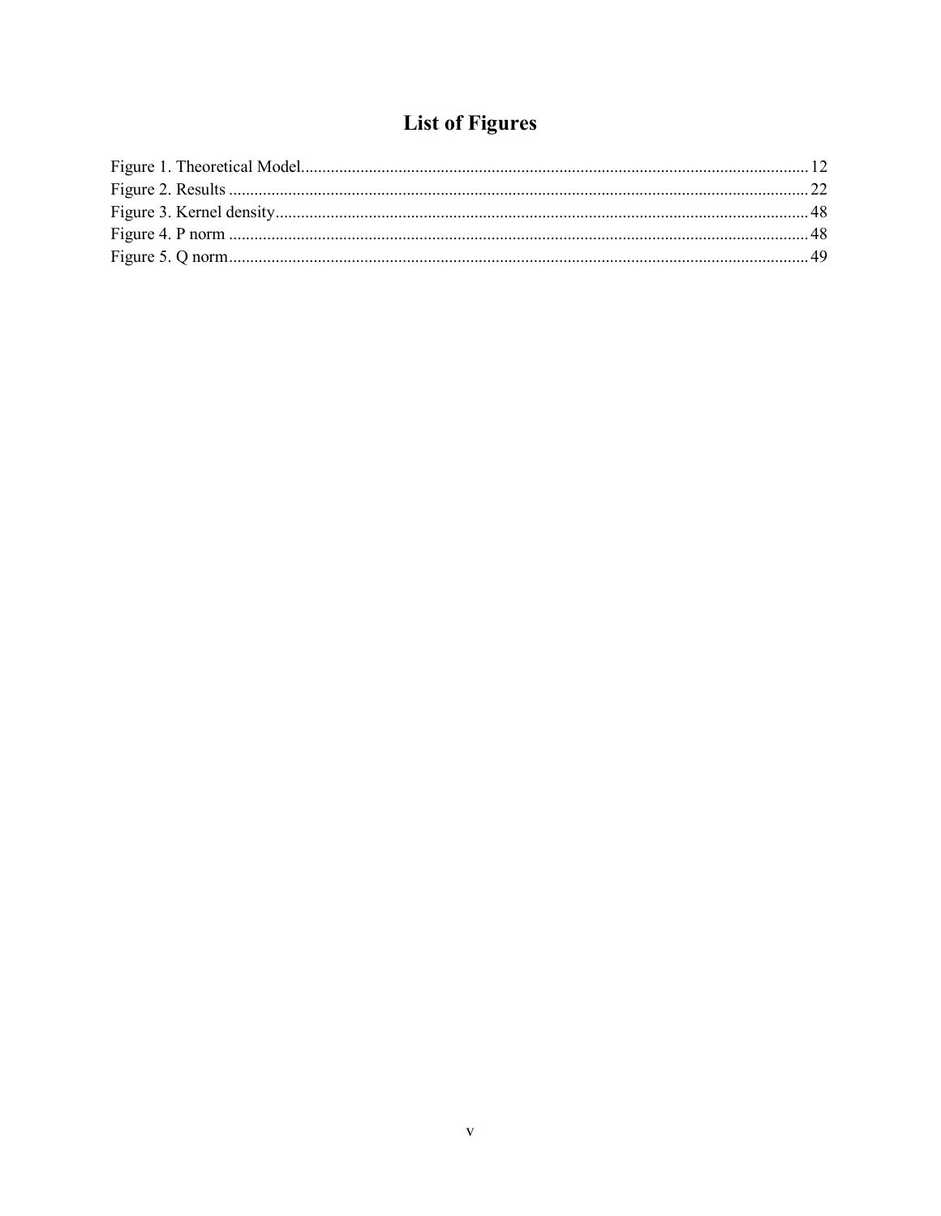# List of Figures

Figure 1. Theoretical Model........................................................................................................ 12
Figure 2. Results ......................................................................................................................... 22
Figure 3. Kernel density.............................................................................................................. 48
Figure 4. P norm ......................................................................................................................... 48
Figure 5. Q norm......................................................................................................................... 49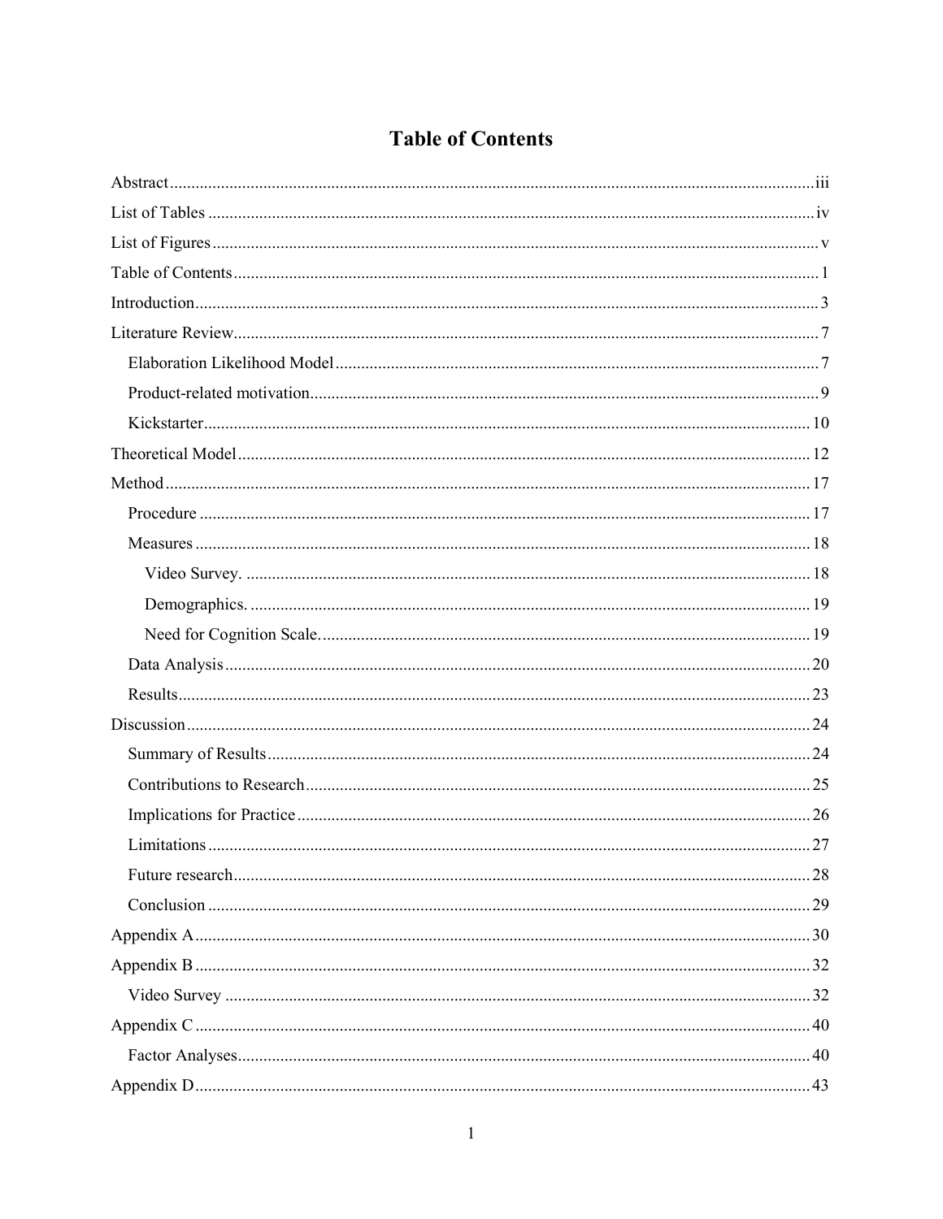# Table of Contents

Abstract ..... iii

List of Tables ..... iv

List of Figures ..... v

Table of Contents ..... 1

Introduction ..... 3

Literature Review ..... 7

- Elaboration Likelihood Model ..... 7
- Product-related motivation ..... 9
- Kickstarter ..... 10

Theoretical Model ..... 12

Method ..... 17

- Procedure ..... 17
- Measures ..... 18
  - Video Survey. ..... 18
  - Demographics. ..... 19
  - Need for Cognition Scale. ..... 19
- Data Analysis ..... 20
- Results ..... 23

Discussion ..... 24

- Summary of Results ..... 24
- Contributions to Research ..... 25
- Implications for Practice ..... 26
- Limitations ..... 27
- Future research ..... 28
- Conclusion ..... 29

Appendix A ..... 30

Appendix B ..... 32

- Video Survey ..... 32

Appendix C ..... 40

- Factor Analyses ..... 40

Appendix D ..... 43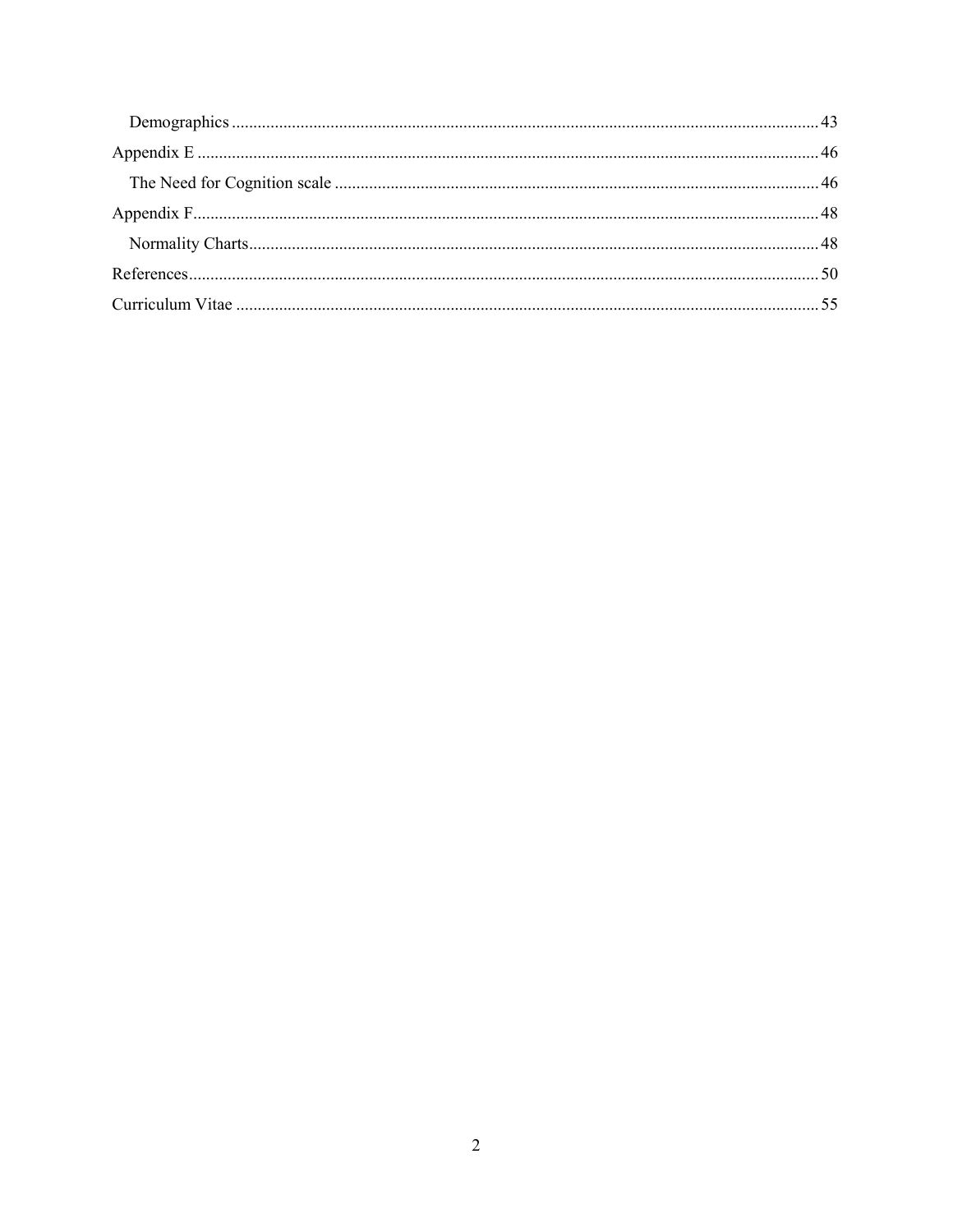Demographics ........................................................................................................................ 43

Appendix E ................................................................................................................................ 46

The Need for Cognition scale ................................................................................................ 46

Appendix F................................................................................................................................. 48

Normality Charts.................................................................................................................... 48

References.................................................................................................................................. 50

Curriculum Vitae ....................................................................................................................... 55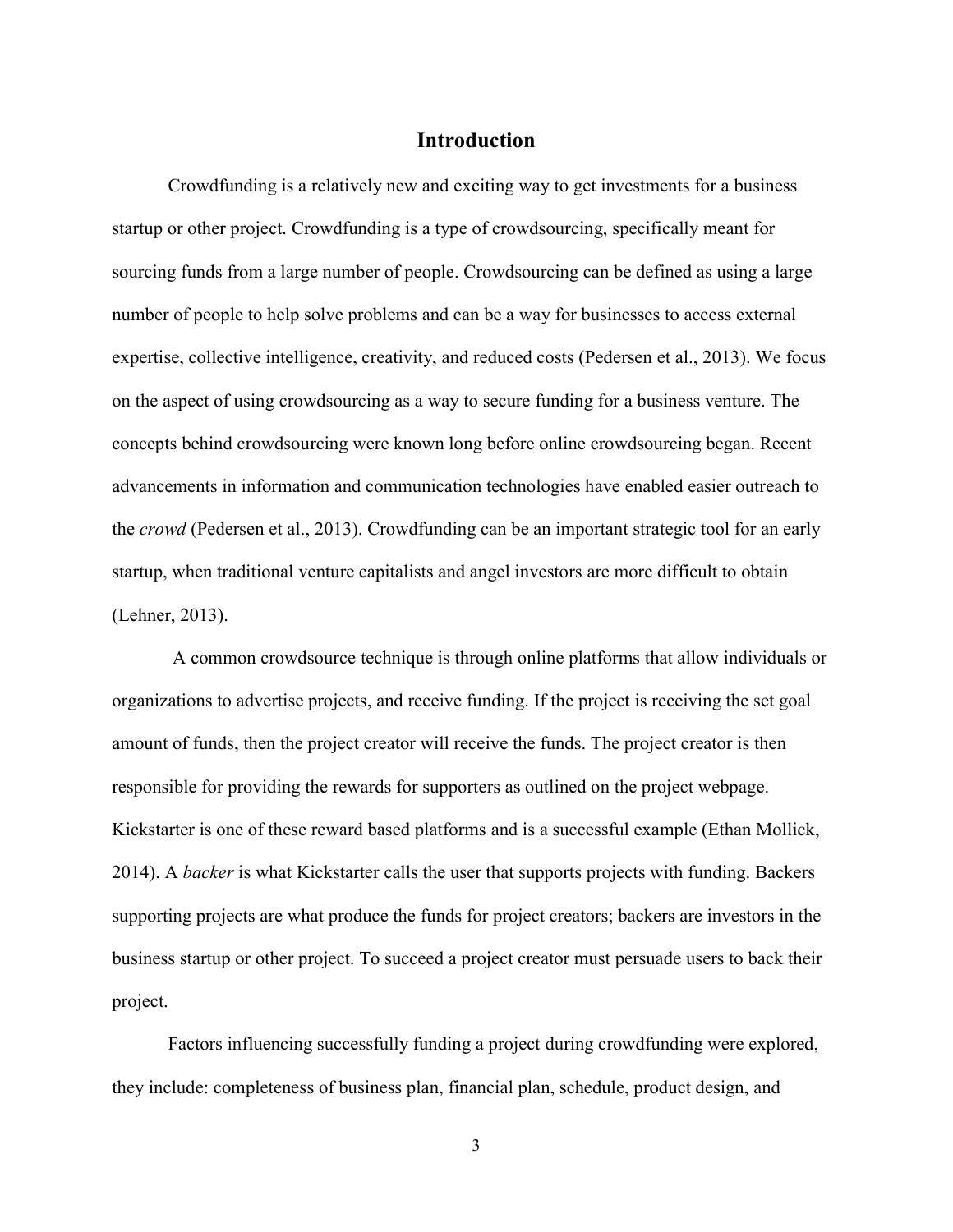# Introduction

Crowdfunding is a relatively new and exciting way to get investments for a business startup or other project. Crowdfunding is a type of crowdsourcing, specifically meant for sourcing funds from a large number of people. Crowdsourcing can be defined as using a large number of people to help solve problems and can be a way for businesses to access external expertise, collective intelligence, creativity, and reduced costs (Pedersen et al., 2013). We focus on the aspect of using crowdsourcing as a way to secure funding for a business venture. The concepts behind crowdsourcing were known long before online crowdsourcing began. Recent advancements in information and communication technologies have enabled easier outreach to the *crowd* (Pedersen et al., 2013). Crowdfunding can be an important strategic tool for an early startup, when traditional venture capitalists and angel investors are more difficult to obtain (Lehner, 2013).

A common crowdsource technique is through online platforms that allow individuals or organizations to advertise projects, and receive funding. If the project is receiving the set goal amount of funds, then the project creator will receive the funds. The project creator is then responsible for providing the rewards for supporters as outlined on the project webpage. Kickstarter is one of these reward based platforms and is a successful example (Ethan Mollick, 2014). A *backer* is what Kickstarter calls the user that supports projects with funding. Backers supporting projects are what produce the funds for project creators; backers are investors in the business startup or other project. To succeed a project creator must persuade users to back their project.

Factors influencing successfully funding a project during crowdfunding were explored, they include: completeness of business plan, financial plan, schedule, product design, and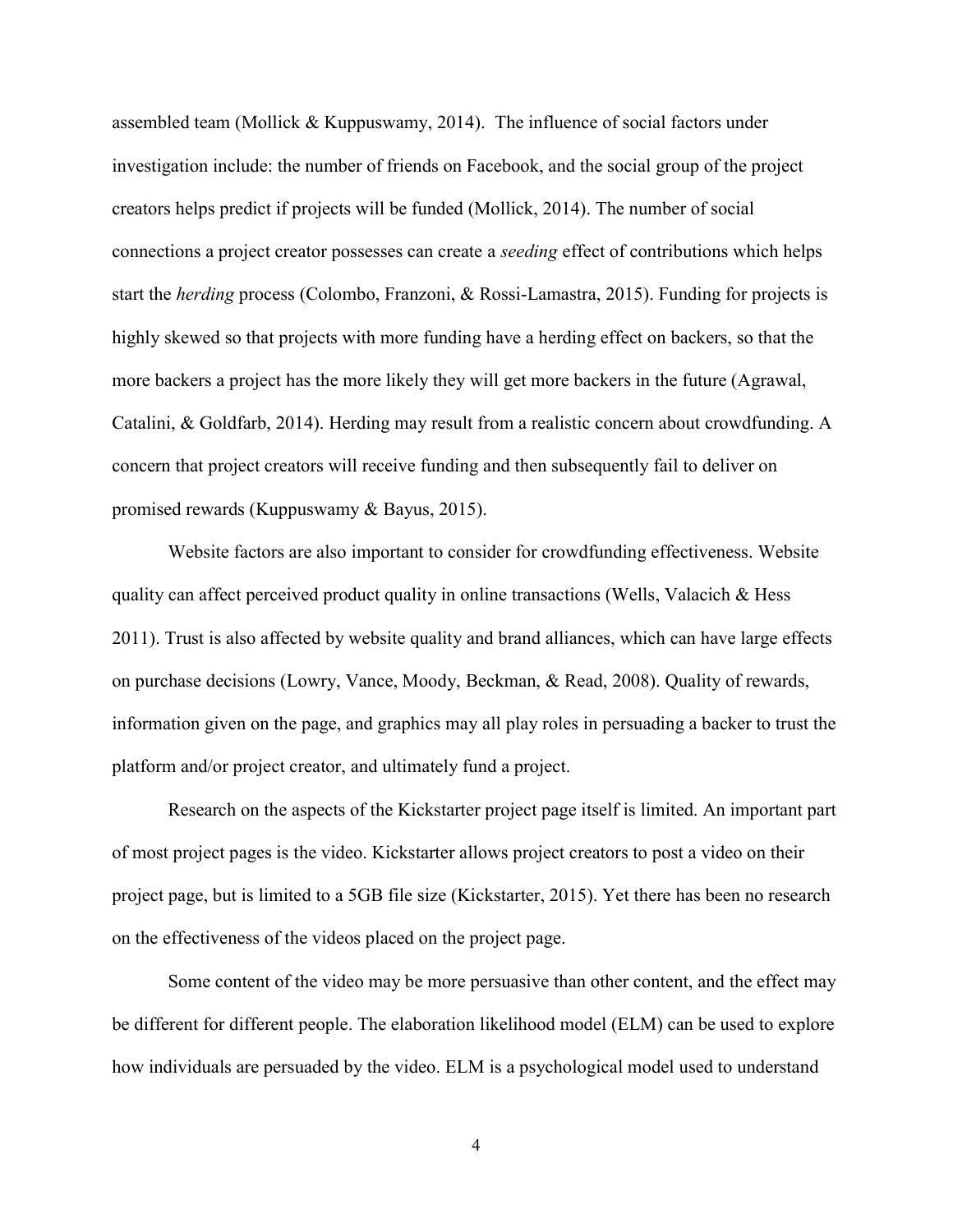assembled team (Mollick & Kuppuswamy, 2014). The influence of social factors under investigation include: the number of friends on Facebook, and the social group of the project creators helps predict if projects will be funded (Mollick, 2014). The number of social connections a project creator possesses can create a *seeding* effect of contributions which helps start the *herding* process (Colombo, Franzoni, & Rossi-Lamastra, 2015). Funding for projects is highly skewed so that projects with more funding have a herding effect on backers, so that the more backers a project has the more likely they will get more backers in the future (Agrawal, Catalini, & Goldfarb, 2014). Herding may result from a realistic concern about crowdfunding. A concern that project creators will receive funding and then subsequently fail to deliver on promised rewards (Kuppuswamy & Bayus, 2015).

Website factors are also important to consider for crowdfunding effectiveness. Website quality can affect perceived product quality in online transactions (Wells, Valacich & Hess 2011). Trust is also affected by website quality and brand alliances, which can have large effects on purchase decisions (Lowry, Vance, Moody, Beckman, & Read, 2008). Quality of rewards, information given on the page, and graphics may all play roles in persuading a backer to trust the platform and/or project creator, and ultimately fund a project.

Research on the aspects of the Kickstarter project page itself is limited. An important part of most project pages is the video. Kickstarter allows project creators to post a video on their project page, but is limited to a 5GB file size (Kickstarter, 2015). Yet there has been no research on the effectiveness of the videos placed on the project page.

Some content of the video may be more persuasive than other content, and the effect may be different for different people. The elaboration likelihood model (ELM) can be used to explore how individuals are persuaded by the video. ELM is a psychological model used to understand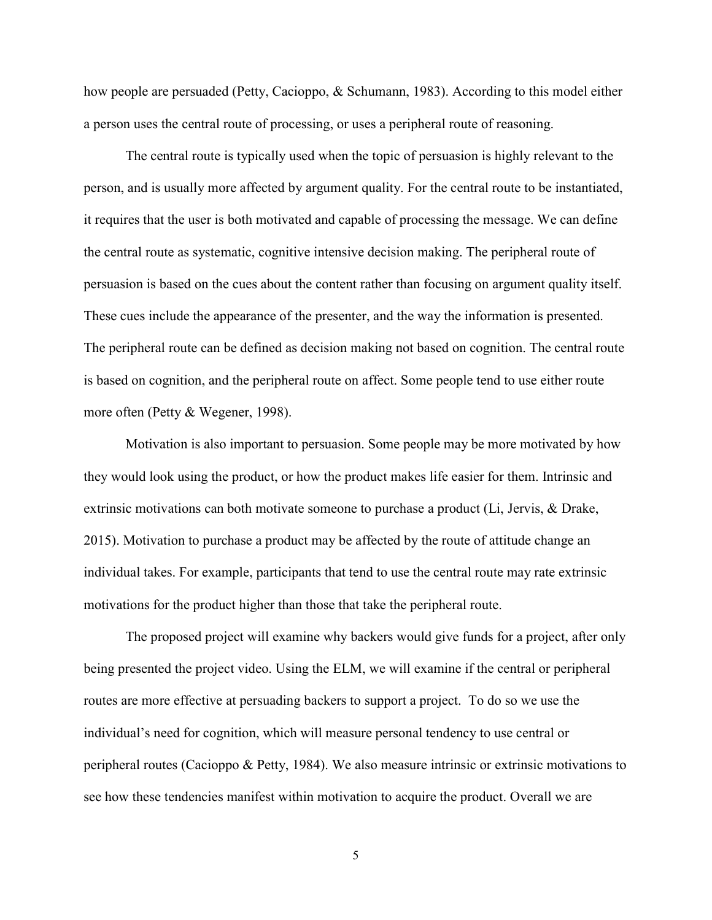how people are persuaded (Petty, Cacioppo, & Schumann, 1983). According to this model either a person uses the central route of processing, or uses a peripheral route of reasoning.

The central route is typically used when the topic of persuasion is highly relevant to the person, and is usually more affected by argument quality. For the central route to be instantiated, it requires that the user is both motivated and capable of processing the message. We can define the central route as systematic, cognitive intensive decision making. The peripheral route of persuasion is based on the cues about the content rather than focusing on argument quality itself. These cues include the appearance of the presenter, and the way the information is presented. The peripheral route can be defined as decision making not based on cognition. The central route is based on cognition, and the peripheral route on affect. Some people tend to use either route more often (Petty & Wegener, 1998).

Motivation is also important to persuasion. Some people may be more motivated by how they would look using the product, or how the product makes life easier for them. Intrinsic and extrinsic motivations can both motivate someone to purchase a product (Li, Jervis, & Drake, 2015). Motivation to purchase a product may be affected by the route of attitude change an individual takes. For example, participants that tend to use the central route may rate extrinsic motivations for the product higher than those that take the peripheral route.

The proposed project will examine why backers would give funds for a project, after only being presented the project video. Using the ELM, we will examine if the central or peripheral routes are more effective at persuading backers to support a project. To do so we use the individual's need for cognition, which will measure personal tendency to use central or peripheral routes (Cacioppo & Petty, 1984). We also measure intrinsic or extrinsic motivations to see how these tendencies manifest within motivation to acquire the product. Overall we are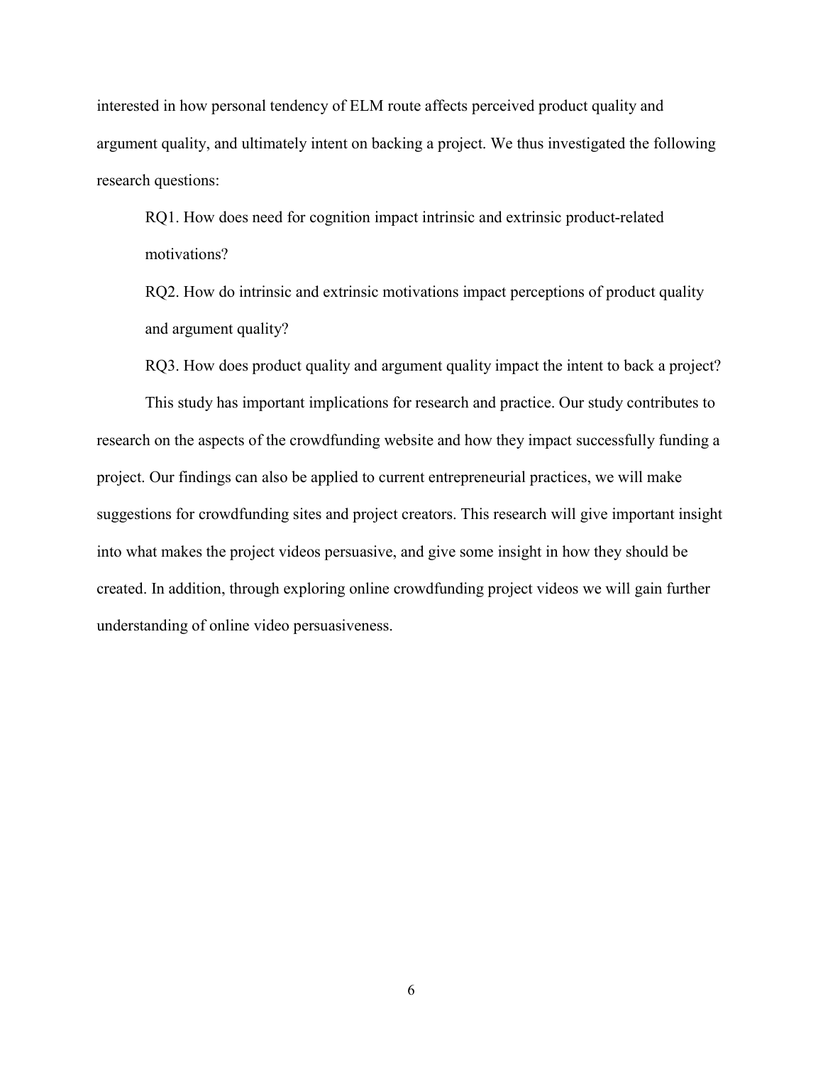interested in how personal tendency of ELM route affects perceived product quality and argument quality, and ultimately intent on backing a project. We thus investigated the following research questions:

RQ1. How does need for cognition impact intrinsic and extrinsic product-related motivations?

RQ2. How do intrinsic and extrinsic motivations impact perceptions of product quality and argument quality?

RQ3. How does product quality and argument quality impact the intent to back a project?

This study has important implications for research and practice. Our study contributes to research on the aspects of the crowdfunding website and how they impact successfully funding a project. Our findings can also be applied to current entrepreneurial practices, we will make suggestions for crowdfunding sites and project creators. This research will give important insight into what makes the project videos persuasive, and give some insight in how they should be created. In addition, through exploring online crowdfunding project videos we will gain further understanding of online video persuasiveness.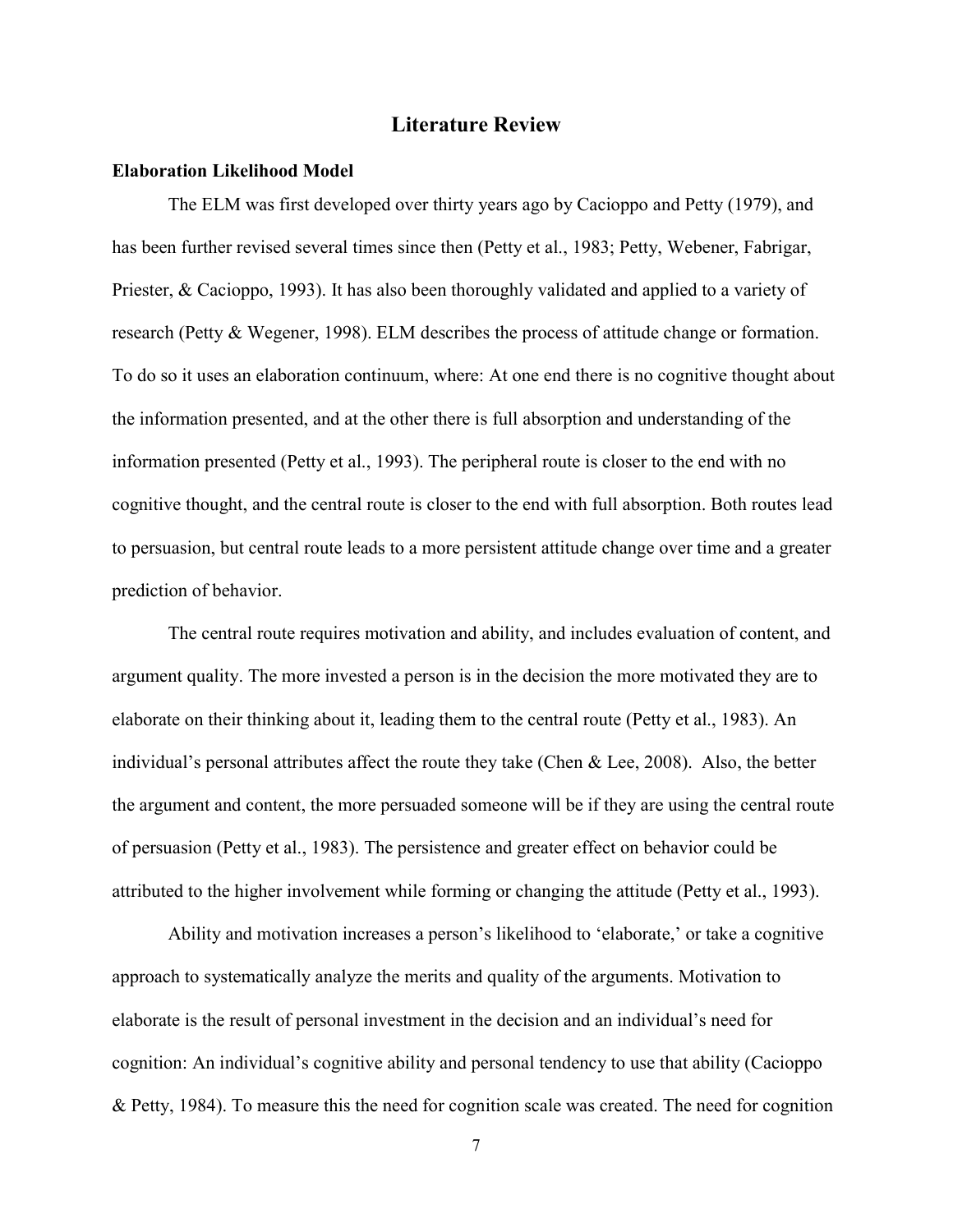# Literature Review

### Elaboration Likelihood Model

The ELM was first developed over thirty years ago by Cacioppo and Petty (1979), and has been further revised several times since then (Petty et al., 1983; Petty, Webener, Fabrigar, Priester, & Cacioppo, 1993). It has also been thoroughly validated and applied to a variety of research (Petty & Wegener, 1998). ELM describes the process of attitude change or formation. To do so it uses an elaboration continuum, where: At one end there is no cognitive thought about the information presented, and at the other there is full absorption and understanding of the information presented (Petty et al., 1993). The peripheral route is closer to the end with no cognitive thought, and the central route is closer to the end with full absorption. Both routes lead to persuasion, but central route leads to a more persistent attitude change over time and a greater prediction of behavior.

The central route requires motivation and ability, and includes evaluation of content, and argument quality. The more invested a person is in the decision the more motivated they are to elaborate on their thinking about it, leading them to the central route (Petty et al., 1983). An individual's personal attributes affect the route they take (Chen & Lee, 2008). Also, the better the argument and content, the more persuaded someone will be if they are using the central route of persuasion (Petty et al., 1983). The persistence and greater effect on behavior could be attributed to the higher involvement while forming or changing the attitude (Petty et al., 1993).

Ability and motivation increases a person's likelihood to 'elaborate,' or take a cognitive approach to systematically analyze the merits and quality of the arguments. Motivation to elaborate is the result of personal investment in the decision and an individual's need for cognition: An individual's cognitive ability and personal tendency to use that ability (Cacioppo & Petty, 1984). To measure this the need for cognition scale was created. The need for cognition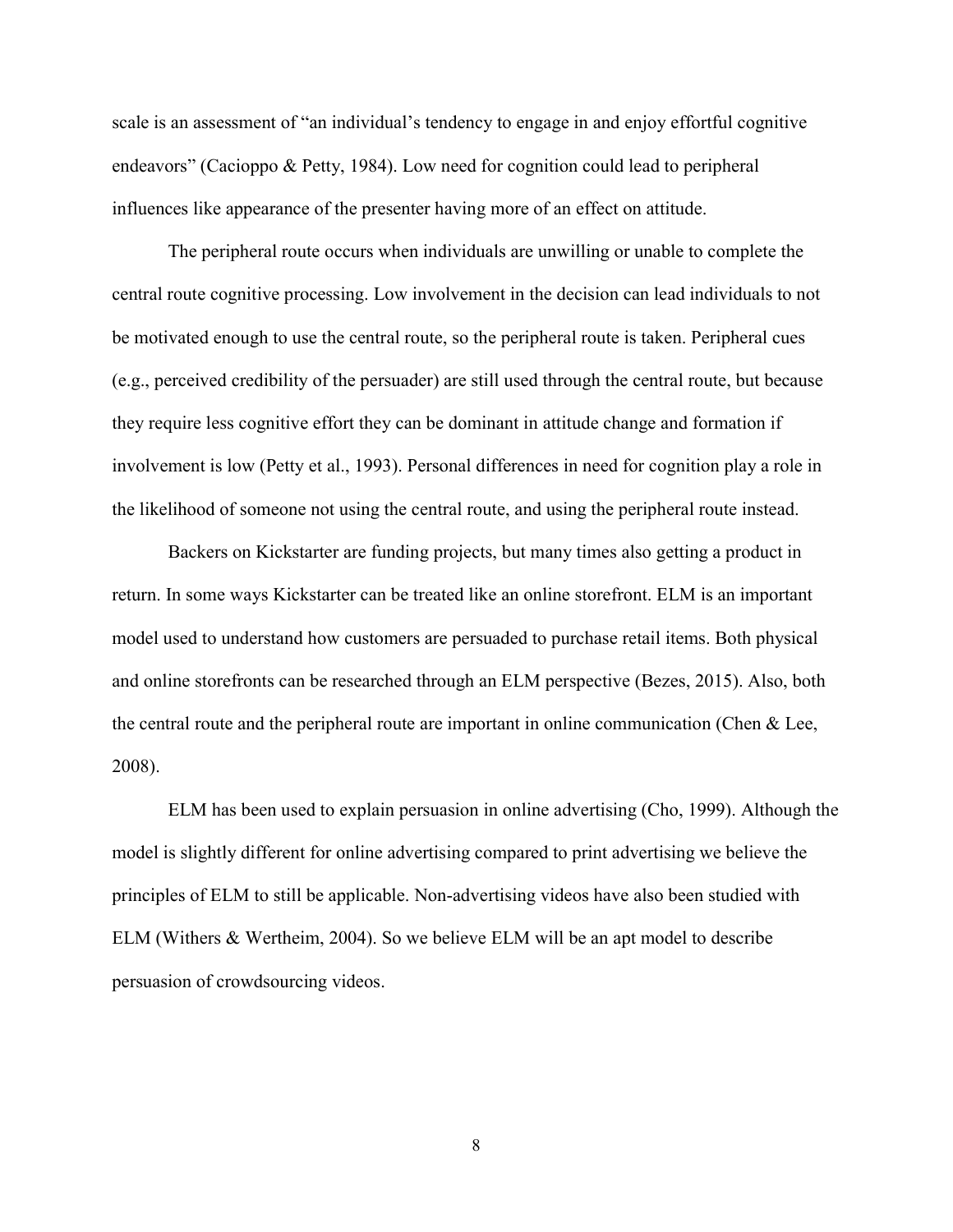scale is an assessment of "an individual's tendency to engage in and enjoy effortful cognitive endeavors" (Cacioppo & Petty, 1984). Low need for cognition could lead to peripheral influences like appearance of the presenter having more of an effect on attitude.

The peripheral route occurs when individuals are unwilling or unable to complete the central route cognitive processing. Low involvement in the decision can lead individuals to not be motivated enough to use the central route, so the peripheral route is taken. Peripheral cues (e.g., perceived credibility of the persuader) are still used through the central route, but because they require less cognitive effort they can be dominant in attitude change and formation if involvement is low (Petty et al., 1993). Personal differences in need for cognition play a role in the likelihood of someone not using the central route, and using the peripheral route instead.

Backers on Kickstarter are funding projects, but many times also getting a product in return. In some ways Kickstarter can be treated like an online storefront. ELM is an important model used to understand how customers are persuaded to purchase retail items. Both physical and online storefronts can be researched through an ELM perspective (Bezes, 2015). Also, both the central route and the peripheral route are important in online communication (Chen & Lee, 2008).

ELM has been used to explain persuasion in online advertising (Cho, 1999). Although the model is slightly different for online advertising compared to print advertising we believe the principles of ELM to still be applicable. Non-advertising videos have also been studied with ELM (Withers & Wertheim, 2004). So we believe ELM will be an apt model to describe persuasion of crowdsourcing videos.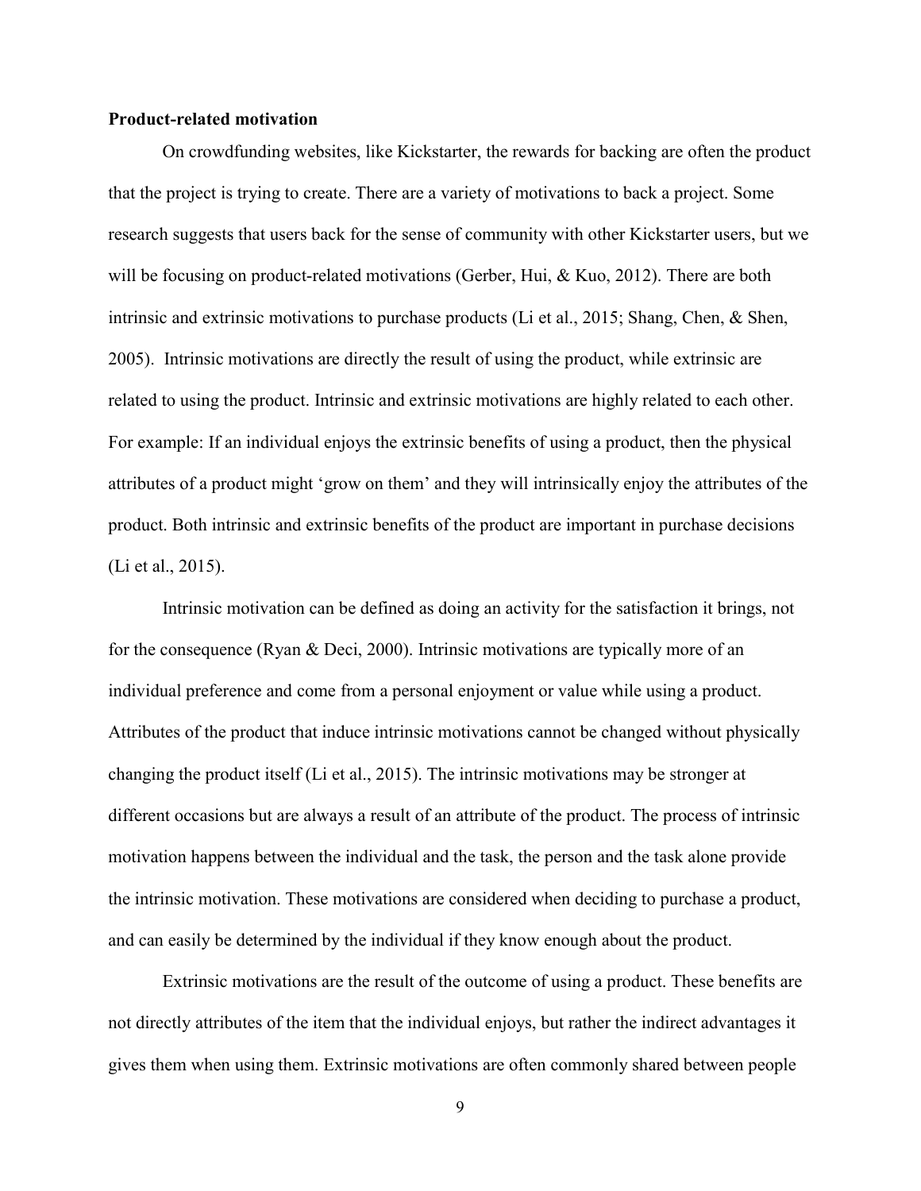**Product-related motivation**

On crowdfunding websites, like Kickstarter, the rewards for backing are often the product that the project is trying to create. There are a variety of motivations to back a project. Some research suggests that users back for the sense of community with other Kickstarter users, but we will be focusing on product-related motivations (Gerber, Hui, & Kuo, 2012). There are both intrinsic and extrinsic motivations to purchase products (Li et al., 2015; Shang, Chen, & Shen, 2005). Intrinsic motivations are directly the result of using the product, while extrinsic are related to using the product. Intrinsic and extrinsic motivations are highly related to each other. For example: If an individual enjoys the extrinsic benefits of using a product, then the physical attributes of a product might 'grow on them' and they will intrinsically enjoy the attributes of the product. Both intrinsic and extrinsic benefits of the product are important in purchase decisions (Li et al., 2015).

Intrinsic motivation can be defined as doing an activity for the satisfaction it brings, not for the consequence (Ryan & Deci, 2000). Intrinsic motivations are typically more of an individual preference and come from a personal enjoyment or value while using a product. Attributes of the product that induce intrinsic motivations cannot be changed without physically changing the product itself (Li et al., 2015). The intrinsic motivations may be stronger at different occasions but are always a result of an attribute of the product. The process of intrinsic motivation happens between the individual and the task, the person and the task alone provide the intrinsic motivation. These motivations are considered when deciding to purchase a product, and can easily be determined by the individual if they know enough about the product.

Extrinsic motivations are the result of the outcome of using a product. These benefits are not directly attributes of the item that the individual enjoys, but rather the indirect advantages it gives them when using them. Extrinsic motivations are often commonly shared between people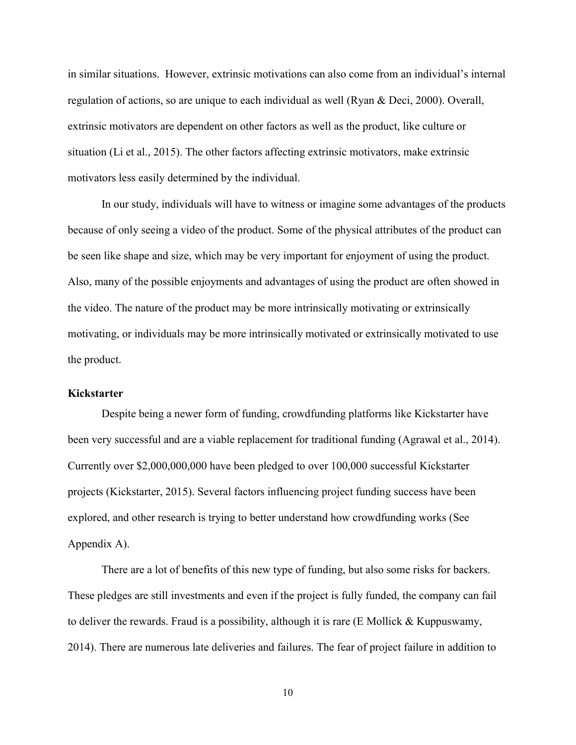in similar situations. However, extrinsic motivations can also come from an individual's internal regulation of actions, so are unique to each individual as well (Ryan & Deci, 2000). Overall, extrinsic motivators are dependent on other factors as well as the product, like culture or situation (Li et al., 2015). The other factors affecting extrinsic motivators, make extrinsic motivators less easily determined by the individual.

In our study, individuals will have to witness or imagine some advantages of the products because of only seeing a video of the product. Some of the physical attributes of the product can be seen like shape and size, which may be very important for enjoyment of using the product. Also, many of the possible enjoyments and advantages of using the product are often showed in the video. The nature of the product may be more intrinsically motivating or extrinsically motivating, or individuals may be more intrinsically motivated or extrinsically motivated to use the product.

**Kickstarter**

Despite being a newer form of funding, crowdfunding platforms like Kickstarter have been very successful and are a viable replacement for traditional funding (Agrawal et al., 2014). Currently over $2,000,000,000 have been pledged to over 100,000 successful Kickstarter projects (Kickstarter, 2015). Several factors influencing project funding success have been explored, and other research is trying to better understand how crowdfunding works (See Appendix A).

There are a lot of benefits of this new type of funding, but also some risks for backers. These pledges are still investments and even if the project is fully funded, the company can fail to deliver the rewards. Fraud is a possibility, although it is rare (E Mollick & Kuppuswamy, 2014). There are numerous late deliveries and failures. The fear of project failure in addition to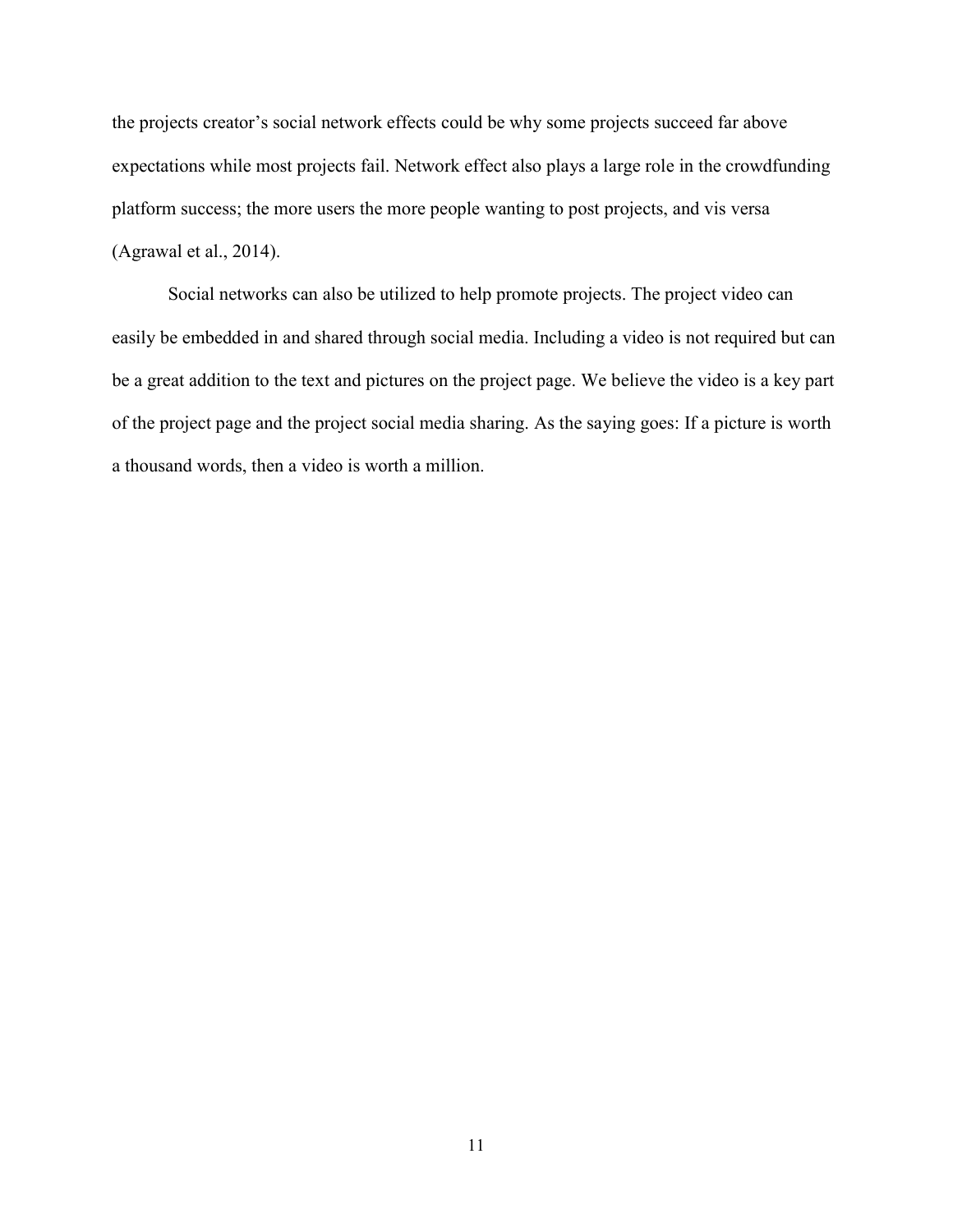the projects creator's social network effects could be why some projects succeed far above expectations while most projects fail. Network effect also plays a large role in the crowdfunding platform success; the more users the more people wanting to post projects, and vis versa (Agrawal et al., 2014).

Social networks can also be utilized to help promote projects. The project video can easily be embedded in and shared through social media. Including a video is not required but can be a great addition to the text and pictures on the project page. We believe the video is a key part of the project page and the project social media sharing. As the saying goes: If a picture is worth a thousand words, then a video is worth a million.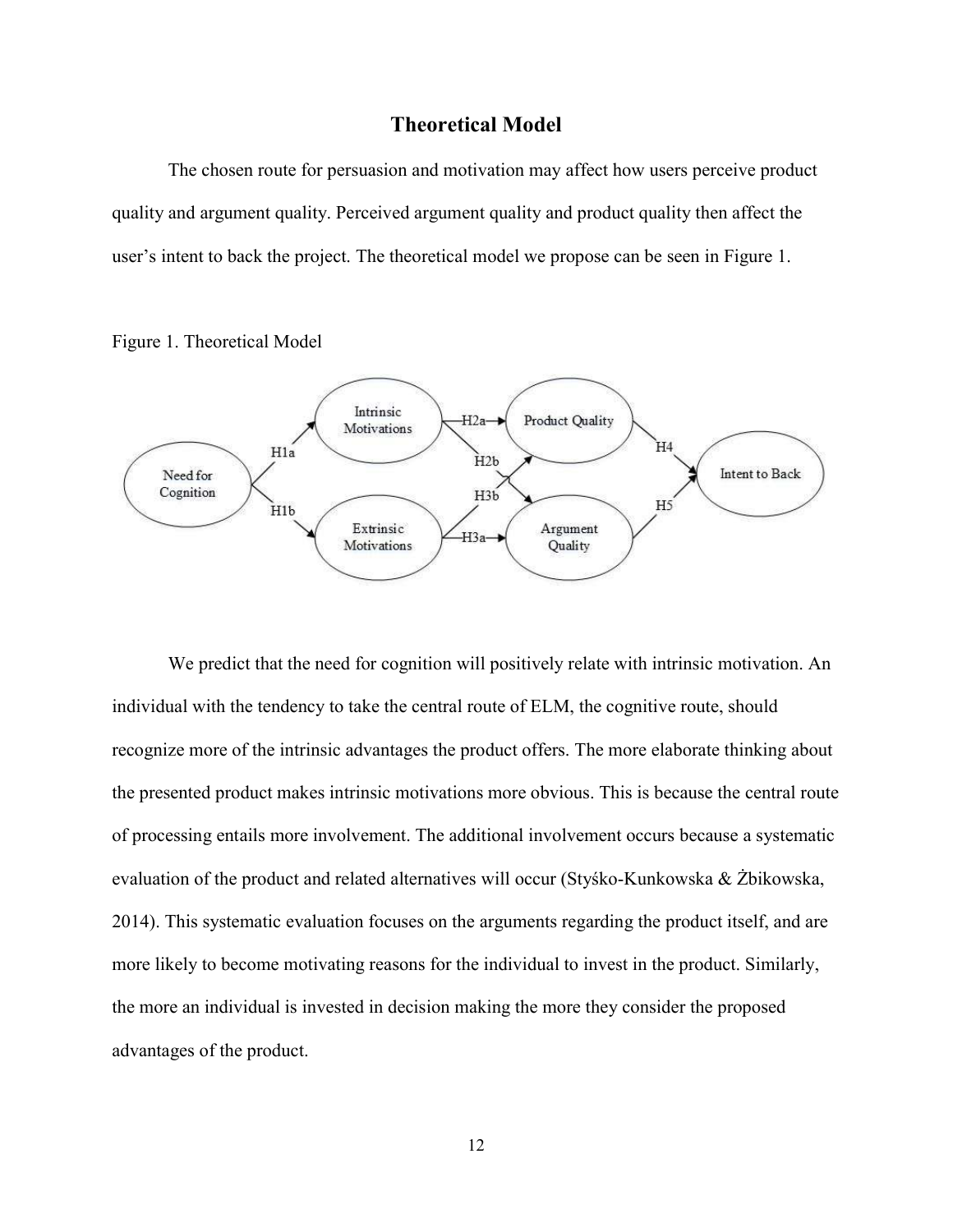## Theoretical Model

The chosen route for persuasion and motivation may affect how users perceive product quality and argument quality. Perceived argument quality and product quality then affect the user's intent to back the project. The theoretical model we propose can be seen in Figure 1.

Figure 1. Theoretical Model

We predict that the need for cognition will positively relate with intrinsic motivation. An individual with the tendency to take the central route of ELM, the cognitive route, should recognize more of the intrinsic advantages the product offers. The more elaborate thinking about the presented product makes intrinsic motivations more obvious. This is because the central route of processing entails more involvement. The additional involvement occurs because a systematic evaluation of the product and related alternatives will occur (Styśko-Kunkowska & Żbikowska, 2014). This systematic evaluation focuses on the arguments regarding the product itself, and are more likely to become motivating reasons for the individual to invest in the product. Similarly, the more an individual is invested in decision making the more they consider the proposed advantages of the product.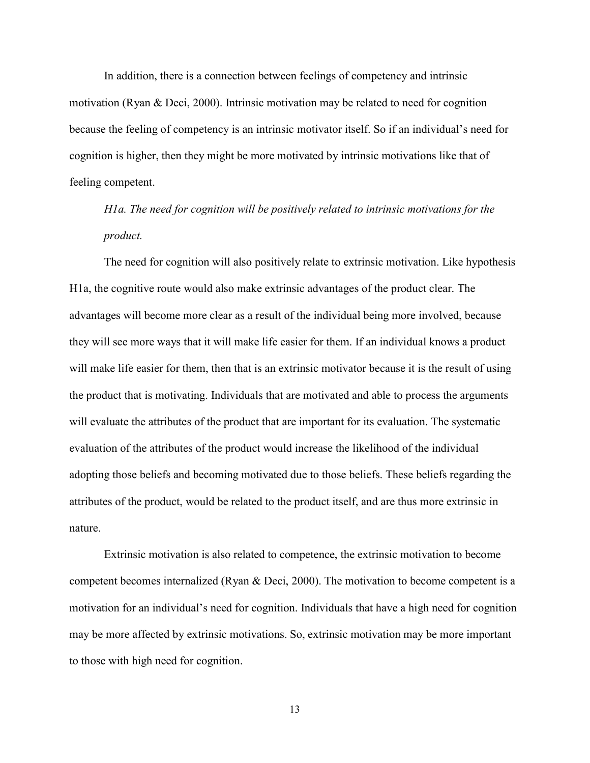In addition, there is a connection between feelings of competency and intrinsic motivation (Ryan & Deci, 2000). Intrinsic motivation may be related to need for cognition because the feeling of competency is an intrinsic motivator itself. So if an individual's need for cognition is higher, then they might be more motivated by intrinsic motivations like that of feeling competent.

*H1a. The need for cognition will be positively related to intrinsic motivations for the product.*

The need for cognition will also positively relate to extrinsic motivation. Like hypothesis H1a, the cognitive route would also make extrinsic advantages of the product clear. The advantages will become more clear as a result of the individual being more involved, because they will see more ways that it will make life easier for them. If an individual knows a product will make life easier for them, then that is an extrinsic motivator because it is the result of using the product that is motivating. Individuals that are motivated and able to process the arguments will evaluate the attributes of the product that are important for its evaluation. The systematic evaluation of the attributes of the product would increase the likelihood of the individual adopting those beliefs and becoming motivated due to those beliefs. These beliefs regarding the attributes of the product, would be related to the product itself, and are thus more extrinsic in nature.

Extrinsic motivation is also related to competence, the extrinsic motivation to become competent becomes internalized (Ryan & Deci, 2000). The motivation to become competent is a motivation for an individual's need for cognition. Individuals that have a high need for cognition may be more affected by extrinsic motivations. So, extrinsic motivation may be more important to those with high need for cognition.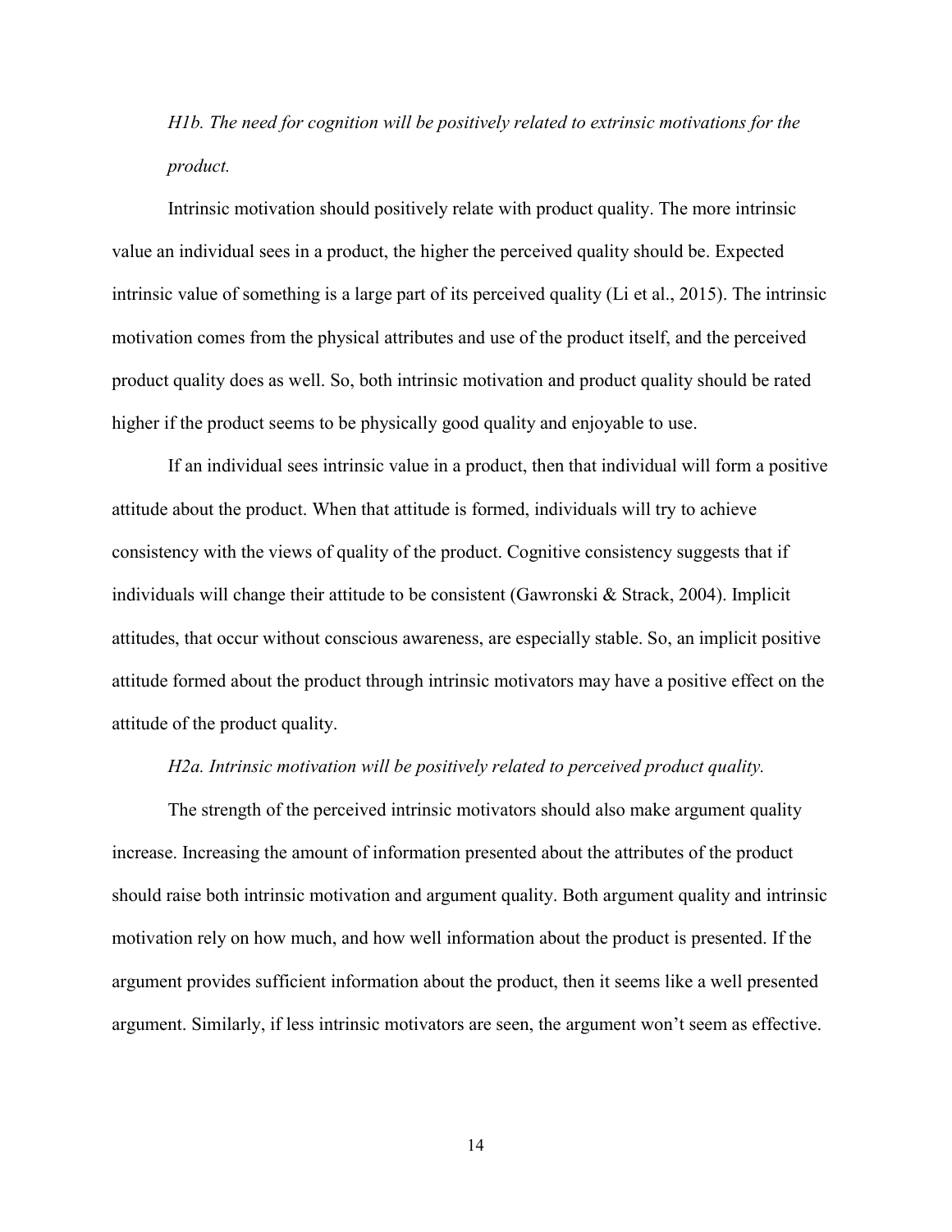*H1b. The need for cognition will be positively related to extrinsic motivations for the product.*

Intrinsic motivation should positively relate with product quality. The more intrinsic value an individual sees in a product, the higher the perceived quality should be. Expected intrinsic value of something is a large part of its perceived quality (Li et al., 2015). The intrinsic motivation comes from the physical attributes and use of the product itself, and the perceived product quality does as well. So, both intrinsic motivation and product quality should be rated higher if the product seems to be physically good quality and enjoyable to use.

If an individual sees intrinsic value in a product, then that individual will form a positive attitude about the product. When that attitude is formed, individuals will try to achieve consistency with the views of quality of the product. Cognitive consistency suggests that if individuals will change their attitude to be consistent (Gawronski & Strack, 2004). Implicit attitudes, that occur without conscious awareness, are especially stable. So, an implicit positive attitude formed about the product through intrinsic motivators may have a positive effect on the attitude of the product quality.

*H2a. Intrinsic motivation will be positively related to perceived product quality.*

The strength of the perceived intrinsic motivators should also make argument quality increase. Increasing the amount of information presented about the attributes of the product should raise both intrinsic motivation and argument quality. Both argument quality and intrinsic motivation rely on how much, and how well information about the product is presented. If the argument provides sufficient information about the product, then it seems like a well presented argument. Similarly, if less intrinsic motivators are seen, the argument won't seem as effective.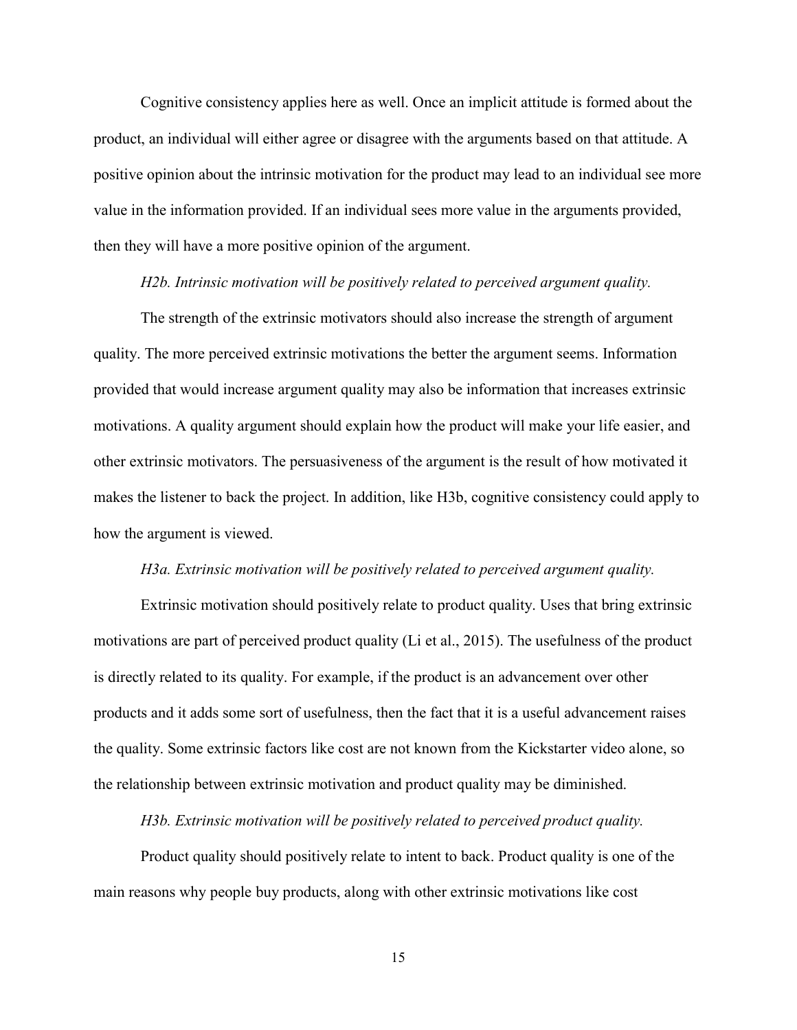Cognitive consistency applies here as well. Once an implicit attitude is formed about the product, an individual will either agree or disagree with the arguments based on that attitude. A positive opinion about the intrinsic motivation for the product may lead to an individual see more value in the information provided. If an individual sees more value in the arguments provided, then they will have a more positive opinion of the argument.

*H2b. Intrinsic motivation will be positively related to perceived argument quality.*

The strength of the extrinsic motivators should also increase the strength of argument quality. The more perceived extrinsic motivations the better the argument seems. Information provided that would increase argument quality may also be information that increases extrinsic motivations. A quality argument should explain how the product will make your life easier, and other extrinsic motivators. The persuasiveness of the argument is the result of how motivated it makes the listener to back the project. In addition, like H3b, cognitive consistency could apply to how the argument is viewed.

*H3a. Extrinsic motivation will be positively related to perceived argument quality.*

Extrinsic motivation should positively relate to product quality. Uses that bring extrinsic motivations are part of perceived product quality (Li et al., 2015). The usefulness of the product is directly related to its quality. For example, if the product is an advancement over other products and it adds some sort of usefulness, then the fact that it is a useful advancement raises the quality. Some extrinsic factors like cost are not known from the Kickstarter video alone, so the relationship between extrinsic motivation and product quality may be diminished.

*H3b. Extrinsic motivation will be positively related to perceived product quality.*

Product quality should positively relate to intent to back. Product quality is one of the main reasons why people buy products, along with other extrinsic motivations like cost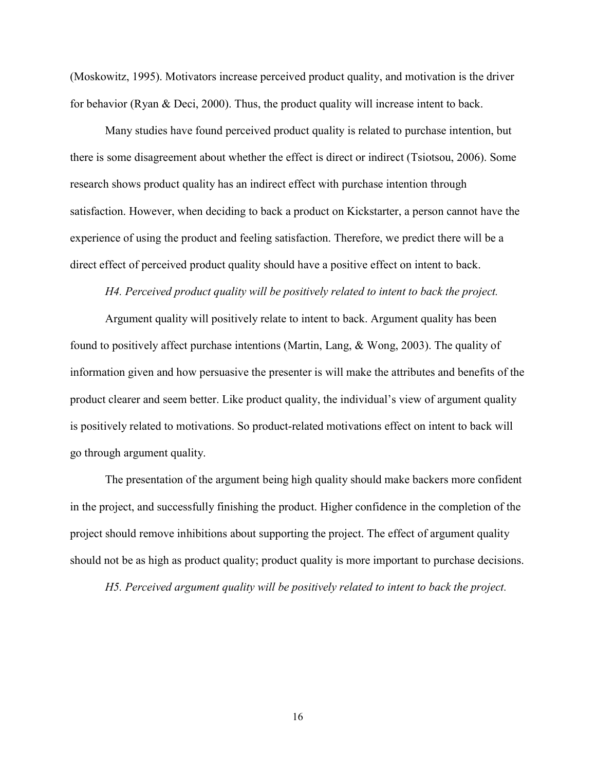(Moskowitz, 1995). Motivators increase perceived product quality, and motivation is the driver for behavior (Ryan & Deci, 2000). Thus, the product quality will increase intent to back.

Many studies have found perceived product quality is related to purchase intention, but there is some disagreement about whether the effect is direct or indirect (Tsiotsou, 2006). Some research shows product quality has an indirect effect with purchase intention through satisfaction. However, when deciding to back a product on Kickstarter, a person cannot have the experience of using the product and feeling satisfaction. Therefore, we predict there will be a direct effect of perceived product quality should have a positive effect on intent to back.

*H4. Perceived product quality will be positively related to intent to back the project.*

Argument quality will positively relate to intent to back. Argument quality has been found to positively affect purchase intentions (Martin, Lang, & Wong, 2003). The quality of information given and how persuasive the presenter is will make the attributes and benefits of the product clearer and seem better. Like product quality, the individual's view of argument quality is positively related to motivations. So product-related motivations effect on intent to back will go through argument quality.

The presentation of the argument being high quality should make backers more confident in the project, and successfully finishing the product. Higher confidence in the completion of the project should remove inhibitions about supporting the project. The effect of argument quality should not be as high as product quality; product quality is more important to purchase decisions.

*H5. Perceived argument quality will be positively related to intent to back the project.*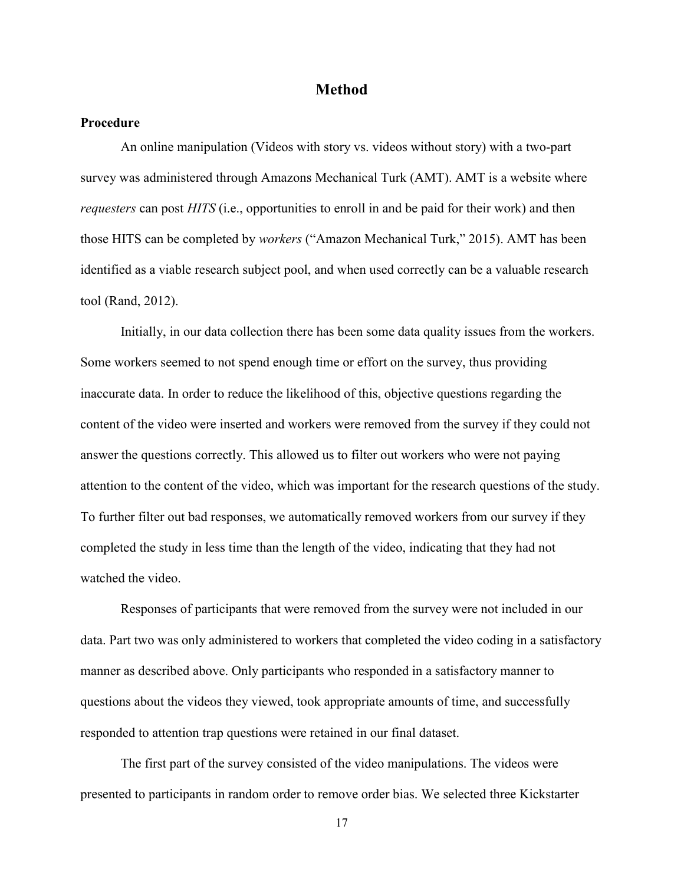# Method

## Procedure

An online manipulation (Videos with story vs. videos without story) with a two-part survey was administered through Amazons Mechanical Turk (AMT). AMT is a website where *requesters* can post *HITS* (i.e., opportunities to enroll in and be paid for their work) and then those HITS can be completed by *workers* ("Amazon Mechanical Turk," 2015). AMT has been identified as a viable research subject pool, and when used correctly can be a valuable research tool (Rand, 2012).

Initially, in our data collection there has been some data quality issues from the workers. Some workers seemed to not spend enough time or effort on the survey, thus providing inaccurate data. In order to reduce the likelihood of this, objective questions regarding the content of the video were inserted and workers were removed from the survey if they could not answer the questions correctly. This allowed us to filter out workers who were not paying attention to the content of the video, which was important for the research questions of the study. To further filter out bad responses, we automatically removed workers from our survey if they completed the study in less time than the length of the video, indicating that they had not watched the video.

Responses of participants that were removed from the survey were not included in our data. Part two was only administered to workers that completed the video coding in a satisfactory manner as described above. Only participants who responded in a satisfactory manner to questions about the videos they viewed, took appropriate amounts of time, and successfully responded to attention trap questions were retained in our final dataset.

The first part of the survey consisted of the video manipulations. The videos were presented to participants in random order to remove order bias. We selected three Kickstarter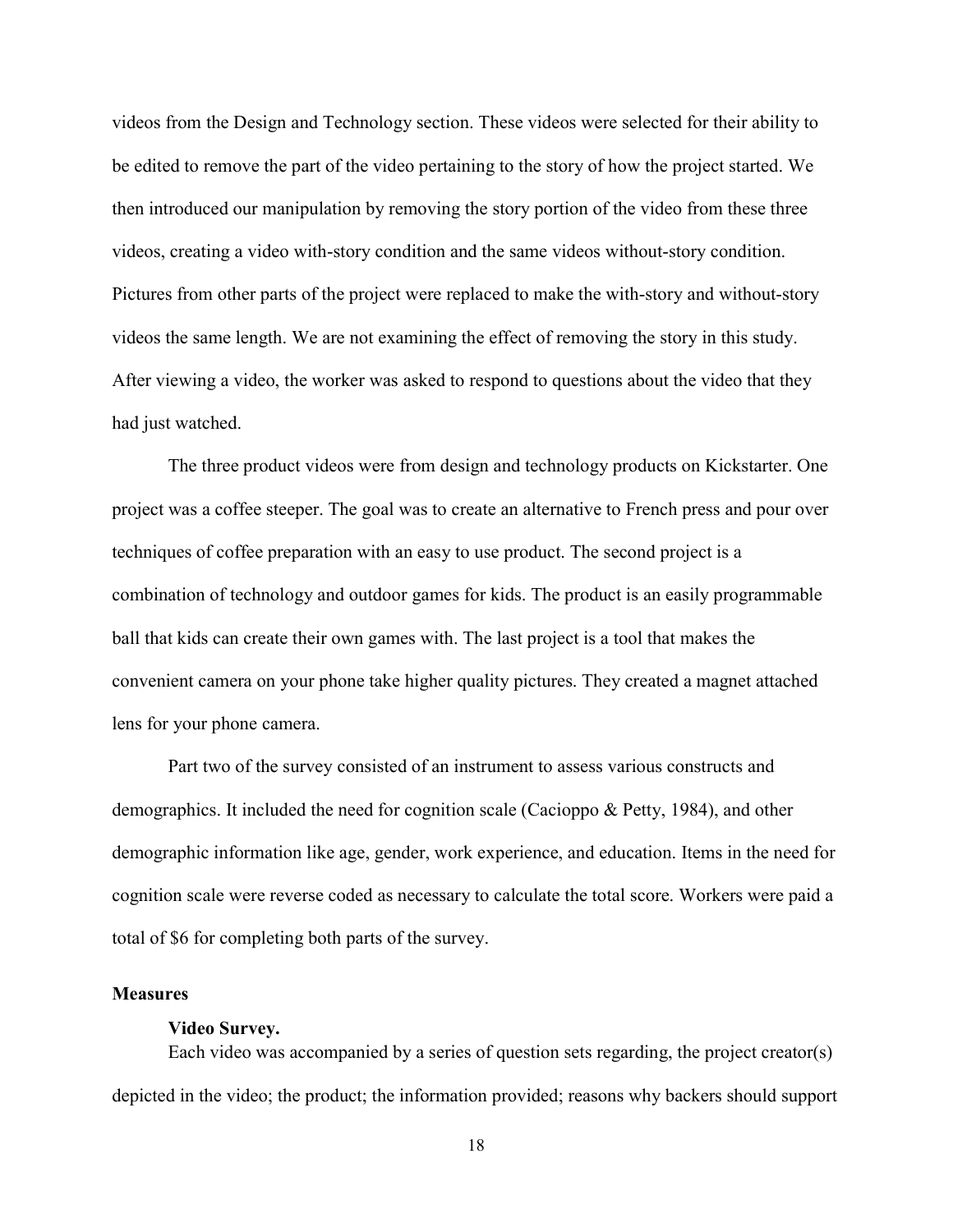videos from the Design and Technology section. These videos were selected for their ability to be edited to remove the part of the video pertaining to the story of how the project started. We then introduced our manipulation by removing the story portion of the video from these three videos, creating a video with-story condition and the same videos without-story condition. Pictures from other parts of the project were replaced to make the with-story and without-story videos the same length. We are not examining the effect of removing the story in this study. After viewing a video, the worker was asked to respond to questions about the video that they had just watched.

The three product videos were from design and technology products on Kickstarter. One project was a coffee steeper. The goal was to create an alternative to French press and pour over techniques of coffee preparation with an easy to use product. The second project is a combination of technology and outdoor games for kids. The product is an easily programmable ball that kids can create their own games with. The last project is a tool that makes the convenient camera on your phone take higher quality pictures. They created a magnet attached lens for your phone camera.

Part two of the survey consisted of an instrument to assess various constructs and demographics. It included the need for cognition scale (Cacioppo & Petty, 1984), and other demographic information like age, gender, work experience, and education. Items in the need for cognition scale were reverse coded as necessary to calculate the total score. Workers were paid a total of $6 for completing both parts of the survey.

## Measures

### Video Survey.

Each video was accompanied by a series of question sets regarding, the project creator(s) depicted in the video; the product; the information provided; reasons why backers should support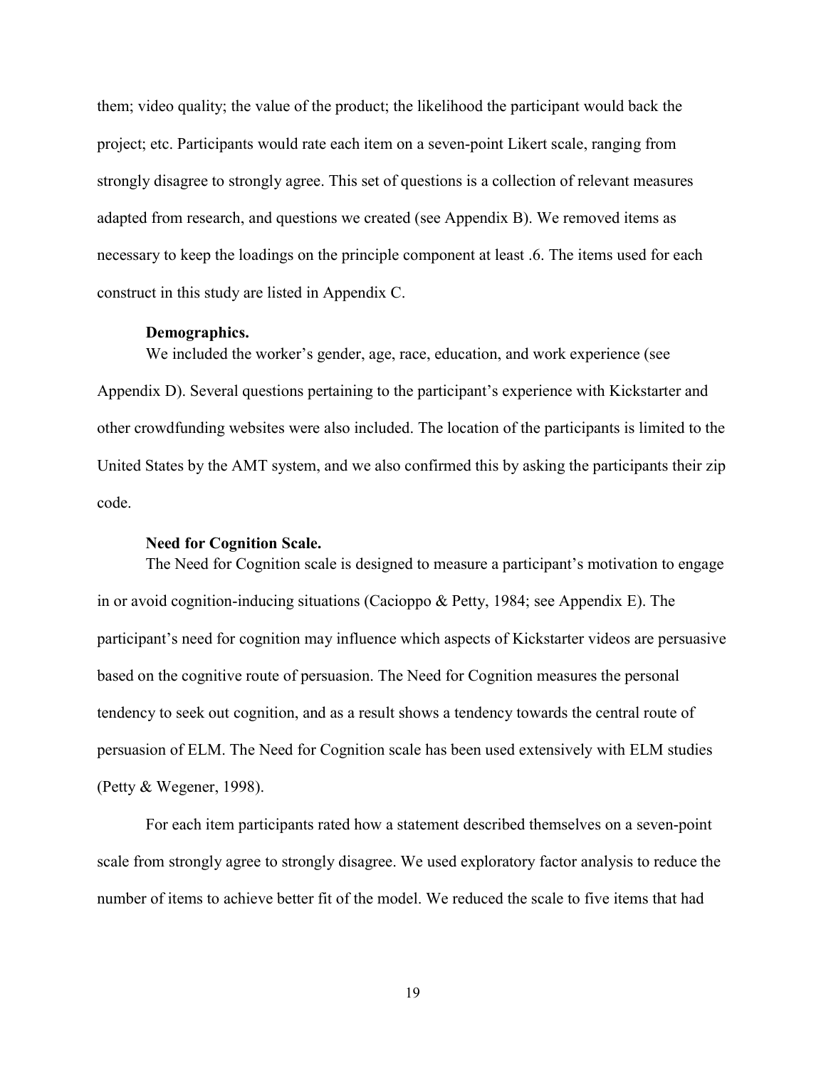them; video quality; the value of the product; the likelihood the participant would back the project; etc. Participants would rate each item on a seven-point Likert scale, ranging from strongly disagree to strongly agree. This set of questions is a collection of relevant measures adapted from research, and questions we created (see Appendix B). We removed items as necessary to keep the loadings on the principle component at least .6. The items used for each construct in this study are listed in Appendix C.

**Demographics.**

We included the worker's gender, age, race, education, and work experience (see Appendix D). Several questions pertaining to the participant's experience with Kickstarter and other crowdfunding websites were also included. The location of the participants is limited to the United States by the AMT system, and we also confirmed this by asking the participants their zip code.

**Need for Cognition Scale.**

The Need for Cognition scale is designed to measure a participant's motivation to engage in or avoid cognition-inducing situations (Cacioppo & Petty, 1984; see Appendix E). The participant's need for cognition may influence which aspects of Kickstarter videos are persuasive based on the cognitive route of persuasion. The Need for Cognition measures the personal tendency to seek out cognition, and as a result shows a tendency towards the central route of persuasion of ELM. The Need for Cognition scale has been used extensively with ELM studies (Petty & Wegener, 1998).

For each item participants rated how a statement described themselves on a seven-point scale from strongly agree to strongly disagree. We used exploratory factor analysis to reduce the number of items to achieve better fit of the model. We reduced the scale to five items that had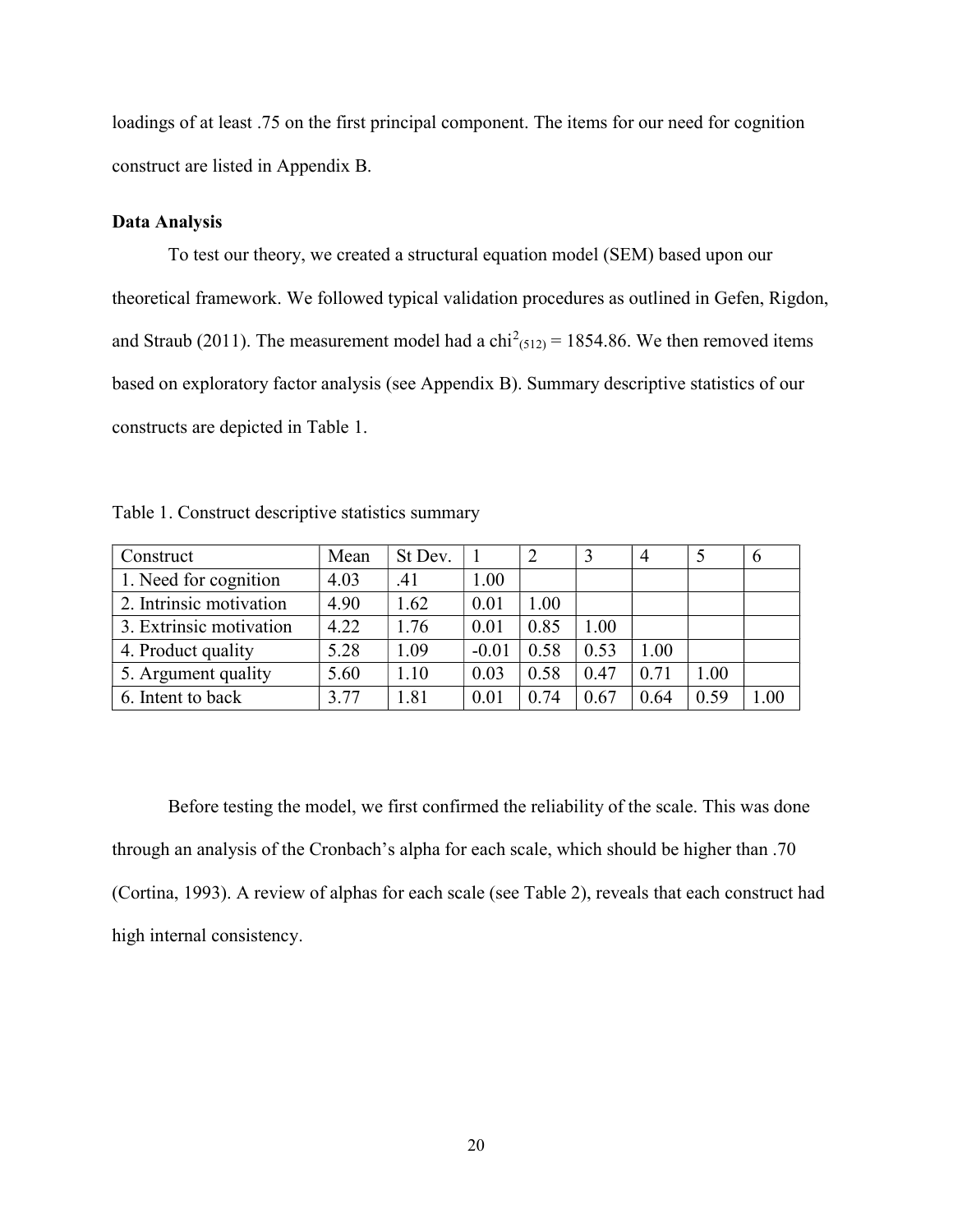loadings of at least .75 on the first principal component. The items for our need for cognition construct are listed in Appendix B.

**Data Analysis**

To test our theory, we created a structural equation model (SEM) based upon our theoretical framework. We followed typical validation procedures as outlined in Gefen, Rigdon, and Straub (2011). The measurement model had a $chi^2_{(512)} = 1854.86$. We then removed items based on exploratory factor analysis (see Appendix B). Summary descriptive statistics of our constructs are depicted in Table 1.

Table 1. Construct descriptive statistics summary

| Construct | Mean | St Dev. | 1 | 2 | 3 | 4 | 5 | 6 |
|---|---|---|---|---|---|---|---|---|
| 1. Need for cognition | 4.03 | .41 | 1.00 | | | | | |
| 2. Intrinsic motivation | 4.90 | 1.62 | 0.01 | 1.00 | | | | |
| 3. Extrinsic motivation | 4.22 | 1.76 | 0.01 | 0.85 | 1.00 | | | |
| 4. Product quality | 5.28 | 1.09 | -0.01 | 0.58 | 0.53 | 1.00 | | |
| 5. Argument quality | 5.60 | 1.10 | 0.03 | 0.58 | 0.47 | 0.71 | 1.00 | |
| 6. Intent to back | 3.77 | 1.81 | 0.01 | 0.74 | 0.67 | 0.64 | 0.59 | 1.00 |

Before testing the model, we first confirmed the reliability of the scale. This was done through an analysis of the Cronbach's alpha for each scale, which should be higher than .70 (Cortina, 1993). A review of alphas for each scale (see Table 2), reveals that each construct had high internal consistency.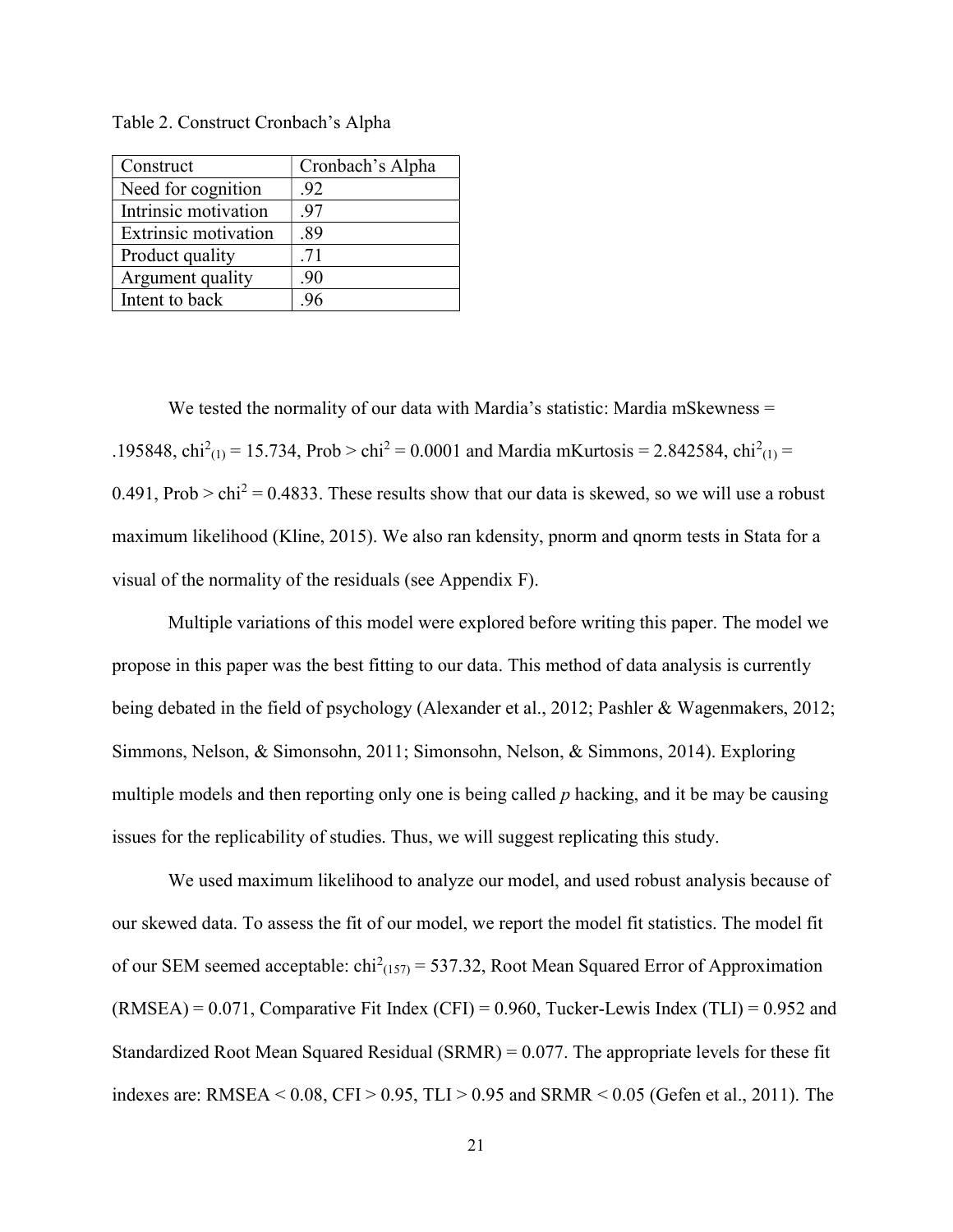Table 2. Construct Cronbach's Alpha

| Construct | Cronbach's Alpha |
|---|---|
| Need for cognition | .92 |
| Intrinsic motivation | .97 |
| Extrinsic motivation | .89 |
| Product quality | .71 |
| Argument quality | .90 |
| Intent to back | .96 |

We tested the normality of our data with Mardia's statistic: Mardia mSkewness = .195848, $chi^2_{(1)} = 15.734$, Prob > $chi^2 = 0.0001$ and Mardia mKurtosis = 2.842584, $chi^2_{(1)} = 0.491$, Prob > $chi^2 = 0.4833$. These results show that our data is skewed, so we will use a robust maximum likelihood (Kline, 2015). We also ran kdensity, pnorm and qnorm tests in Stata for a visual of the normality of the residuals (see Appendix F).

Multiple variations of this model were explored before writing this paper. The model we propose in this paper was the best fitting to our data. This method of data analysis is currently being debated in the field of psychology (Alexander et al., 2012; Pashler & Wagenmakers, 2012; Simmons, Nelson, & Simonsohn, 2011; Simonsohn, Nelson, & Simmons, 2014). Exploring multiple models and then reporting only one is being called *p* hacking, and it be may be causing issues for the replicability of studies. Thus, we will suggest replicating this study.

We used maximum likelihood to analyze our model, and used robust analysis because of our skewed data. To assess the fit of our model, we report the model fit statistics. The model fit of our SEM seemed acceptable: $chi^2_{(157)} = 537.32$, Root Mean Squared Error of Approximation (RMSEA) = 0.071, Comparative Fit Index (CFI) = 0.960, Tucker-Lewis Index (TLI) = 0.952 and Standardized Root Mean Squared Residual (SRMR) = 0.077. The appropriate levels for these fit indexes are: RMSEA < 0.08, CFI > 0.95, TLI > 0.95 and SRMR < 0.05 (Gefen et al., 2011). The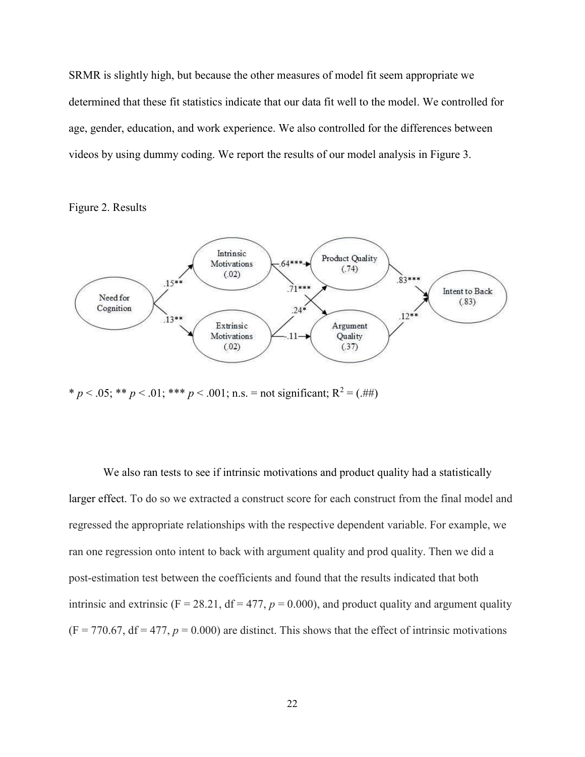SRMR is slightly high, but because the other measures of model fit seem appropriate we determined that these fit statistics indicate that our data fit well to the model. We controlled for age, gender, education, and work experience. We also controlled for the differences between videos by using dummy coding. We report the results of our model analysis in Figure 3.

Figure 2. Results

* $p < .05$; ** $p < .01$; *** $p < .001$; n.s. = not significant; $R^2$ = (.##)

We also ran tests to see if intrinsic motivations and product quality had a statistically larger effect. To do so we extracted a construct score for each construct from the final model and regressed the appropriate relationships with the respective dependent variable. For example, we ran one regression onto intent to back with argument quality and prod quality. Then we did a post-estimation test between the coefficients and found that the results indicated that both intrinsic and extrinsic (F = 28.21, df = 477, $p$ = 0.000), and product quality and argument quality (F = 770.67, df = 477, $p$ = 0.000) are distinct. This shows that the effect of intrinsic motivations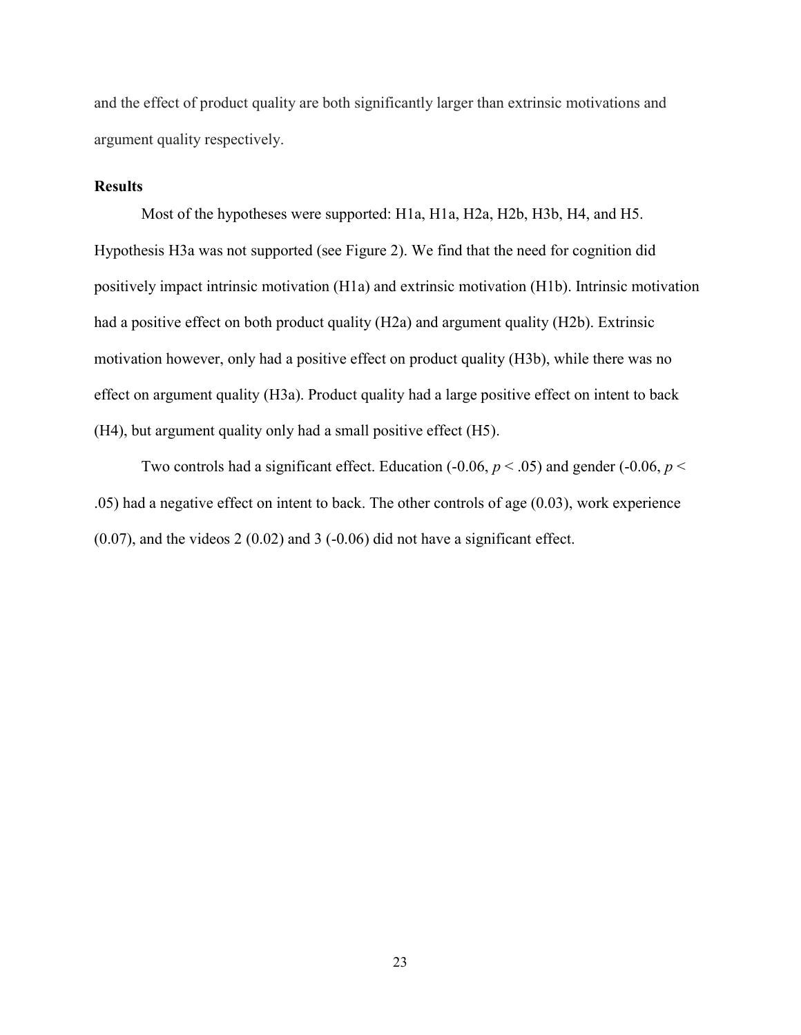and the effect of product quality are both significantly larger than extrinsic motivations and argument quality respectively.

### Results

Most of the hypotheses were supported: H1a, H1a, H2a, H2b, H3b, H4, and H5. Hypothesis H3a was not supported (see Figure 2). We find that the need for cognition did positively impact intrinsic motivation (H1a) and extrinsic motivation (H1b). Intrinsic motivation had a positive effect on both product quality (H2a) and argument quality (H2b). Extrinsic motivation however, only had a positive effect on product quality (H3b), while there was no effect on argument quality (H3a). Product quality had a large positive effect on intent to back (H4), but argument quality only had a small positive effect (H5).

Two controls had a significant effect. Education (-0.06, $p < .05$) and gender (-0.06, $p < .05$) had a negative effect on intent to back. The other controls of age (0.03), work experience (0.07), and the videos 2 (0.02) and 3 (-0.06) did not have a significant effect.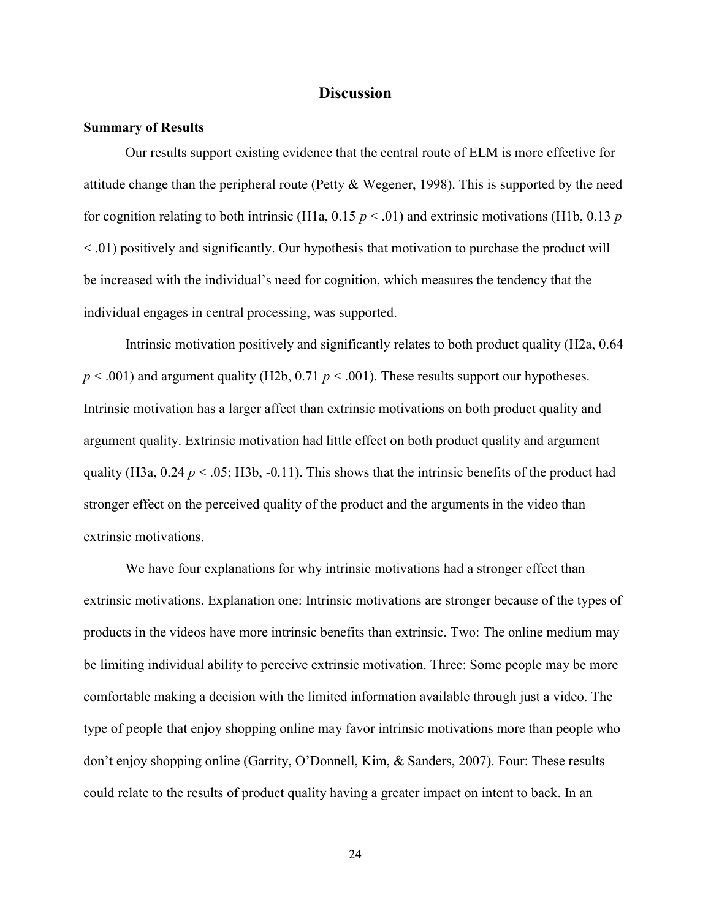# Discussion

## Summary of Results

Our results support existing evidence that the central route of ELM is more effective for attitude change than the peripheral route (Petty & Wegener, 1998). This is supported by the need for cognition relating to both intrinsic (H1a, 0.15 $p < .01$) and extrinsic motivations (H1b, 0.13 $p < .01$) positively and significantly. Our hypothesis that motivation to purchase the product will be increased with the individual's need for cognition, which measures the tendency that the individual engages in central processing, was supported.

Intrinsic motivation positively and significantly relates to both product quality (H2a, 0.64 $p < .001$) and argument quality (H2b, 0.71 $p < .001$). These results support our hypotheses. Intrinsic motivation has a larger affect than extrinsic motivations on both product quality and argument quality. Extrinsic motivation had little effect on both product quality and argument quality (H3a, 0.24 $p < .05$; H3b, -0.11). This shows that the intrinsic benefits of the product had stronger effect on the perceived quality of the product and the arguments in the video than extrinsic motivations.

We have four explanations for why intrinsic motivations had a stronger effect than extrinsic motivations. Explanation one: Intrinsic motivations are stronger because of the types of products in the videos have more intrinsic benefits than extrinsic. Two: The online medium may be limiting individual ability to perceive extrinsic motivation. Three: Some people may be more comfortable making a decision with the limited information available through just a video. The type of people that enjoy shopping online may favor intrinsic motivations more than people who don't enjoy shopping online (Garrity, O'Donnell, Kim, & Sanders, 2007). Four: These results could relate to the results of product quality having a greater impact on intent to back. In an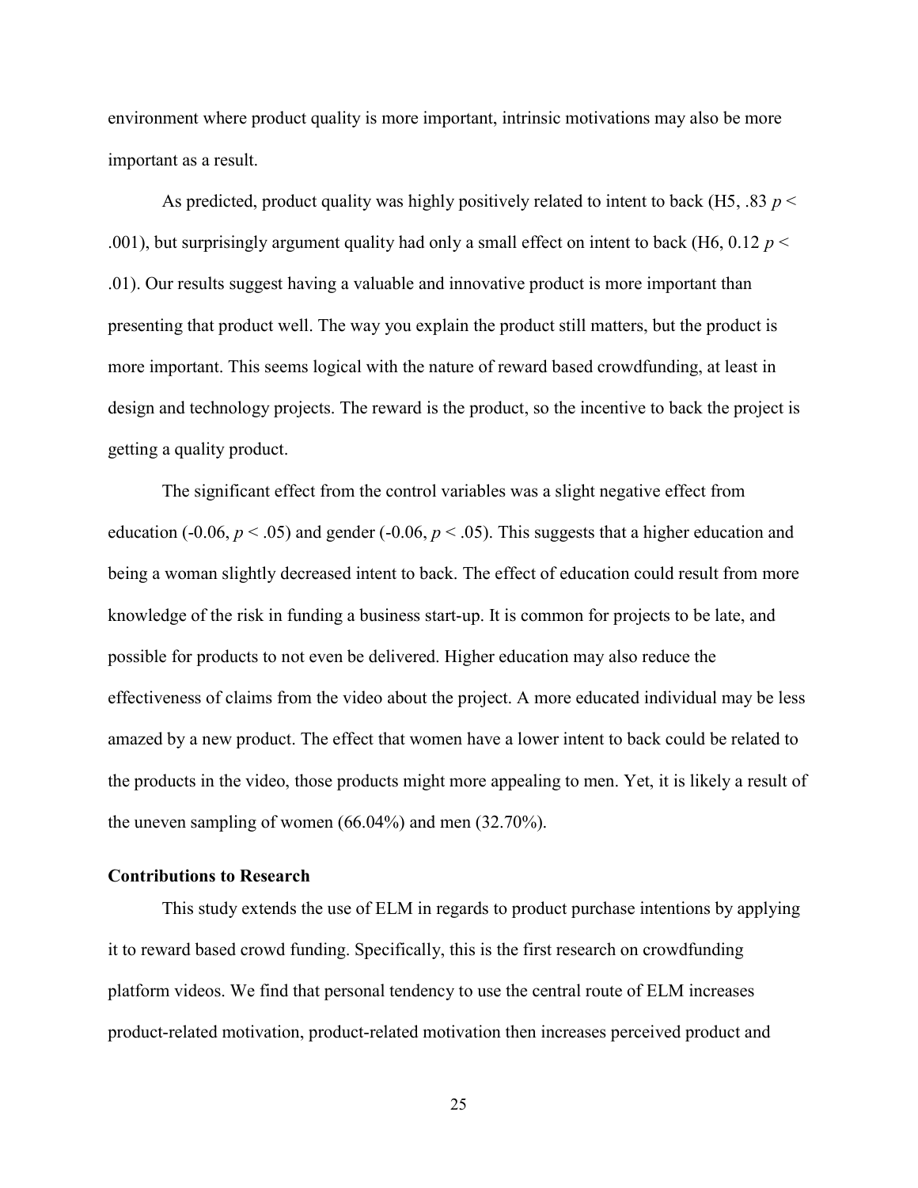environment where product quality is more important, intrinsic motivations may also be more important as a result.

As predicted, product quality was highly positively related to intent to back (H5, .83 $p < .001$), but surprisingly argument quality had only a small effect on intent to back (H6, 0.12 $p < .01$). Our results suggest having a valuable and innovative product is more important than presenting that product well. The way you explain the product still matters, but the product is more important. This seems logical with the nature of reward based crowdfunding, at least in design and technology projects. The reward is the product, so the incentive to back the project is getting a quality product.

The significant effect from the control variables was a slight negative effect from education (-0.06, $p < .05$) and gender (-0.06, $p < .05$). This suggests that a higher education and being a woman slightly decreased intent to back. The effect of education could result from more knowledge of the risk in funding a business start-up. It is common for projects to be late, and possible for products to not even be delivered. Higher education may also reduce the effectiveness of claims from the video about the project. A more educated individual may be less amazed by a new product. The effect that women have a lower intent to back could be related to the products in the video, those products might more appealing to men. Yet, it is likely a result of the uneven sampling of women (66.04%) and men (32.70%).

### Contributions to Research

This study extends the use of ELM in regards to product purchase intentions by applying it to reward based crowd funding. Specifically, this is the first research on crowdfunding platform videos. We find that personal tendency to use the central route of ELM increases product-related motivation, product-related motivation then increases perceived product and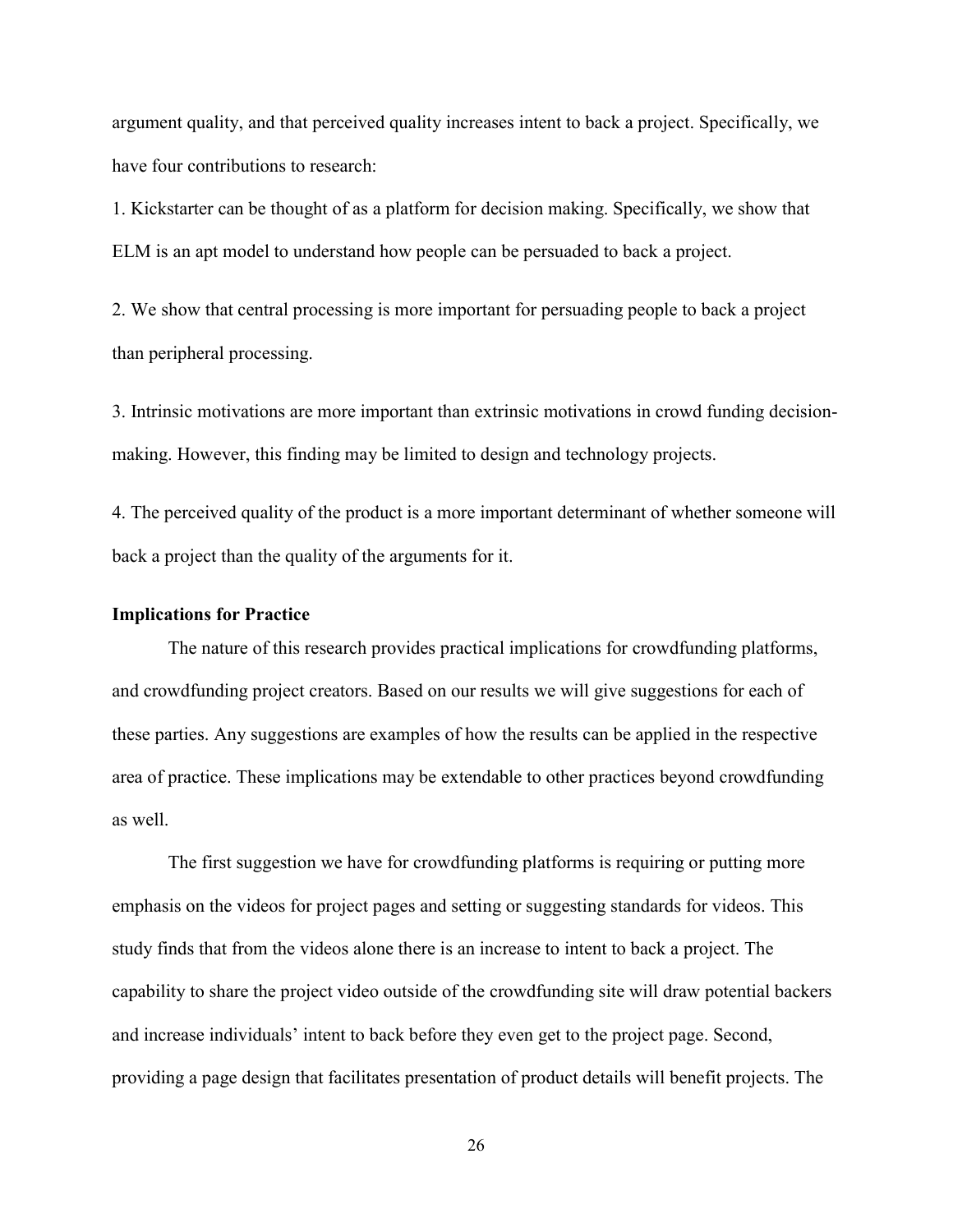argument quality, and that perceived quality increases intent to back a project. Specifically, we have four contributions to research:

1. Kickstarter can be thought of as a platform for decision making. Specifically, we show that ELM is an apt model to understand how people can be persuaded to back a project.

2. We show that central processing is more important for persuading people to back a project than peripheral processing.

3. Intrinsic motivations are more important than extrinsic motivations in crowd funding decision-making. However, this finding may be limited to design and technology projects.

4. The perceived quality of the product is a more important determinant of whether someone will back a project than the quality of the arguments for it.

**Implications for Practice**

The nature of this research provides practical implications for crowdfunding platforms, and crowdfunding project creators. Based on our results we will give suggestions for each of these parties. Any suggestions are examples of how the results can be applied in the respective area of practice. These implications may be extendable to other practices beyond crowdfunding as well.

The first suggestion we have for crowdfunding platforms is requiring or putting more emphasis on the videos for project pages and setting or suggesting standards for videos. This study finds that from the videos alone there is an increase to intent to back a project. The capability to share the project video outside of the crowdfunding site will draw potential backers and increase individuals' intent to back before they even get to the project page. Second, providing a page design that facilitates presentation of product details will benefit projects. The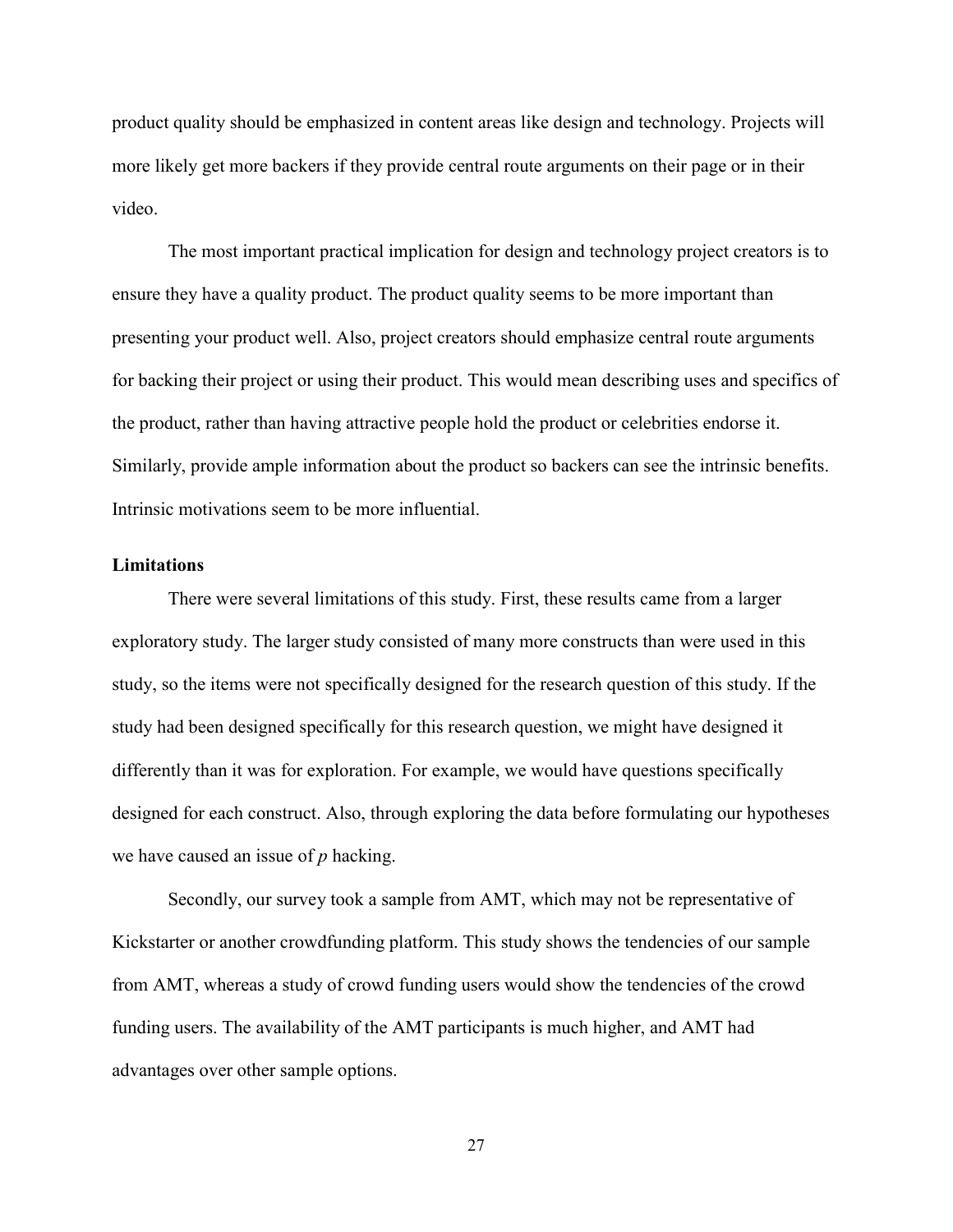product quality should be emphasized in content areas like design and technology. Projects will more likely get more backers if they provide central route arguments on their page or in their video.

The most important practical implication for design and technology project creators is to ensure they have a quality product. The product quality seems to be more important than presenting your product well. Also, project creators should emphasize central route arguments for backing their project or using their product. This would mean describing uses and specifics of the product, rather than having attractive people hold the product or celebrities endorse it. Similarly, provide ample information about the product so backers can see the intrinsic benefits. Intrinsic motivations seem to be more influential.

**Limitations**

There were several limitations of this study. First, these results came from a larger exploratory study. The larger study consisted of many more constructs than were used in this study, so the items were not specifically designed for the research question of this study. If the study had been designed specifically for this research question, we might have designed it differently than it was for exploration. For example, we would have questions specifically designed for each construct. Also, through exploring the data before formulating our hypotheses we have caused an issue of *p* hacking.

Secondly, our survey took a sample from AMT, which may not be representative of Kickstarter or another crowdfunding platform. This study shows the tendencies of our sample from AMT, whereas a study of crowd funding users would show the tendencies of the crowd funding users. The availability of the AMT participants is much higher, and AMT had advantages over other sample options.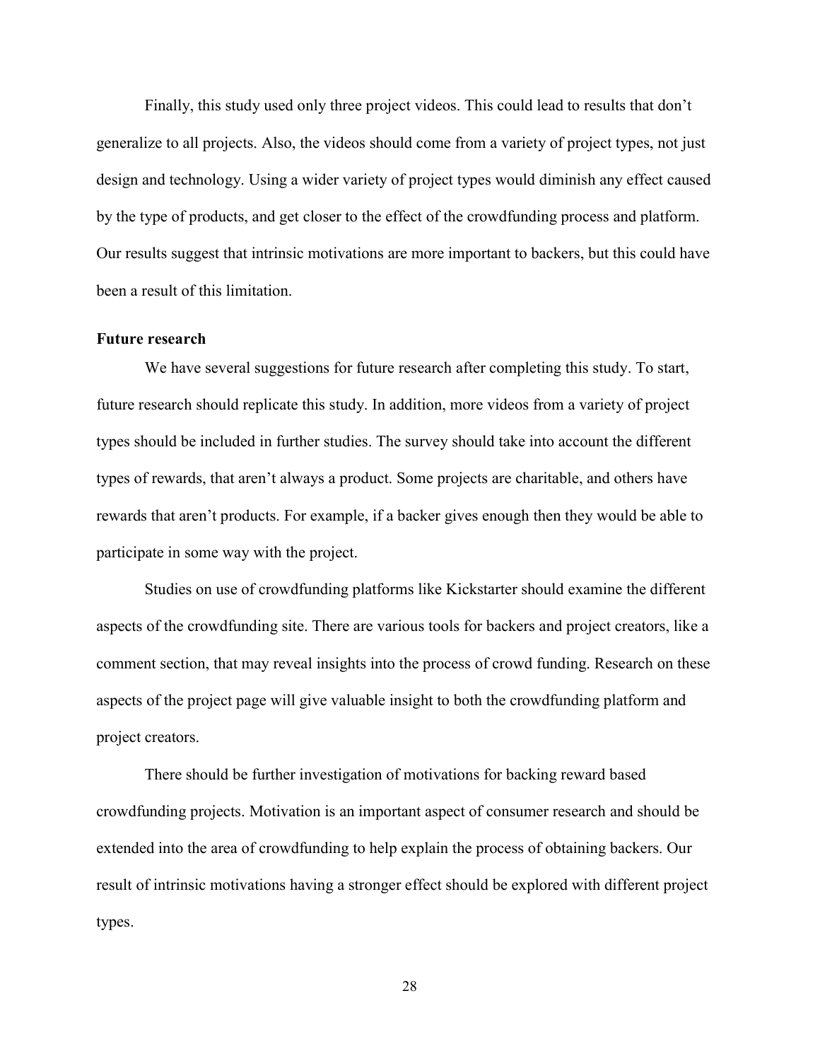Finally, this study used only three project videos. This could lead to results that don't generalize to all projects. Also, the videos should come from a variety of project types, not just design and technology. Using a wider variety of project types would diminish any effect caused by the type of products, and get closer to the effect of the crowdfunding process and platform. Our results suggest that intrinsic motivations are more important to backers, but this could have been a result of this limitation.

**Future research**

We have several suggestions for future research after completing this study. To start, future research should replicate this study. In addition, more videos from a variety of project types should be included in further studies. The survey should take into account the different types of rewards, that aren't always a product. Some projects are charitable, and others have rewards that aren't products. For example, if a backer gives enough then they would be able to participate in some way with the project.

Studies on use of crowdfunding platforms like Kickstarter should examine the different aspects of the crowdfunding site. There are various tools for backers and project creators, like a comment section, that may reveal insights into the process of crowd funding. Research on these aspects of the project page will give valuable insight to both the crowdfunding platform and project creators.

There should be further investigation of motivations for backing reward based crowdfunding projects. Motivation is an important aspect of consumer research and should be extended into the area of crowdfunding to help explain the process of obtaining backers. Our result of intrinsic motivations having a stronger effect should be explored with different project types.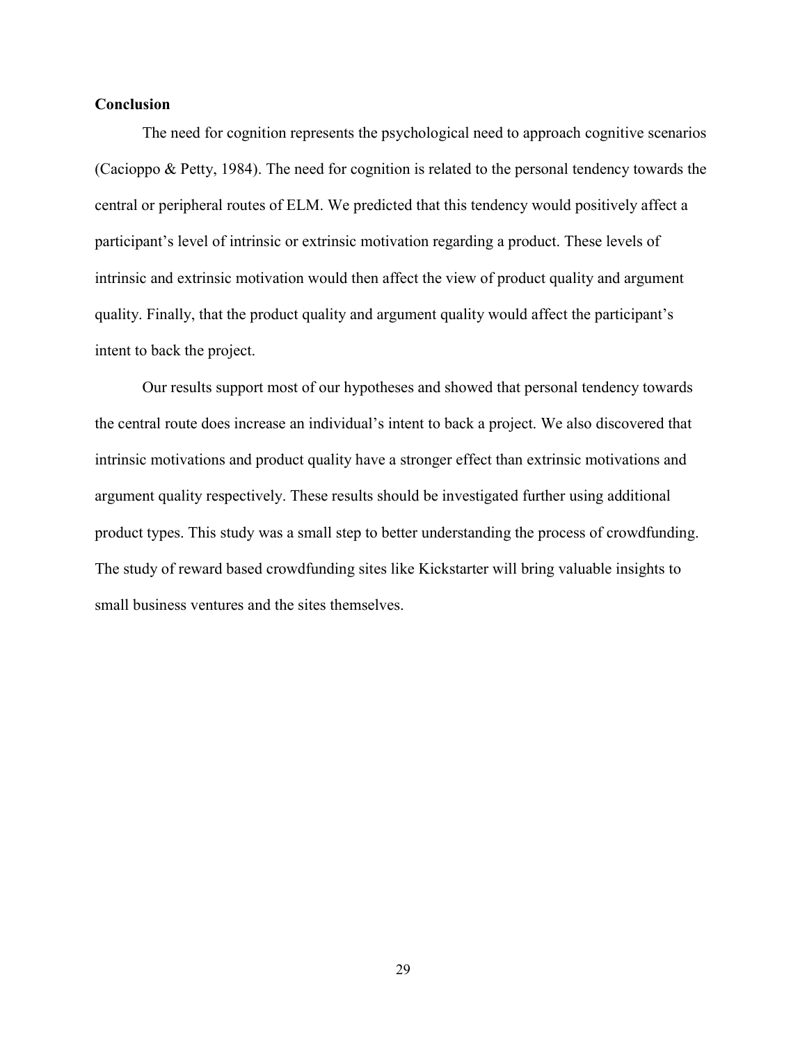## Conclusion

The need for cognition represents the psychological need to approach cognitive scenarios (Cacioppo & Petty, 1984). The need for cognition is related to the personal tendency towards the central or peripheral routes of ELM. We predicted that this tendency would positively affect a participant's level of intrinsic or extrinsic motivation regarding a product. These levels of intrinsic and extrinsic motivation would then affect the view of product quality and argument quality. Finally, that the product quality and argument quality would affect the participant's intent to back the project.

Our results support most of our hypotheses and showed that personal tendency towards the central route does increase an individual's intent to back a project. We also discovered that intrinsic motivations and product quality have a stronger effect than extrinsic motivations and argument quality respectively. These results should be investigated further using additional product types. This study was a small step to better understanding the process of crowdfunding. The study of reward based crowdfunding sites like Kickstarter will bring valuable insights to small business ventures and the sites themselves.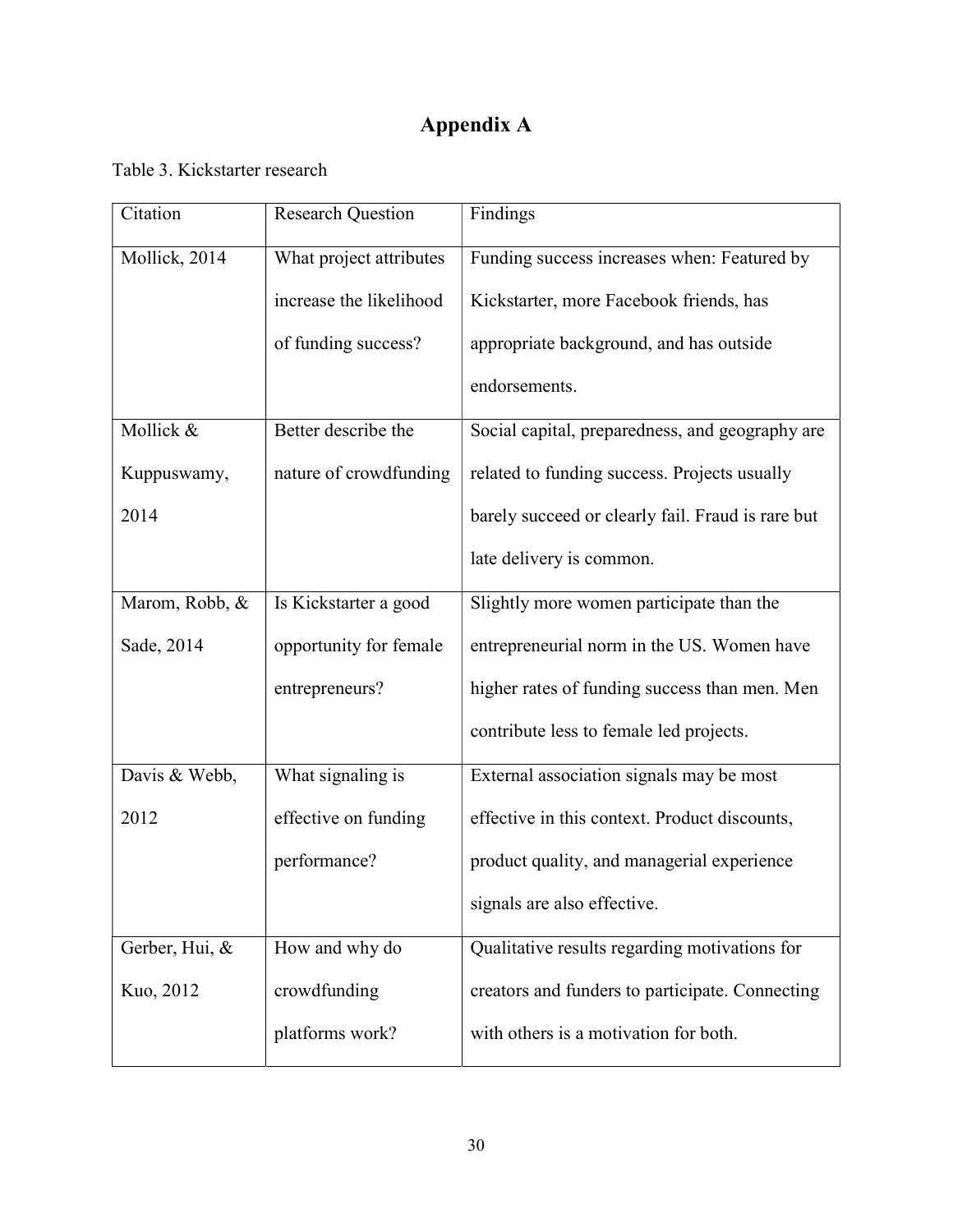# Appendix A

Table 3. Kickstarter research

| Citation | Research Question | Findings |
|---|---|---|
| Mollick, 2014 | What project attributes increase the likelihood of funding success? | Funding success increases when: Featured by Kickstarter, more Facebook friends, has appropriate background, and has outside endorsements. |
| Mollick & Kuppuswamy, 2014 | Better describe the nature of crowdfunding | Social capital, preparedness, and geography are related to funding success. Projects usually barely succeed or clearly fail. Fraud is rare but late delivery is common. |
| Marom, Robb, & Sade, 2014 | Is Kickstarter a good opportunity for female entrepreneurs? | Slightly more women participate than the entrepreneurial norm in the US. Women have higher rates of funding success than men. Men contribute less to female led projects. |
| Davis & Webb, 2012 | What signaling is effective on funding performance? | External association signals may be most effective in this context. Product discounts, product quality, and managerial experience signals are also effective. |
| Gerber, Hui, & Kuo, 2012 | How and why do crowdfunding platforms work? | Qualitative results regarding motivations for creators and funders to participate. Connecting with others is a motivation for both. |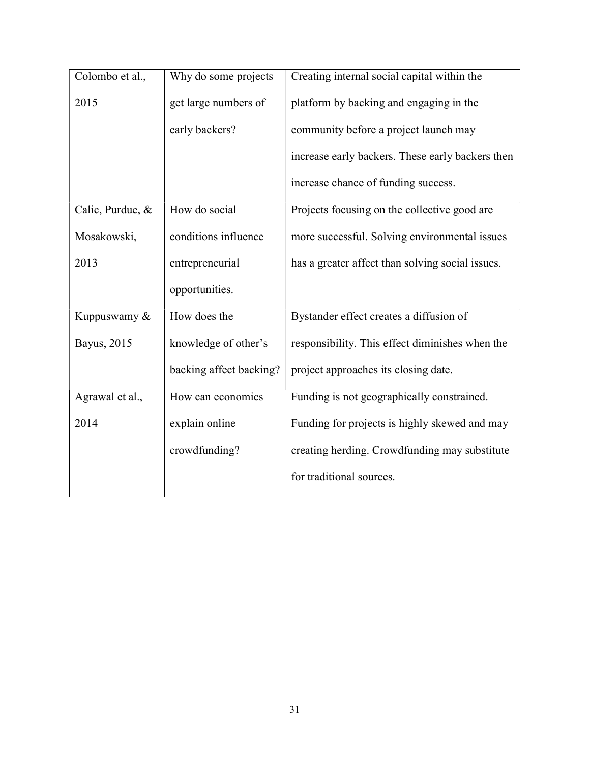| | | |
|---|---|---|
| Colombo et al., 2015 | Why do some projects get large numbers of early backers? | Creating internal social capital within the platform by backing and engaging in the community before a project launch may increase early backers. These early backers then increase chance of funding success. |
| Calic, Purdue, & Mosakowski, 2013 | How do social conditions influence entrepreneurial opportunities. | Projects focusing on the collective good are more successful. Solving environmental issues has a greater affect than solving social issues. |
| Kuppuswamy & Bayus, 2015 | How does the knowledge of other's backing affect backing? | Bystander effect creates a diffusion of responsibility. This effect diminishes when the project approaches its closing date. |
| Agrawal et al., 2014 | How can economics explain online crowdfunding? | Funding is not geographically constrained. Funding for projects is highly skewed and may creating herding. Crowdfunding may substitute for traditional sources. |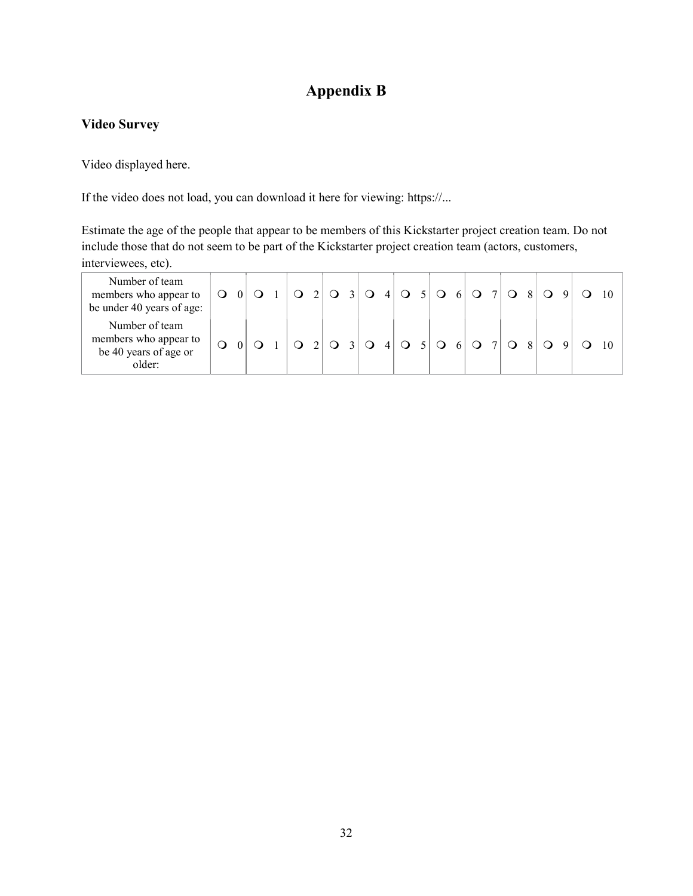# Appendix B

### Video Survey

Video displayed here.

If the video does not load, you can download it here for viewing: https://...

Estimate the age of the people that appear to be members of this Kickstarter project creation team. Do not include those that do not seem to be part of the Kickstarter project creation team (actors, customers, interviewees, etc).

| | | | | | | | | | | | |
|---|---|---|---|---|---|---|---|---|---|---|---|
| Number of team members who appear to be under 40 years of age: | ❍ 0 | ❍ 1 | ❍ 2 | ❍ 3 | ❍ 4 | ❍ 5 | ❍ 6 | ❍ 7 | ❍ 8 | ❍ 9 | ❍ 10 |
| Number of team members who appear to be 40 years of age or older: | ❍ 0 | ❍ 1 | ❍ 2 | ❍ 3 | ❍ 4 | ❍ 5 | ❍ 6 | ❍ 7 | ❍ 8 | ❍ 9 | ❍ 10 |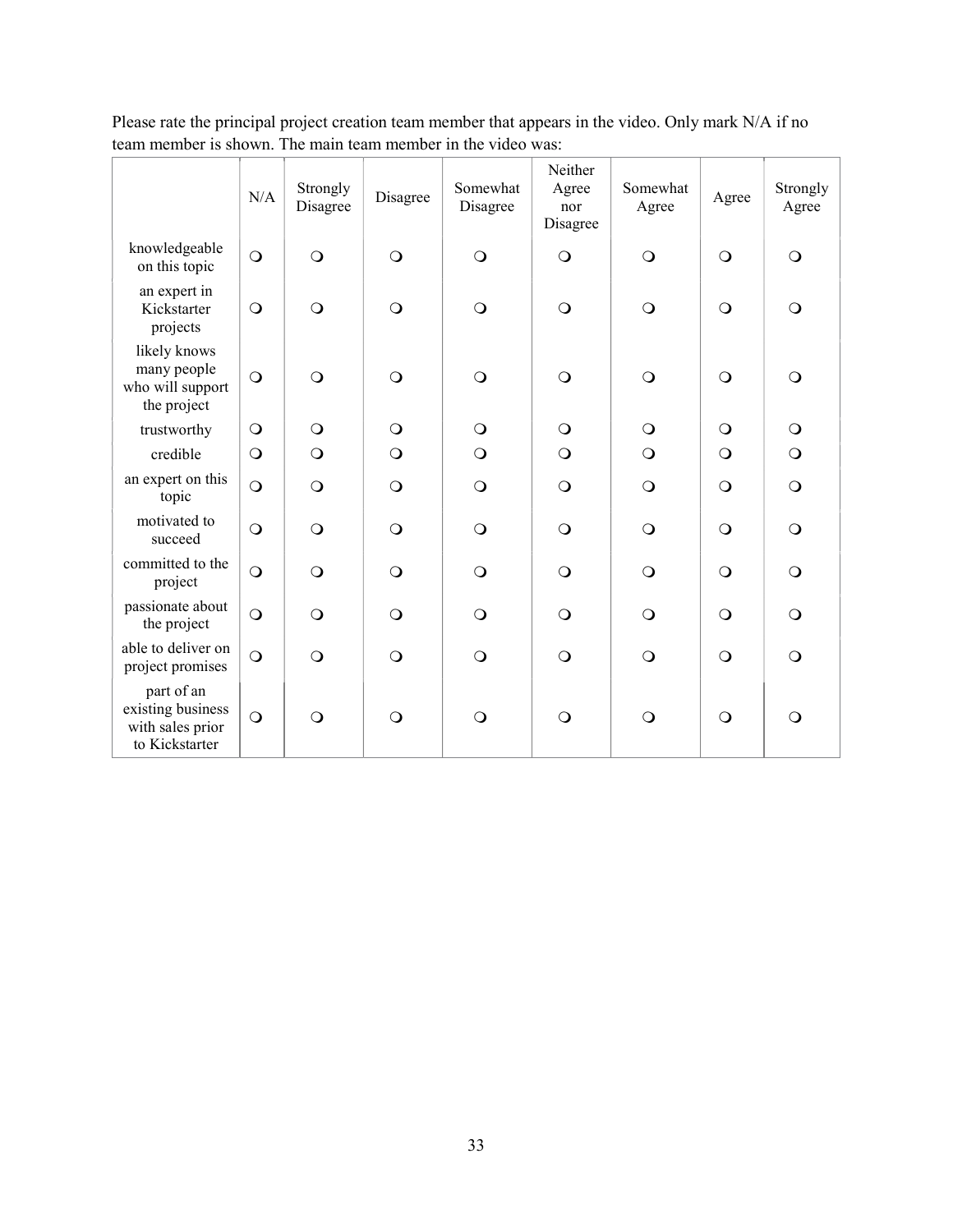Please rate the principal project creation team member that appears in the video. Only mark N/A if no team member is shown. The main team member in the video was:

| | N/A | Strongly Disagree | Disagree | Somewhat Disagree | Neither Agree nor Disagree | Somewhat Agree | Agree | Strongly Agree |
|---|---|---|---|---|---|---|---|---|
| knowledgeable on this topic | ❍ | ❍ | ❍ | ❍ | ❍ | ❍ | ❍ | ❍ |
| an expert in Kickstarter projects | ❍ | ❍ | ❍ | ❍ | ❍ | ❍ | ❍ | ❍ |
| likely knows many people who will support the project | ❍ | ❍ | ❍ | ❍ | ❍ | ❍ | ❍ | ❍ |
| trustworthy | ❍ | ❍ | ❍ | ❍ | ❍ | ❍ | ❍ | ❍ |
| credible | ❍ | ❍ | ❍ | ❍ | ❍ | ❍ | ❍ | ❍ |
| an expert on this topic | ❍ | ❍ | ❍ | ❍ | ❍ | ❍ | ❍ | ❍ |
| motivated to succeed | ❍ | ❍ | ❍ | ❍ | ❍ | ❍ | ❍ | ❍ |
| committed to the project | ❍ | ❍ | ❍ | ❍ | ❍ | ❍ | ❍ | ❍ |
| passionate about the project | ❍ | ❍ | ❍ | ❍ | ❍ | ❍ | ❍ | ❍ |
| able to deliver on project promises | ❍ | ❍ | ❍ | ❍ | ❍ | ❍ | ❍ | ❍ |
| part of an existing business with sales prior to Kickstarter | ❍ | ❍ | ❍ | ❍ | ❍ | ❍ | ❍ | ❍ |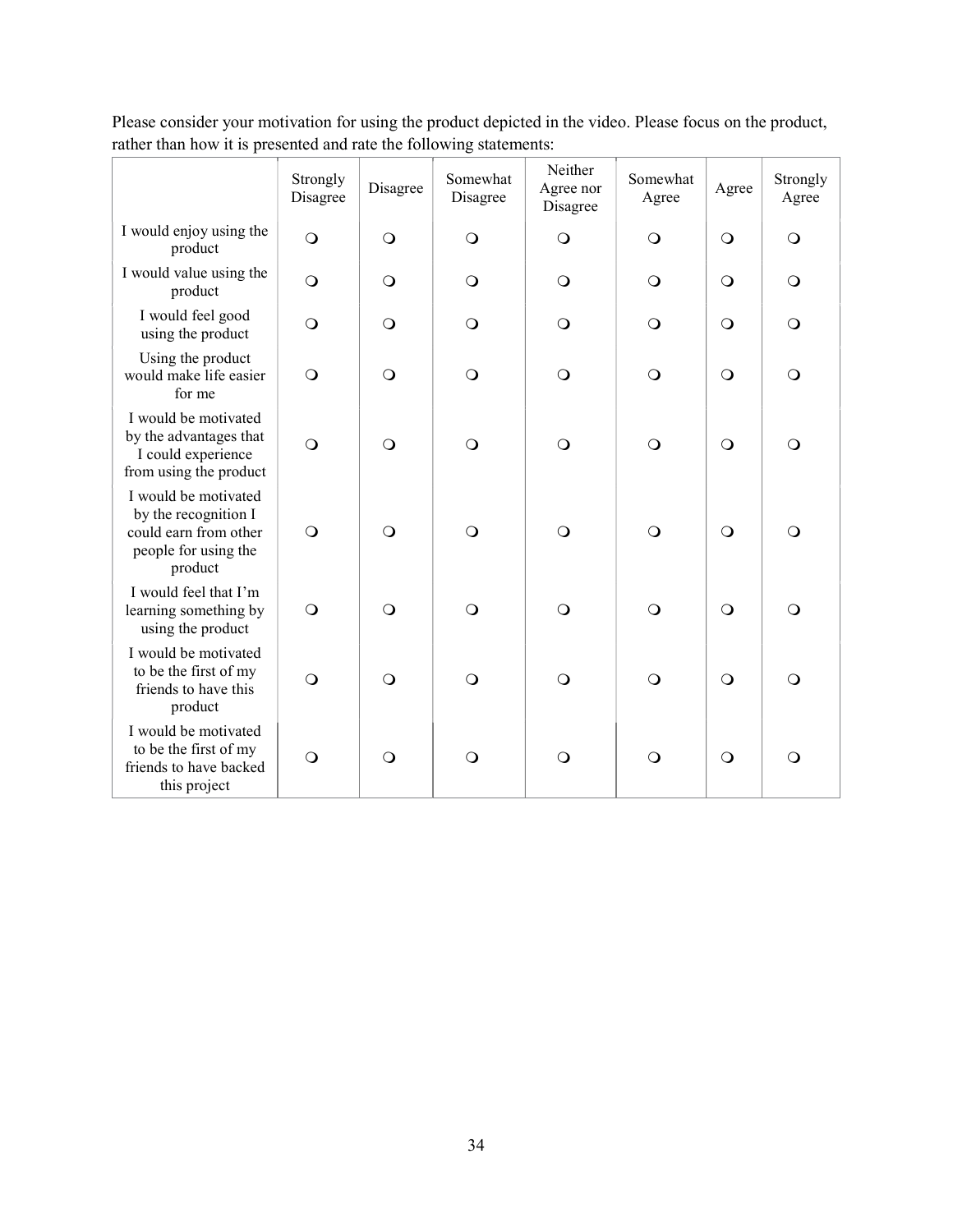Please consider your motivation for using the product depicted in the video. Please focus on the product, rather than how it is presented and rate the following statements:

| | Strongly Disagree | Disagree | Somewhat Disagree | Neither Agree nor Disagree | Somewhat Agree | Agree | Strongly Agree |
|---|---|---|---|---|---|---|---|
| I would enjoy using the product | ❍ | ❍ | ❍ | ❍ | ❍ | ❍ | ❍ |
| I would value using the product | ❍ | ❍ | ❍ | ❍ | ❍ | ❍ | ❍ |
| I would feel good using the product | ❍ | ❍ | ❍ | ❍ | ❍ | ❍ | ❍ |
| Using the product would make life easier for me | ❍ | ❍ | ❍ | ❍ | ❍ | ❍ | ❍ |
| I would be motivated by the advantages that I could experience from using the product | ❍ | ❍ | ❍ | ❍ | ❍ | ❍ | ❍ |
| I would be motivated by the recognition I could earn from other people for using the product | ❍ | ❍ | ❍ | ❍ | ❍ | ❍ | ❍ |
| I would feel that I'm learning something by using the product | ❍ | ❍ | ❍ | ❍ | ❍ | ❍ | ❍ |
| I would be motivated to be the first of my friends to have this product | ❍ | ❍ | ❍ | ❍ | ❍ | ❍ | ❍ |
| I would be motivated to be the first of my friends to have backed this project | ❍ | ❍ | ❍ | ❍ | ❍ | ❍ | ❍ |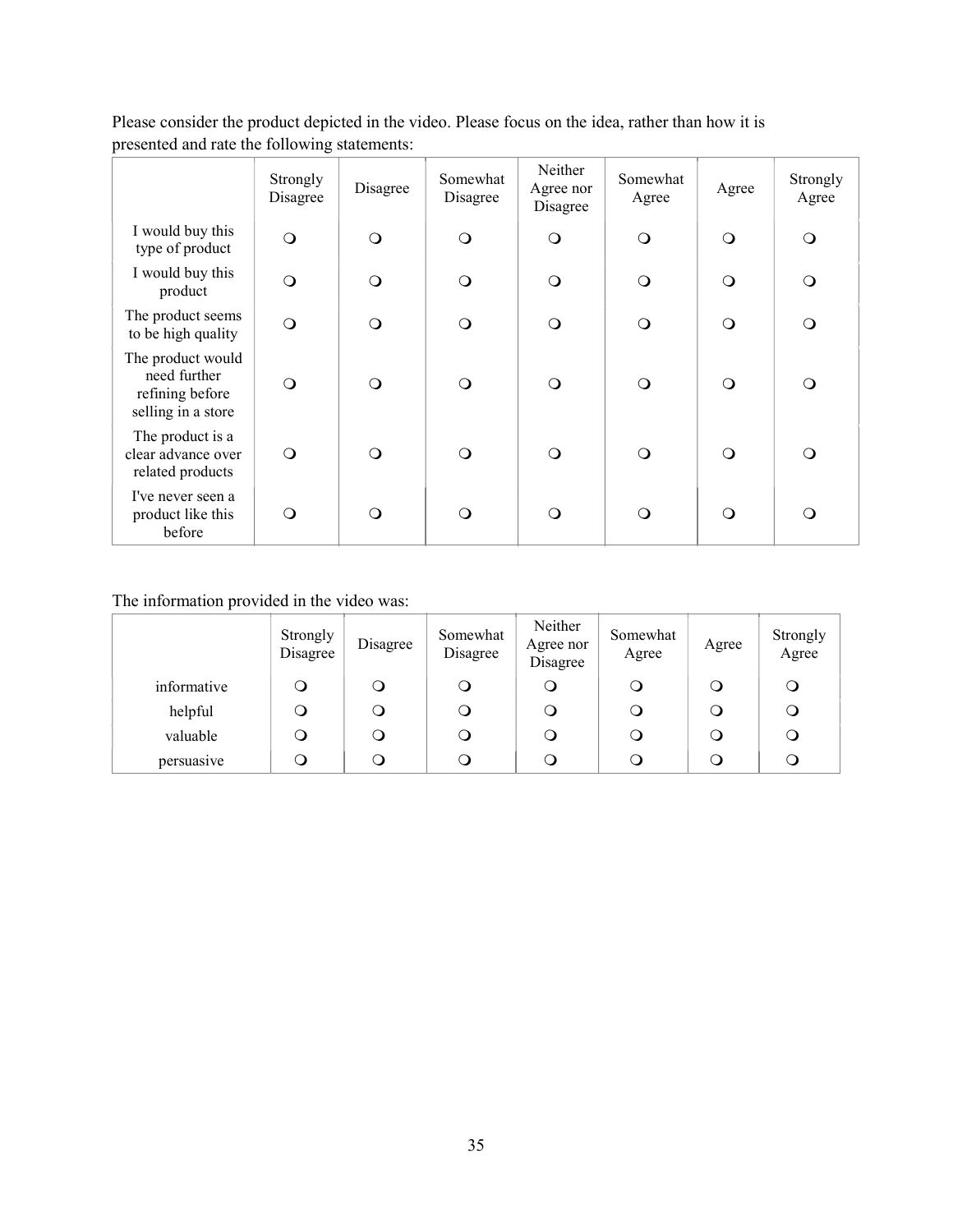Please consider the product depicted in the video. Please focus on the idea, rather than how it is presented and rate the following statements:

| | Strongly Disagree | Disagree | Somewhat Disagree | Neither Agree nor Disagree | Somewhat Agree | Agree | Strongly Agree |
|---|---|---|---|---|---|---|---|
| I would buy this type of product | ❍ | ❍ | ❍ | ❍ | ❍ | ❍ | ❍ |
| I would buy this product | ❍ | ❍ | ❍ | ❍ | ❍ | ❍ | ❍ |
| The product seems to be high quality | ❍ | ❍ | ❍ | ❍ | ❍ | ❍ | ❍ |
| The product would need further refining before selling in a store | ❍ | ❍ | ❍ | ❍ | ❍ | ❍ | ❍ |
| The product is a clear advance over related products | ❍ | ❍ | ❍ | ❍ | ❍ | ❍ | ❍ |
| I've never seen a product like this before | ❍ | ❍ | ❍ | ❍ | ❍ | ❍ | ❍ |

The information provided in the video was:

| | Strongly Disagree | Disagree | Somewhat Disagree | Neither Agree nor Disagree | Somewhat Agree | Agree | Strongly Agree |
|---|---|---|---|---|---|---|---|
| informative | ❍ | ❍ | ❍ | ❍ | ❍ | ❍ | ❍ |
| helpful | ❍ | ❍ | ❍ | ❍ | ❍ | ❍ | ❍ |
| valuable | ❍ | ❍ | ❍ | ❍ | ❍ | ❍ | ❍ |
| persuasive | ❍ | ❍ | ❍ | ❍ | ❍ | ❍ | ❍ |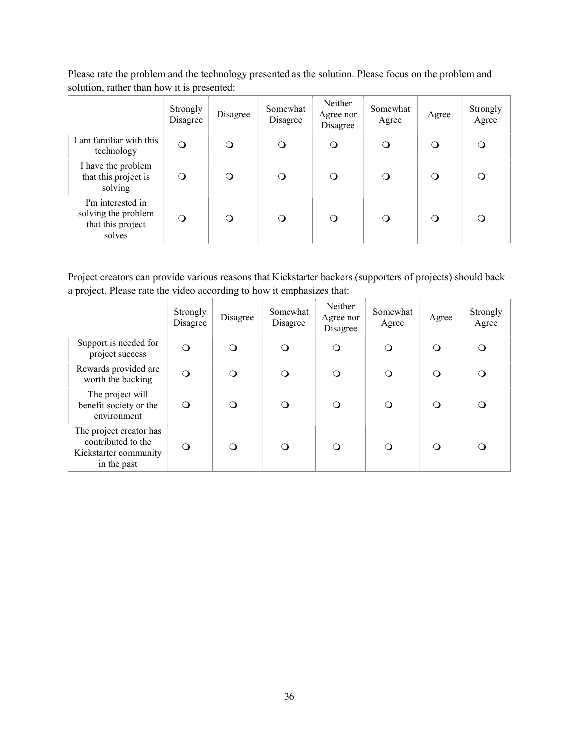Please rate the problem and the technology presented as the solution. Please focus on the problem and solution, rather than how it is presented:

| | Strongly Disagree | Disagree | Somewhat Disagree | Neither Agree nor Disagree | Somewhat Agree | Agree | Strongly Agree |
|---|---|---|---|---|---|---|---|
| I am familiar with this technology | ❍ | ❍ | ❍ | ❍ | ❍ | ❍ | ❍ |
| I have the problem that this project is solving | ❍ | ❍ | ❍ | ❍ | ❍ | ❍ | ❍ |
| I'm interested in solving the problem that this project solves | ❍ | ❍ | ❍ | ❍ | ❍ | ❍ | ❍ |

Project creators can provide various reasons that Kickstarter backers (supporters of projects) should back a project. Please rate the video according to how it emphasizes that:

| | Strongly Disagree | Disagree | Somewhat Disagree | Neither Agree nor Disagree | Somewhat Agree | Agree | Strongly Agree |
|---|---|---|---|---|---|---|---|
| Support is needed for project success | ❍ | ❍ | ❍ | ❍ | ❍ | ❍ | ❍ |
| Rewards provided are worth the backing | ❍ | ❍ | ❍ | ❍ | ❍ | ❍ | ❍ |
| The project will benefit society or the environment | ❍ | ❍ | ❍ | ❍ | ❍ | ❍ | ❍ |
| The project creator has contributed to the Kickstarter community in the past | ❍ | ❍ | ❍ | ❍ | ❍ | ❍ | ❍ |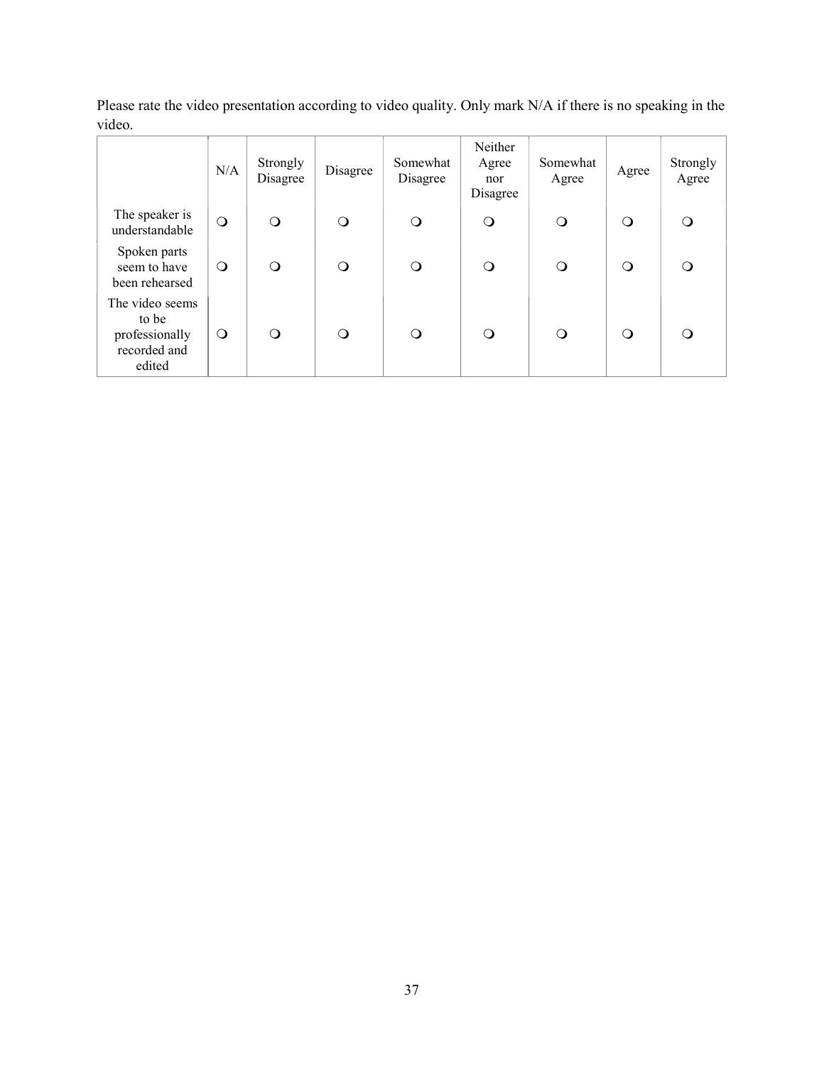Please rate the video presentation according to video quality. Only mark N/A if there is no speaking in the video.

| | N/A | Strongly Disagree | Disagree | Somewhat Disagree | Neither Agree nor Disagree | Somewhat Agree | Agree | Strongly Agree |
|---|---|---|---|---|---|---|---|---|
| The speaker is understandable | ❍ | ❍ | ❍ | ❍ | ❍ | ❍ | ❍ | ❍ |
| Spoken parts seem to have been rehearsed | ❍ | ❍ | ❍ | ❍ | ❍ | ❍ | ❍ | ❍ |
| The video seems to be professionally recorded and edited | ❍ | ❍ | ❍ | ❍ | ❍ | ❍ | ❍ | ❍ |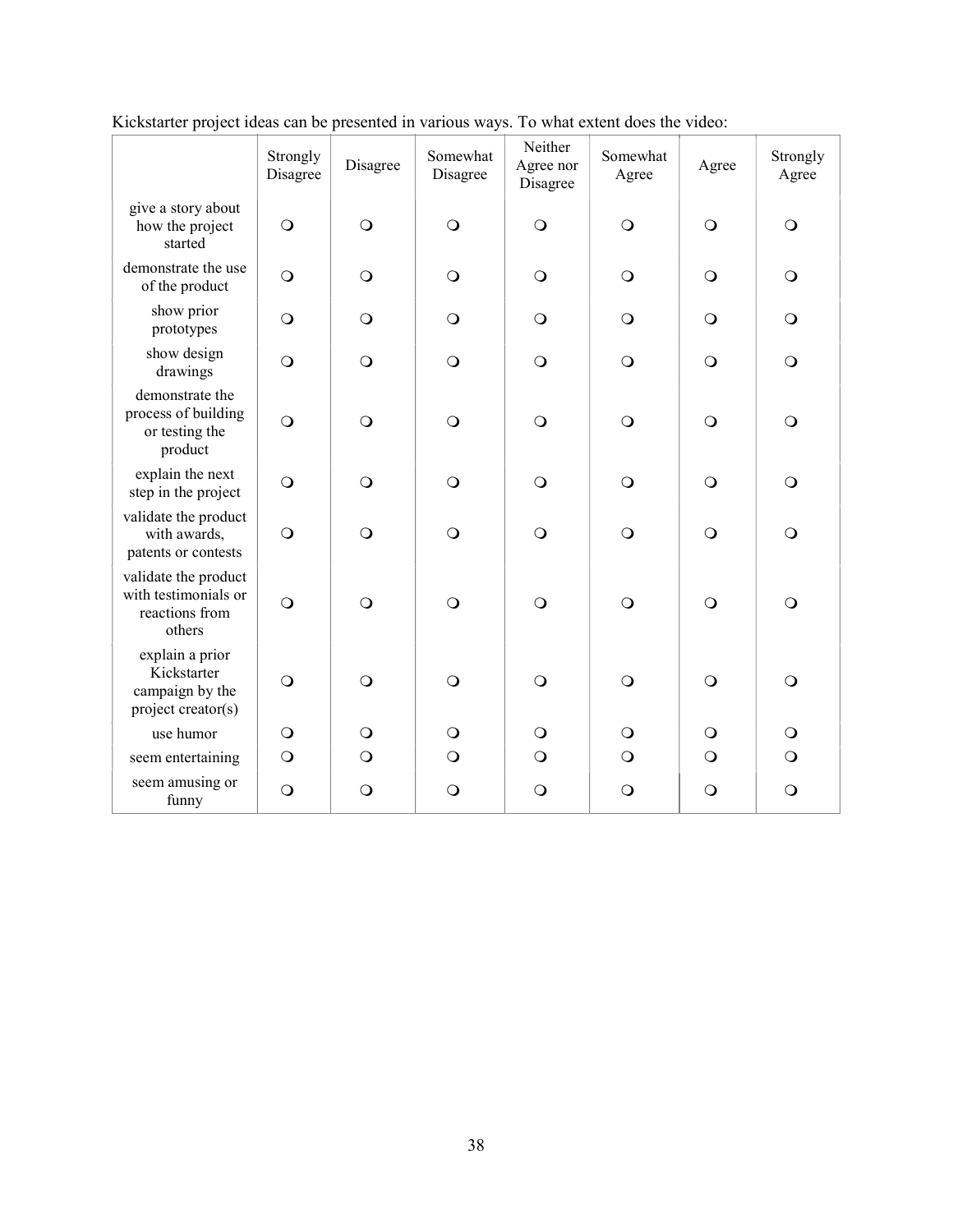Kickstarter project ideas can be presented in various ways. To what extent does the video:

| | Strongly Disagree | Disagree | Somewhat Disagree | Neither Agree nor Disagree | Somewhat Agree | Agree | Strongly Agree |
|---|---|---|---|---|---|---|---|
| give a story about how the project started | ❍ | ❍ | ❍ | ❍ | ❍ | ❍ | ❍ |
| demonstrate the use of the product | ❍ | ❍ | ❍ | ❍ | ❍ | ❍ | ❍ |
| show prior prototypes | ❍ | ❍ | ❍ | ❍ | ❍ | ❍ | ❍ |
| show design drawings | ❍ | ❍ | ❍ | ❍ | ❍ | ❍ | ❍ |
| demonstrate the process of building or testing the product | ❍ | ❍ | ❍ | ❍ | ❍ | ❍ | ❍ |
| explain the next step in the project | ❍ | ❍ | ❍ | ❍ | ❍ | ❍ | ❍ |
| validate the product with awards, patents or contests | ❍ | ❍ | ❍ | ❍ | ❍ | ❍ | ❍ |
| validate the product with testimonials or reactions from others | ❍ | ❍ | ❍ | ❍ | ❍ | ❍ | ❍ |
| explain a prior Kickstarter campaign by the project creator(s) | ❍ | ❍ | ❍ | ❍ | ❍ | ❍ | ❍ |
| use humor | ❍ | ❍ | ❍ | ❍ | ❍ | ❍ | ❍ |
| seem entertaining | ❍ | ❍ | ❍ | ❍ | ❍ | ❍ | ❍ |
| seem amusing or funny | ❍ | ❍ | ❍ | ❍ | ❍ | ❍ | ❍ |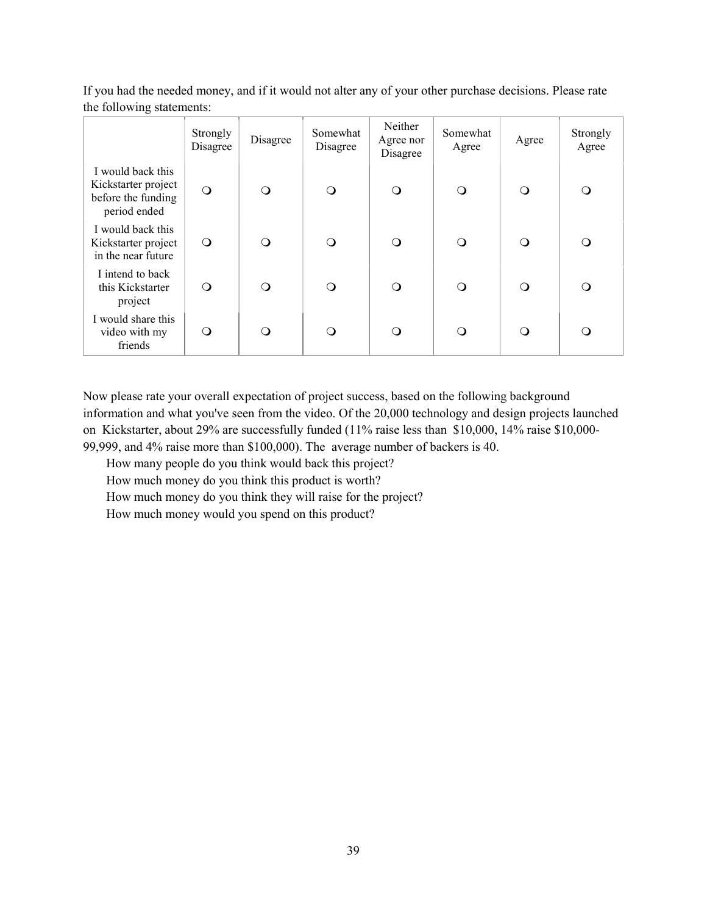If you had the needed money, and if it would not alter any of your other purchase decisions. Please rate the following statements:

| | Strongly Disagree | Disagree | Somewhat Disagree | Neither Agree nor Disagree | Somewhat Agree | Agree | Strongly Agree |
|---|---|---|---|---|---|---|---|
| I would back this Kickstarter project before the funding period ended | ❍ | ❍ | ❍ | ❍ | ❍ | ❍ | ❍ |
| I would back this Kickstarter project in the near future | ❍ | ❍ | ❍ | ❍ | ❍ | ❍ | ❍ |
| I intend to back this Kickstarter project | ❍ | ❍ | ❍ | ❍ | ❍ | ❍ | ❍ |
| I would share this video with my friends | ❍ | ❍ | ❍ | ❍ | ❍ | ❍ | ❍ |

Now please rate your overall expectation of project success, based on the following background information and what you've seen from the video. Of the 20,000 technology and design projects launched on Kickstarter, about 29% are successfully funded (11% raise less than $10,000, 14% raise $10,000-99,999, and 4% raise more than $100,000). The average number of backers is 40.

How many people do you think would back this project?

How much money do you think this product is worth?

How much money do you think they will raise for the project?

How much money would you spend on this product?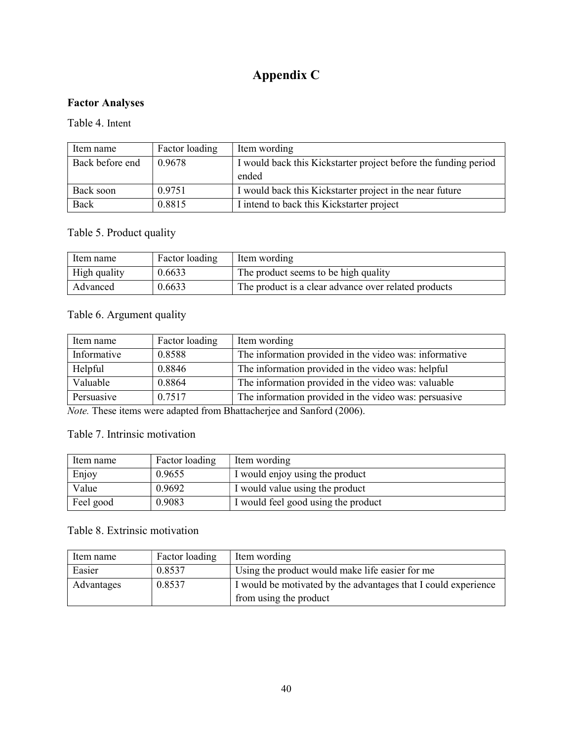# Appendix C

## Factor Analyses

Table 4. Intent

| Item name | Factor loading | Item wording |
| --- | --- | --- |
| Back before end | 0.9678 | I would back this Kickstarter project before the funding period ended |
| Back soon | 0.9751 | I would back this Kickstarter project in the near future |
| Back | 0.8815 | I intend to back this Kickstarter project |

Table 5. Product quality

| Item name | Factor loading | Item wording |
| --- | --- | --- |
| High quality | 0.6633 | The product seems to be high quality |
| Advanced | 0.6633 | The product is a clear advance over related products |

Table 6. Argument quality

| Item name | Factor loading | Item wording |
| --- | --- | --- |
| Informative | 0.8588 | The information provided in the video was: informative |
| Helpful | 0.8846 | The information provided in the video was: helpful |
| Valuable | 0.8864 | The information provided in the video was: valuable |
| Persuasive | 0.7517 | The information provided in the video was: persuasive |

*Note.* These items were adapted from Bhattacherjee and Sanford (2006).

Table 7. Intrinsic motivation

| Item name | Factor loading | Item wording |
| --- | --- | --- |
| Enjoy | 0.9655 | I would enjoy using the product |
| Value | 0.9692 | I would value using the product |
| Feel good | 0.9083 | I would feel good using the product |

Table 8. Extrinsic motivation

| Item name | Factor loading | Item wording |
| --- | --- | --- |
| Easier | 0.8537 | Using the product would make life easier for me |
| Advantages | 0.8537 | I would be motivated by the advantages that I could experience from using the product |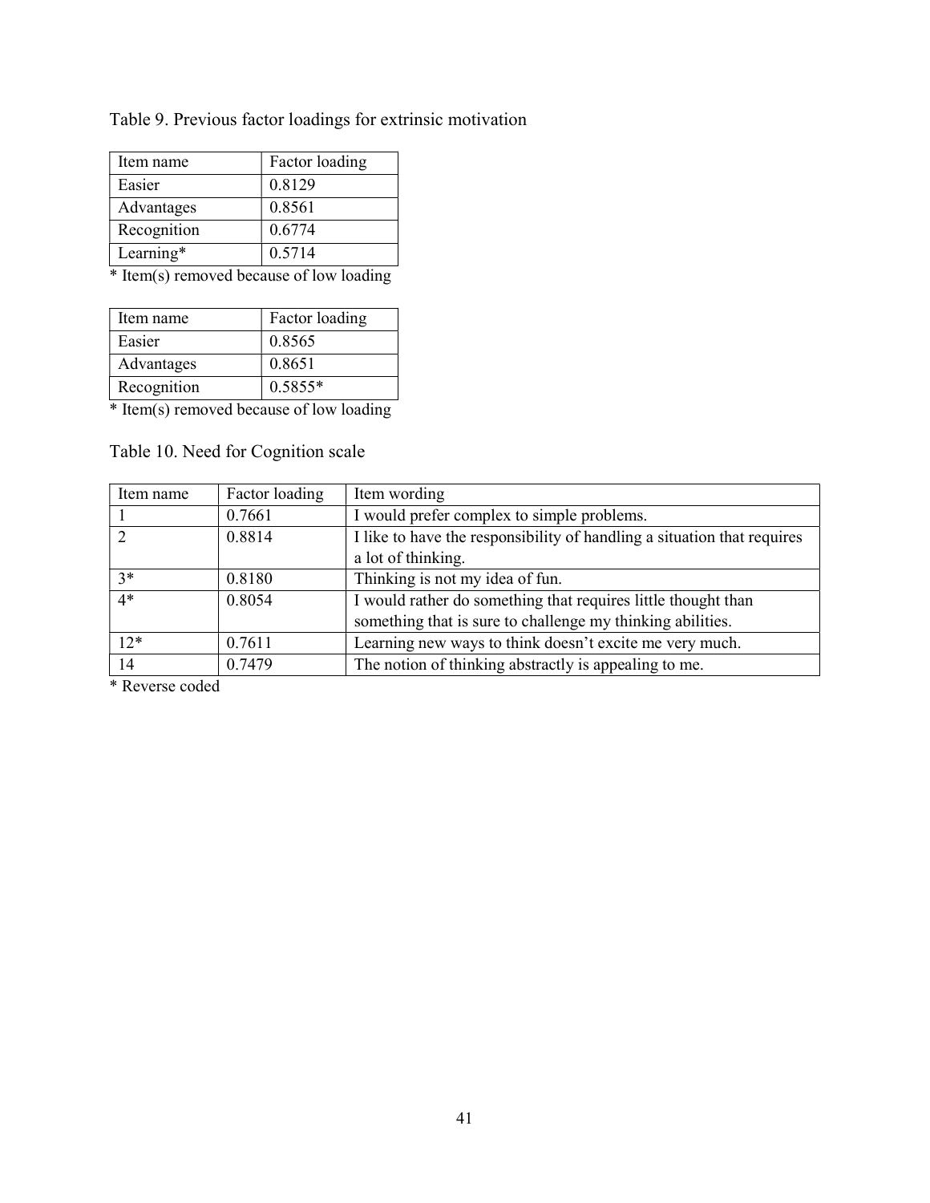Table 9. Previous factor loadings for extrinsic motivation

| Item name | Factor loading |
|---|---|
| Easier | 0.8129 |
| Advantages | 0.8561 |
| Recognition | 0.6774 |
| Learning* | 0.5714 |

* Item(s) removed because of low loading

| Item name | Factor loading |
|---|---|
| Easier | 0.8565 |
| Advantages | 0.8651 |
| Recognition | 0.5855* |

* Item(s) removed because of low loading

Table 10. Need for Cognition scale

| Item name | Factor loading | Item wording |
|---|---|---|
| 1 | 0.7661 | I would prefer complex to simple problems. |
| 2 | 0.8814 | I like to have the responsibility of handling a situation that requires a lot of thinking. |
| 3* | 0.8180 | Thinking is not my idea of fun. |
| 4* | 0.8054 | I would rather do something that requires little thought than something that is sure to challenge my thinking abilities. |
| 12* | 0.7611 | Learning new ways to think doesn't excite me very much. |
| 14 | 0.7479 | The notion of thinking abstractly is appealing to me. |

* Reverse coded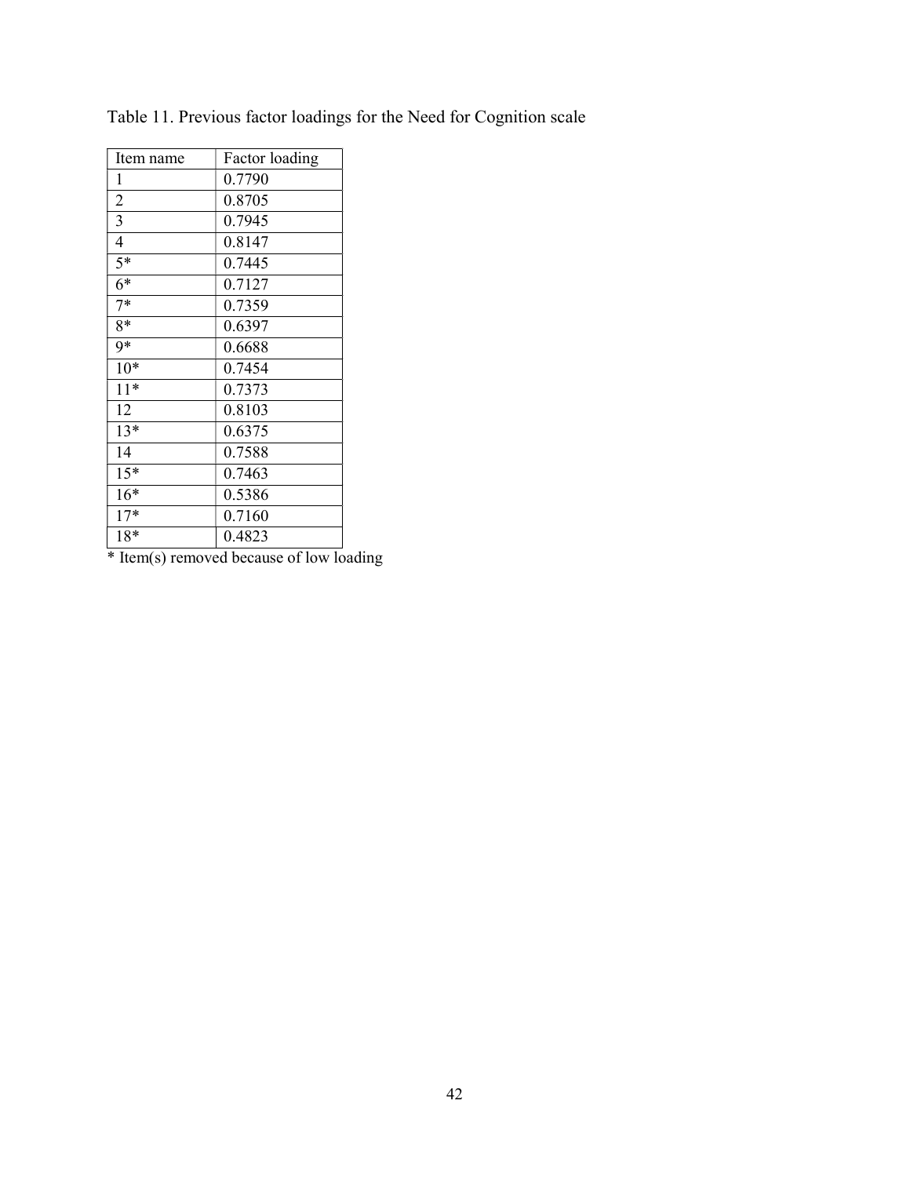Table 11. Previous factor loadings for the Need for Cognition scale

| Item name | Factor loading |
|---|---|
| 1 | 0.7790 |
| 2 | 0.8705 |
| 3 | 0.7945 |
| 4 | 0.8147 |
| 5* | 0.7445 |
| 6* | 0.7127 |
| 7* | 0.7359 |
| 8* | 0.6397 |
| 9* | 0.6688 |
| 10* | 0.7454 |
| 11* | 0.7373 |
| 12 | 0.8103 |
| 13* | 0.6375 |
| 14 | 0.7588 |
| 15* | 0.7463 |
| 16* | 0.5386 |
| 17* | 0.7160 |
| 18* | 0.4823 |

* Item(s) removed because of low loading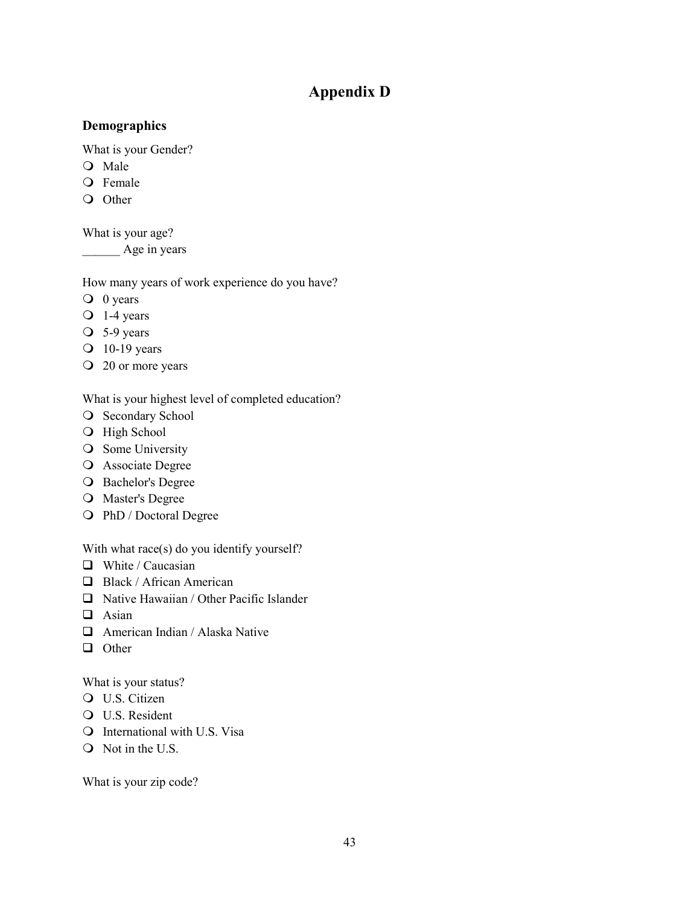# Appendix D

### Demographics

What is your Gender?

- ❍ Male
- ❍ Female
- ❍ Other

What is your age?

______ Age in years

How many years of work experience do you have?

- ❍ 0 years
- ❍ 1-4 years
- ❍ 5-9 years
- ❍ 10-19 years
- ❍ 20 or more years

What is your highest level of completed education?

- ❍ Secondary School
- ❍ High School
- ❍ Some University
- ❍ Associate Degree
- ❍ Bachelor's Degree
- ❍ Master's Degree
- ❍ PhD / Doctoral Degree

With what race(s) do you identify yourself?

- ❑ White / Caucasian
- ❑ Black / African American
- ❑ Native Hawaiian / Other Pacific Islander
- ❑ Asian
- ❑ American Indian / Alaska Native
- ❑ Other

What is your status?

- ❍ U.S. Citizen
- ❍ U.S. Resident
- ❍ International with U.S. Visa
- ❍ Not in the U.S.

What is your zip code?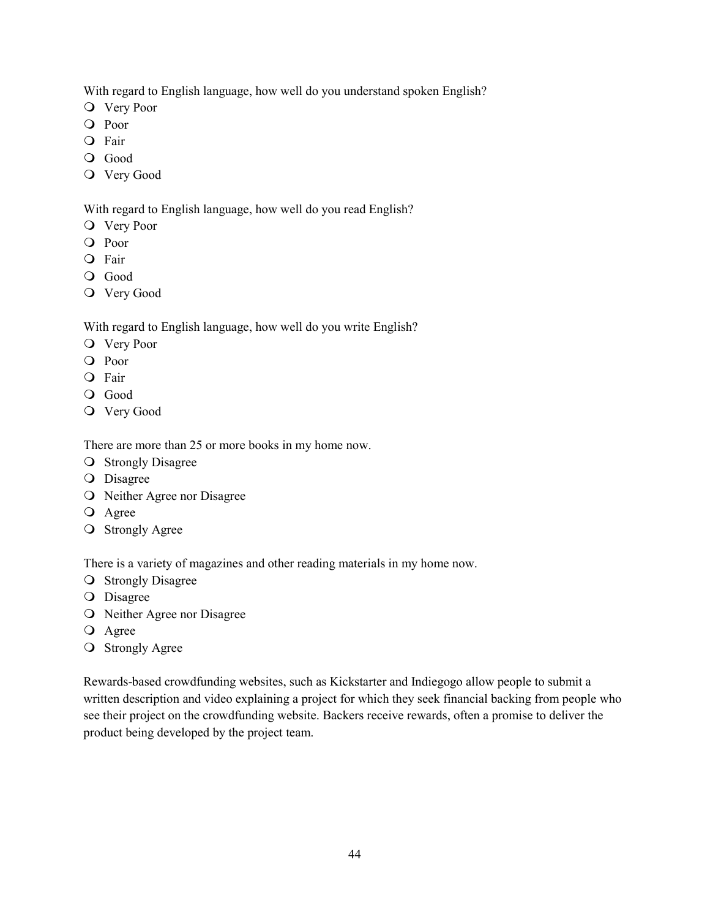With regard to English language, how well do you understand spoken English?

- Very Poor
- Poor
- Fair
- Good
- Very Good

With regard to English language, how well do you read English?

- Very Poor
- Poor
- Fair
- Good
- Very Good

With regard to English language, how well do you write English?

- Very Poor
- Poor
- Fair
- Good
- Very Good

There are more than 25 or more books in my home now.

- Strongly Disagree
- Disagree
- Neither Agree nor Disagree
- Agree
- Strongly Agree

There is a variety of magazines and other reading materials in my home now.

- Strongly Disagree
- Disagree
- Neither Agree nor Disagree
- Agree
- Strongly Agree

Rewards-based crowdfunding websites, such as Kickstarter and Indiegogo allow people to submit a written description and video explaining a project for which they seek financial backing from people who see their project on the crowdfunding website. Backers receive rewards, often a promise to deliver the product being developed by the project team.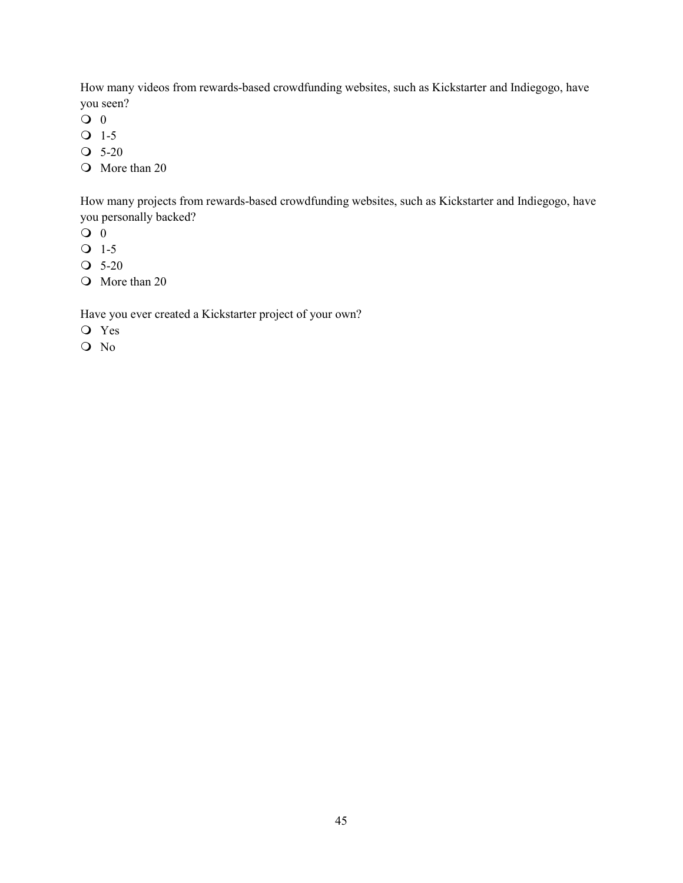How many videos from rewards-based crowdfunding websites, such as Kickstarter and Indiegogo, have you seen?

- 0
- 1-5
- 5-20
- More than 20

How many projects from rewards-based crowdfunding websites, such as Kickstarter and Indiegogo, have you personally backed?

- 0
- 1-5
- 5-20
- More than 20

Have you ever created a Kickstarter project of your own?

- Yes
- No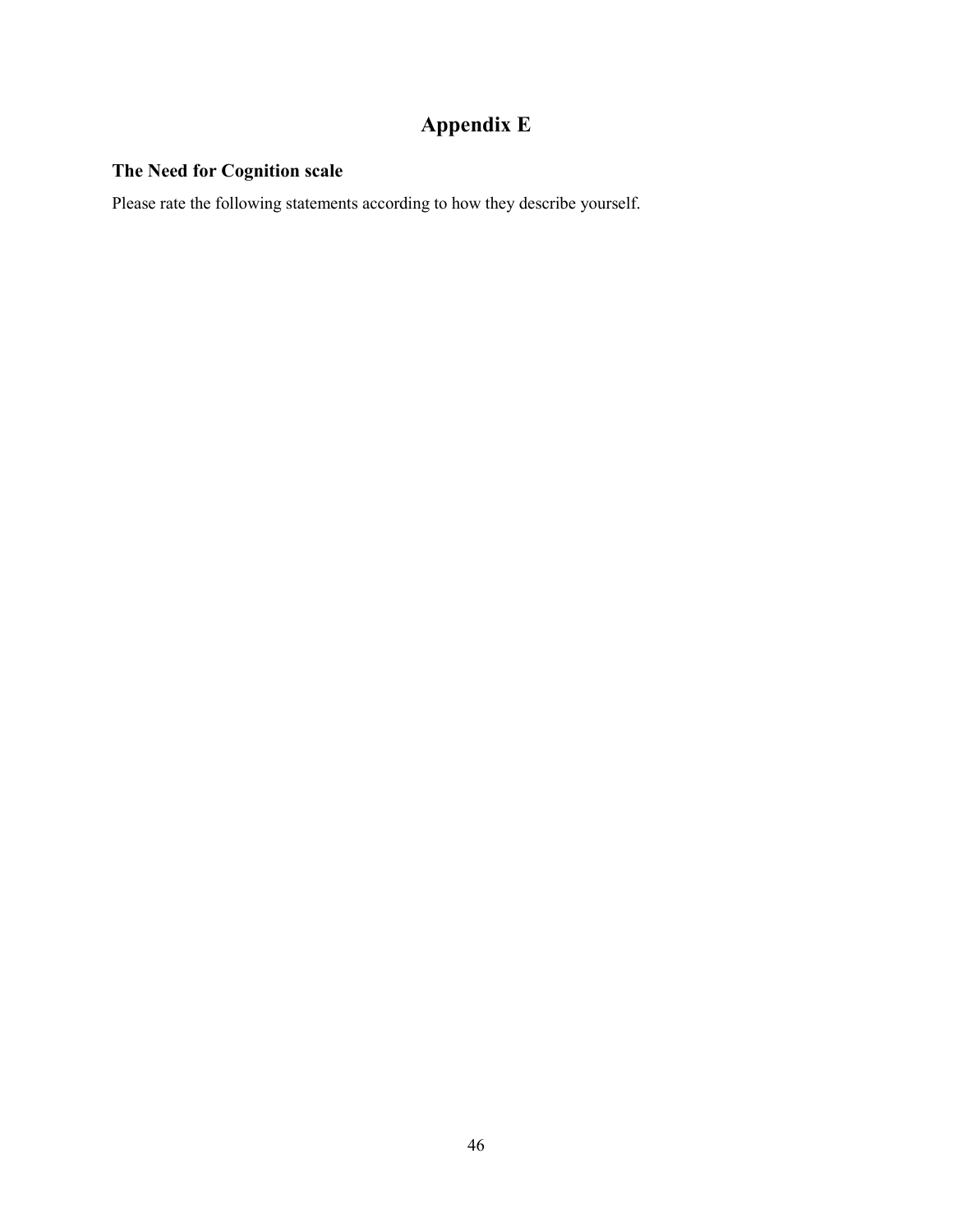# Appendix E

## The Need for Cognition scale

Please rate the following statements according to how they describe yourself.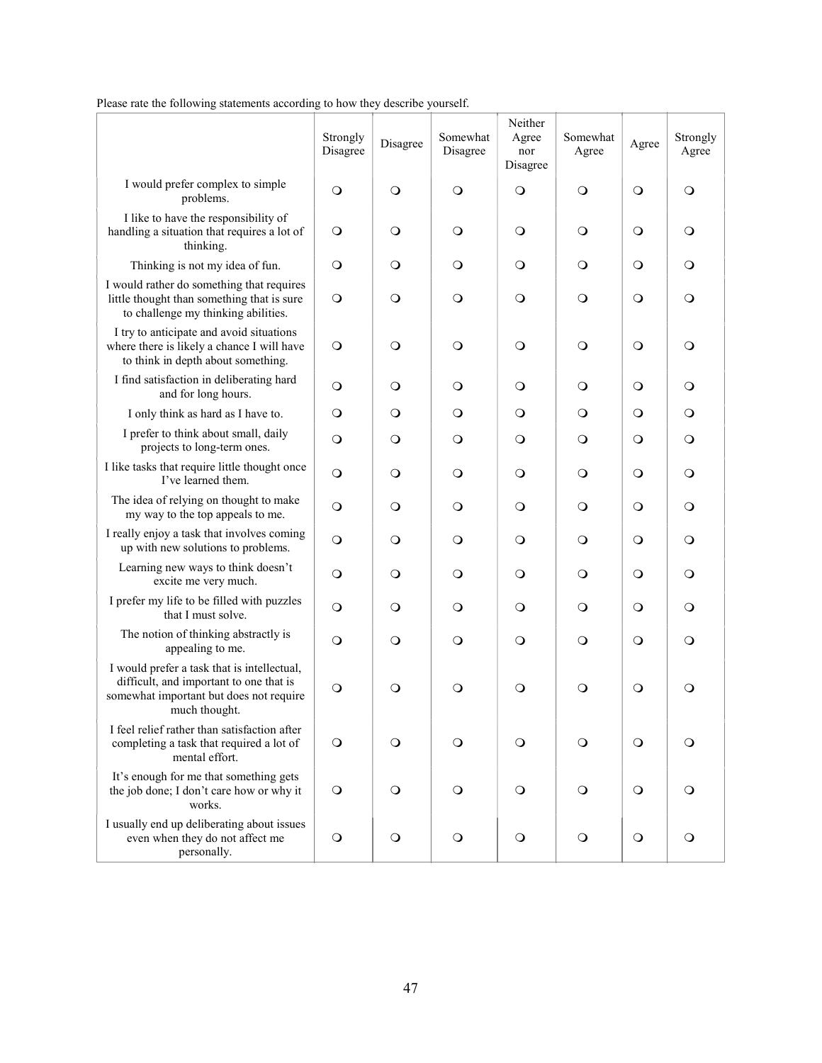Please rate the following statements according to how they describe yourself.

| | Strongly Disagree | Disagree | Somewhat Disagree | Neither Agree nor Disagree | Somewhat Agree | Agree | Strongly Agree |
|---|---|---|---|---|---|---|---|
| I would prefer complex to simple problems. | ❍ | ❍ | ❍ | ❍ | ❍ | ❍ | ❍ |
| I like to have the responsibility of handling a situation that requires a lot of thinking. | ❍ | ❍ | ❍ | ❍ | ❍ | ❍ | ❍ |
| Thinking is not my idea of fun. | ❍ | ❍ | ❍ | ❍ | ❍ | ❍ | ❍ |
| I would rather do something that requires little thought than something that is sure to challenge my thinking abilities. | ❍ | ❍ | ❍ | ❍ | ❍ | ❍ | ❍ |
| I try to anticipate and avoid situations where there is likely a chance I will have to think in depth about something. | ❍ | ❍ | ❍ | ❍ | ❍ | ❍ | ❍ |
| I find satisfaction in deliberating hard and for long hours. | ❍ | ❍ | ❍ | ❍ | ❍ | ❍ | ❍ |
| I only think as hard as I have to. | ❍ | ❍ | ❍ | ❍ | ❍ | ❍ | ❍ |
| I prefer to think about small, daily projects to long-term ones. | ❍ | ❍ | ❍ | ❍ | ❍ | ❍ | ❍ |
| I like tasks that require little thought once I've learned them. | ❍ | ❍ | ❍ | ❍ | ❍ | ❍ | ❍ |
| The idea of relying on thought to make my way to the top appeals to me. | ❍ | ❍ | ❍ | ❍ | ❍ | ❍ | ❍ |
| I really enjoy a task that involves coming up with new solutions to problems. | ❍ | ❍ | ❍ | ❍ | ❍ | ❍ | ❍ |
| Learning new ways to think doesn't excite me very much. | ❍ | ❍ | ❍ | ❍ | ❍ | ❍ | ❍ |
| I prefer my life to be filled with puzzles that I must solve. | ❍ | ❍ | ❍ | ❍ | ❍ | ❍ | ❍ |
| The notion of thinking abstractly is appealing to me. | ❍ | ❍ | ❍ | ❍ | ❍ | ❍ | ❍ |
| I would prefer a task that is intellectual, difficult, and important to one that is somewhat important but does not require much thought. | ❍ | ❍ | ❍ | ❍ | ❍ | ❍ | ❍ |
| I feel relief rather than satisfaction after completing a task that required a lot of mental effort. | ❍ | ❍ | ❍ | ❍ | ❍ | ❍ | ❍ |
| It's enough for me that something gets the job done; I don't care how or why it works. | ❍ | ❍ | ❍ | ❍ | ❍ | ❍ | ❍ |
| I usually end up deliberating about issues even when they do not affect me personally. | ❍ | ❍ | ❍ | ❍ | ❍ | ❍ | ❍ |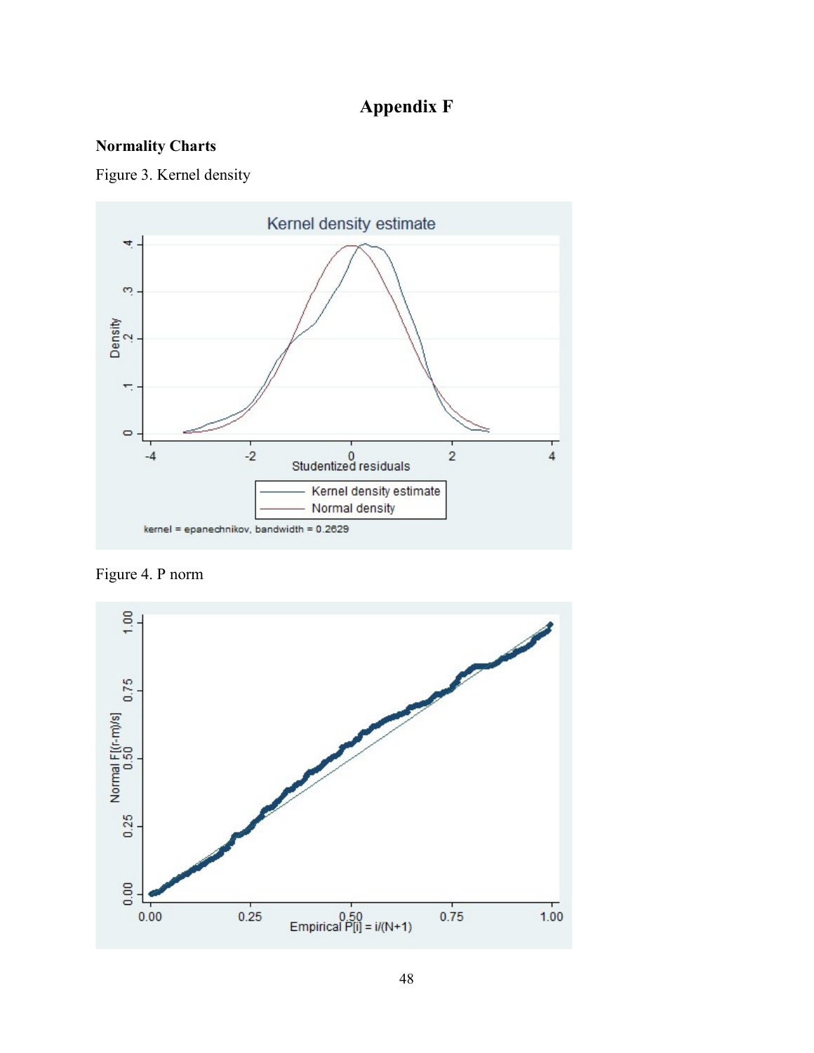# Appendix F

**Normality Charts**

Figure 3. Kernel density

Figure 4. P norm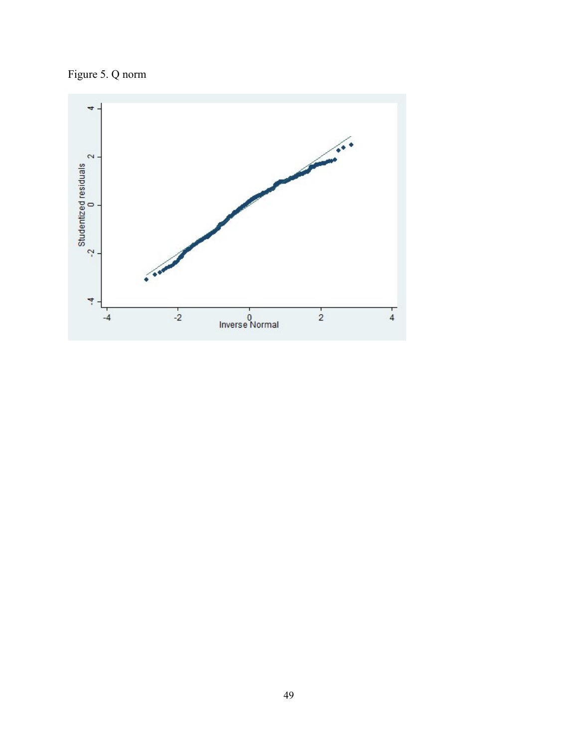Figure 5. Q norm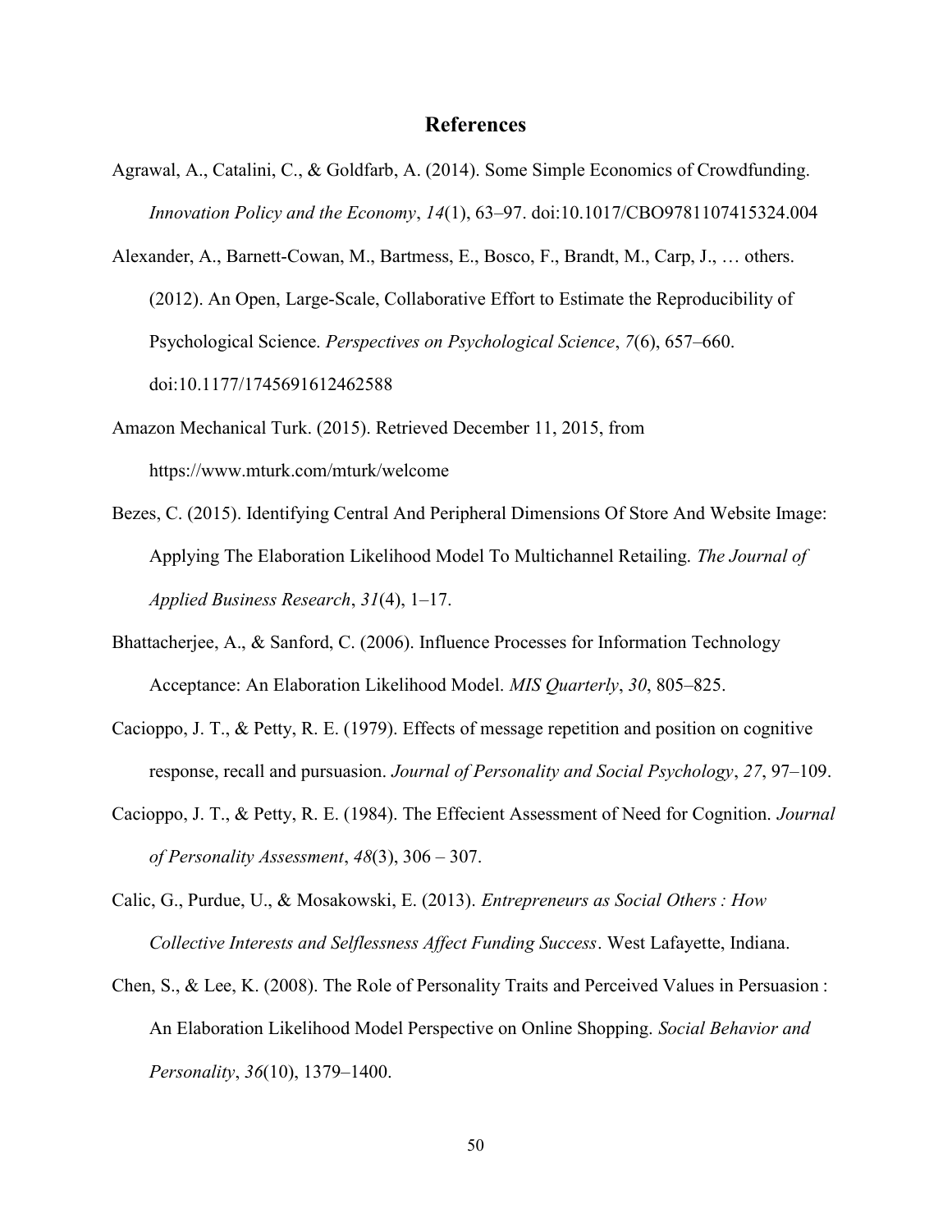# References

Agrawal, A., Catalini, C., & Goldfarb, A. (2014). Some Simple Economics of Crowdfunding. *Innovation Policy and the Economy*, *14*(1), 63–97. doi:10.1017/CBO9781107415324.004

Alexander, A., Barnett-Cowan, M., Bartmess, E., Bosco, F., Brandt, M., Carp, J., … others. (2012). An Open, Large-Scale, Collaborative Effort to Estimate the Reproducibility of Psychological Science. *Perspectives on Psychological Science*, *7*(6), 657–660. doi:10.1177/1745691612462588

Amazon Mechanical Turk. (2015). Retrieved December 11, 2015, from https://www.mturk.com/mturk/welcome

Bezes, C. (2015). Identifying Central And Peripheral Dimensions Of Store And Website Image: Applying The Elaboration Likelihood Model To Multichannel Retailing. *The Journal of Applied Business Research*, *31*(4), 1–17.

Bhattacherjee, A., & Sanford, C. (2006). Influence Processes for Information Technology Acceptance: An Elaboration Likelihood Model. *MIS Quarterly*, *30*, 805–825.

Cacioppo, J. T., & Petty, R. E. (1979). Effects of message repetition and position on cognitive response, recall and pursuasion. *Journal of Personality and Social Psychology*, *27*, 97–109.

Cacioppo, J. T., & Petty, R. E. (1984). The Effecient Assessment of Need for Cognition. *Journal of Personality Assessment*, *48*(3), 306 – 307.

Calic, G., Purdue, U., & Mosakowski, E. (2013). *Entrepreneurs as Social Others : How Collective Interests and Selflessness Affect Funding Success*. West Lafayette, Indiana.

Chen, S., & Lee, K. (2008). The Role of Personality Traits and Perceived Values in Persuasion : An Elaboration Likelihood Model Perspective on Online Shopping. *Social Behavior and Personality*, *36*(10), 1379–1400.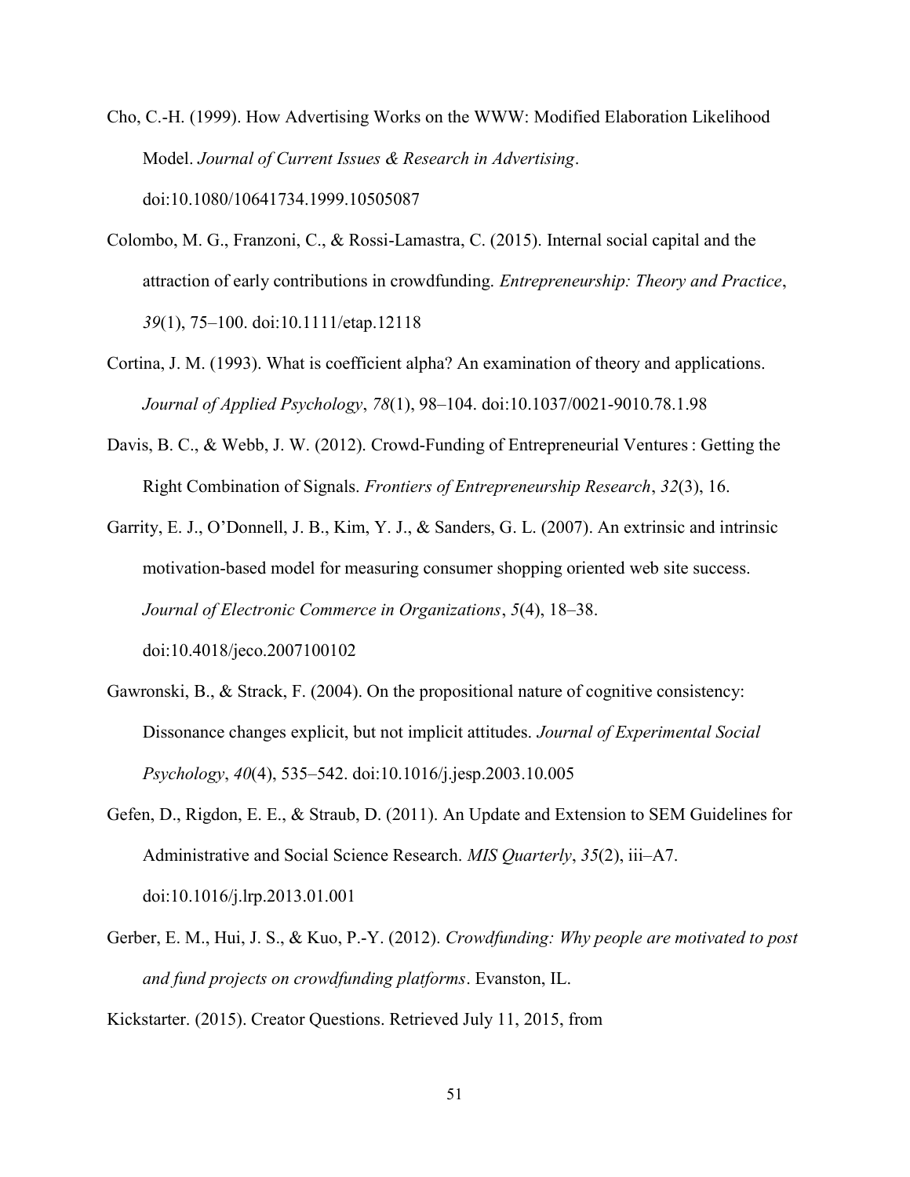Cho, C.-H. (1999). How Advertising Works on the WWW: Modified Elaboration Likelihood Model. *Journal of Current Issues & Research in Advertising*. doi:10.1080/10641734.1999.10505087

Colombo, M. G., Franzoni, C., & Rossi-Lamastra, C. (2015). Internal social capital and the attraction of early contributions in crowdfunding. *Entrepreneurship: Theory and Practice*, *39*(1), 75–100. doi:10.1111/etap.12118

Cortina, J. M. (1993). What is coefficient alpha? An examination of theory and applications. *Journal of Applied Psychology*, *78*(1), 98–104. doi:10.1037/0021-9010.78.1.98

Davis, B. C., & Webb, J. W. (2012). Crowd-Funding of Entrepreneurial Ventures : Getting the Right Combination of Signals. *Frontiers of Entrepreneurship Research*, *32*(3), 16.

Garrity, E. J., O'Donnell, J. B., Kim, Y. J., & Sanders, G. L. (2007). An extrinsic and intrinsic motivation-based model for measuring consumer shopping oriented web site success. *Journal of Electronic Commerce in Organizations*, *5*(4), 18–38. doi:10.4018/jeco.2007100102

Gawronski, B., & Strack, F. (2004). On the propositional nature of cognitive consistency: Dissonance changes explicit, but not implicit attitudes. *Journal of Experimental Social Psychology*, *40*(4), 535–542. doi:10.1016/j.jesp.2003.10.005

Gefen, D., Rigdon, E. E., & Straub, D. (2011). An Update and Extension to SEM Guidelines for Administrative and Social Science Research. *MIS Quarterly*, *35*(2), iii–A7. doi:10.1016/j.lrp.2013.01.001

Gerber, E. M., Hui, J. S., & Kuo, P.-Y. (2012). *Crowdfunding: Why people are motivated to post and fund projects on crowdfunding platforms*. Evanston, IL.

Kickstarter. (2015). Creator Questions. Retrieved July 11, 2015, from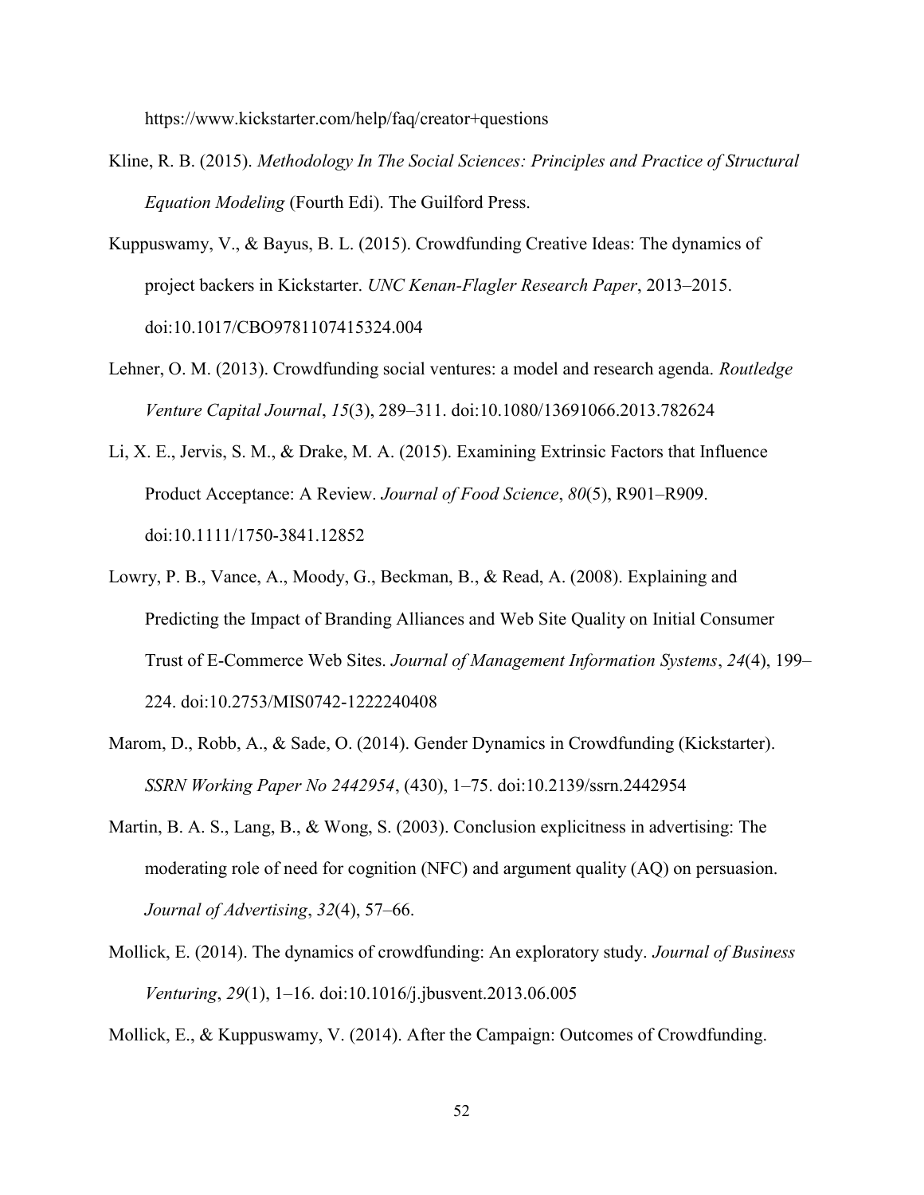https://www.kickstarter.com/help/faq/creator+questions

Kline, R. B. (2015). *Methodology In The Social Sciences: Principles and Practice of Structural Equation Modeling* (Fourth Edi). The Guilford Press.

Kuppuswamy, V., & Bayus, B. L. (2015). Crowdfunding Creative Ideas: The dynamics of project backers in Kickstarter. *UNC Kenan-Flagler Research Paper*, 2013–2015. doi:10.1017/CBO9781107415324.004

Lehner, O. M. (2013). Crowdfunding social ventures: a model and research agenda. *Routledge Venture Capital Journal*, *15*(3), 289–311. doi:10.1080/13691066.2013.782624

Li, X. E., Jervis, S. M., & Drake, M. A. (2015). Examining Extrinsic Factors that Influence Product Acceptance: A Review. *Journal of Food Science*, *80*(5), R901–R909. doi:10.1111/1750-3841.12852

Lowry, P. B., Vance, A., Moody, G., Beckman, B., & Read, A. (2008). Explaining and Predicting the Impact of Branding Alliances and Web Site Quality on Initial Consumer Trust of E-Commerce Web Sites. *Journal of Management Information Systems*, *24*(4), 199–224. doi:10.2753/MIS0742-1222240408

Marom, D., Robb, A., & Sade, O. (2014). Gender Dynamics in Crowdfunding (Kickstarter). *SSRN Working Paper No 2442954*, (430), 1–75. doi:10.2139/ssrn.2442954

Martin, B. A. S., Lang, B., & Wong, S. (2003). Conclusion explicitness in advertising: The moderating role of need for cognition (NFC) and argument quality (AQ) on persuasion. *Journal of Advertising*, *32*(4), 57–66.

Mollick, E. (2014). The dynamics of crowdfunding: An exploratory study. *Journal of Business Venturing*, *29*(1), 1–16. doi:10.1016/j.jbusvent.2013.06.005

Mollick, E., & Kuppuswamy, V. (2014). After the Campaign: Outcomes of Crowdfunding.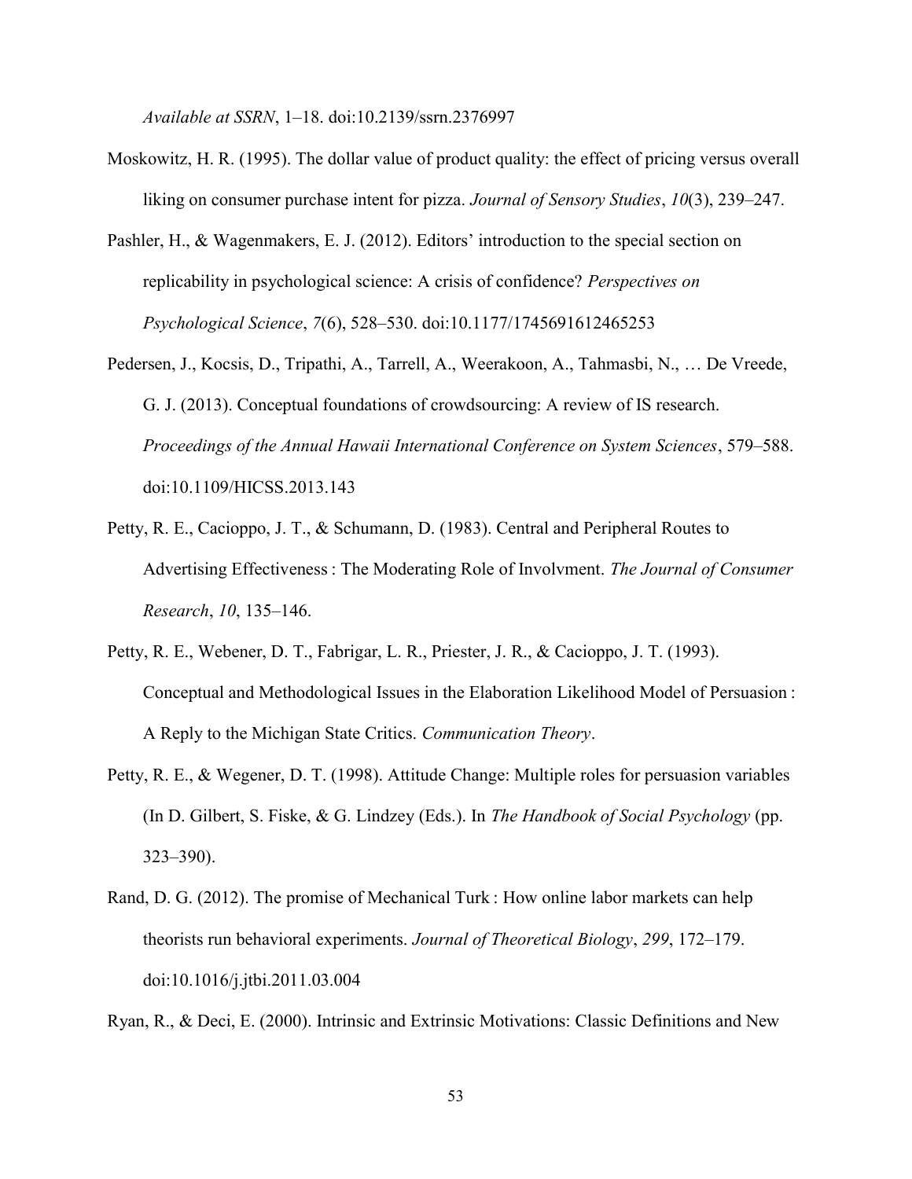*Available at SSRN*, 1–18. doi:10.2139/ssrn.2376997

Moskowitz, H. R. (1995). The dollar value of product quality: the effect of pricing versus overall liking on consumer purchase intent for pizza. *Journal of Sensory Studies*, *10*(3), 239–247.

Pashler, H., & Wagenmakers, E. J. (2012). Editors' introduction to the special section on replicability in psychological science: A crisis of confidence? *Perspectives on Psychological Science*, *7*(6), 528–530. doi:10.1177/1745691612465253

Pedersen, J., Kocsis, D., Tripathi, A., Tarrell, A., Weerakoon, A., Tahmasbi, N., … De Vreede, G. J. (2013). Conceptual foundations of crowdsourcing: A review of IS research. *Proceedings of the Annual Hawaii International Conference on System Sciences*, 579–588. doi:10.1109/HICSS.2013.143

Petty, R. E., Cacioppo, J. T., & Schumann, D. (1983). Central and Peripheral Routes to Advertising Effectiveness : The Moderating Role of Involvment. *The Journal of Consumer Research*, *10*, 135–146.

Petty, R. E., Webener, D. T., Fabrigar, L. R., Priester, J. R., & Cacioppo, J. T. (1993). Conceptual and Methodological Issues in the Elaboration Likelihood Model of Persuasion : A Reply to the Michigan State Critics. *Communication Theory*.

Petty, R. E., & Wegener, D. T. (1998). Attitude Change: Multiple roles for persuasion variables (In D. Gilbert, S. Fiske, & G. Lindzey (Eds.). In *The Handbook of Social Psychology* (pp. 323–390).

Rand, D. G. (2012). The promise of Mechanical Turk : How online labor markets can help theorists run behavioral experiments. *Journal of Theoretical Biology*, *299*, 172–179. doi:10.1016/j.jtbi.2011.03.004

Ryan, R., & Deci, E. (2000). Intrinsic and Extrinsic Motivations: Classic Definitions and New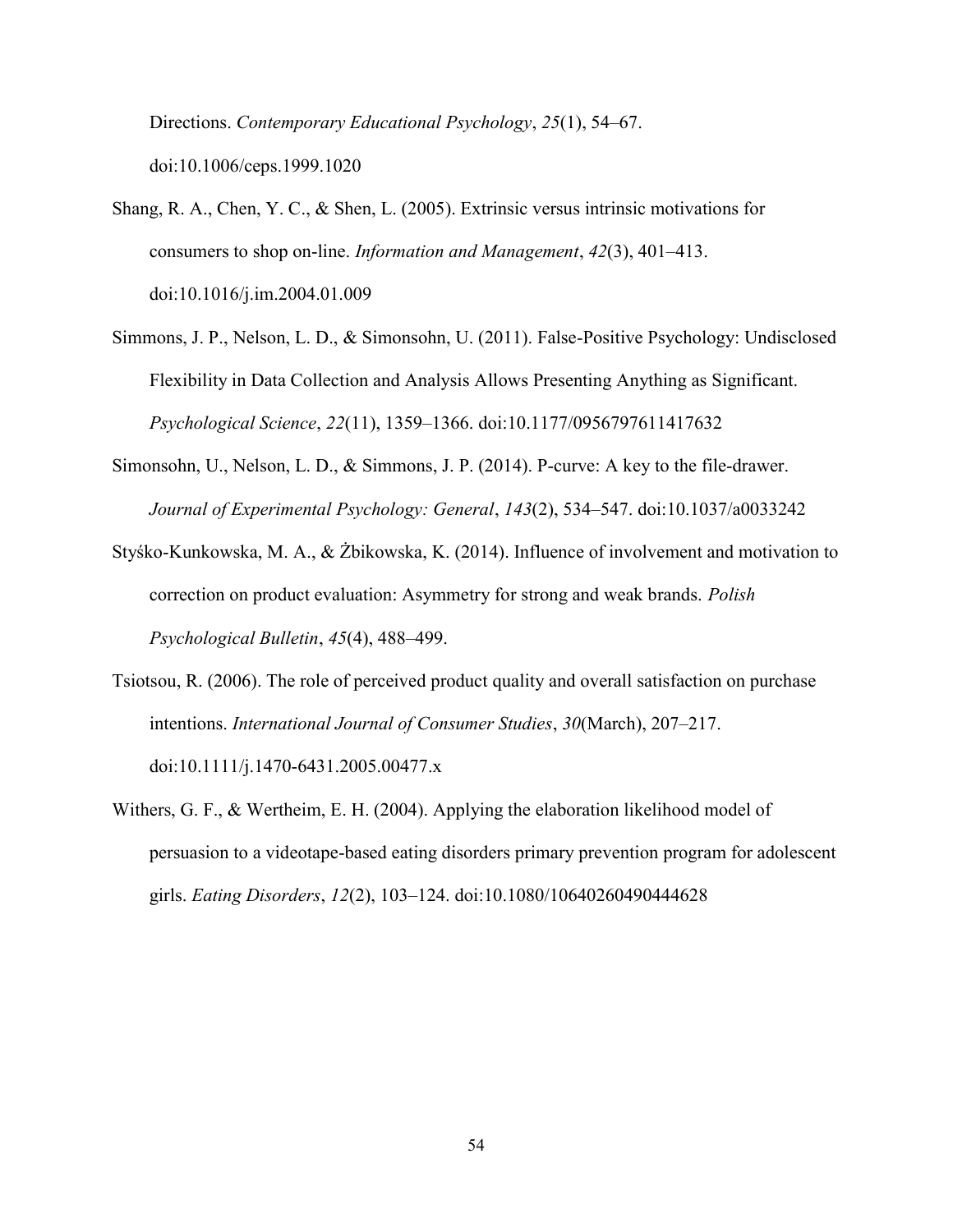Directions. *Contemporary Educational Psychology*, *25*(1), 54–67. doi:10.1006/ceps.1999.1020

Shang, R. A., Chen, Y. C., & Shen, L. (2005). Extrinsic versus intrinsic motivations for consumers to shop on-line. *Information and Management*, *42*(3), 401–413. doi:10.1016/j.im.2004.01.009

Simmons, J. P., Nelson, L. D., & Simonsohn, U. (2011). False-Positive Psychology: Undisclosed Flexibility in Data Collection and Analysis Allows Presenting Anything as Significant. *Psychological Science*, *22*(11), 1359–1366. doi:10.1177/0956797611417632

Simonsohn, U., Nelson, L. D., & Simmons, J. P. (2014). P-curve: A key to the file-drawer. *Journal of Experimental Psychology: General*, *143*(2), 534–547. doi:10.1037/a0033242

Styśko-Kunkowska, M. A., & Żbikowska, K. (2014). Influence of involvement and motivation to correction on product evaluation: Asymmetry for strong and weak brands. *Polish Psychological Bulletin*, *45*(4), 488–499.

Tsiotsou, R. (2006). The role of perceived product quality and overall satisfaction on purchase intentions. *International Journal of Consumer Studies*, *30*(March), 207–217. doi:10.1111/j.1470-6431.2005.00477.x

Withers, G. F., & Wertheim, E. H. (2004). Applying the elaboration likelihood model of persuasion to a videotape-based eating disorders primary prevention program for adolescent girls. *Eating Disorders*, *12*(2), 103–124. doi:10.1080/10640260490444628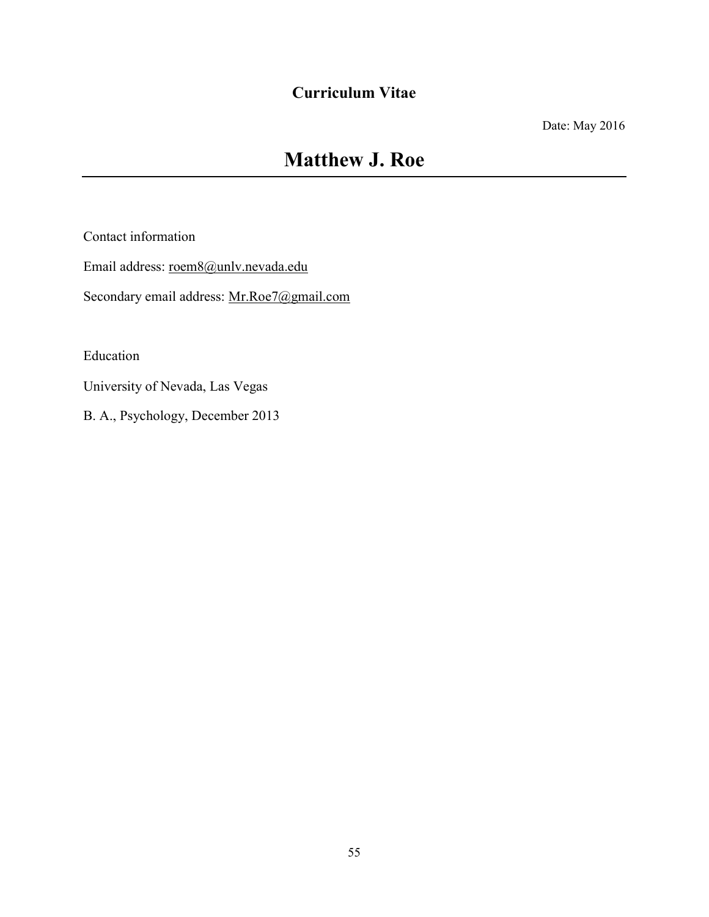**Curriculum Vitae**

Date: May 2016

# Matthew J. Roe

Contact information

Email address: roem8@unlv.nevada.edu

Secondary email address: Mr.Roe7@gmail.com

Education

University of Nevada, Las Vegas

B. A., Psychology, December 2013